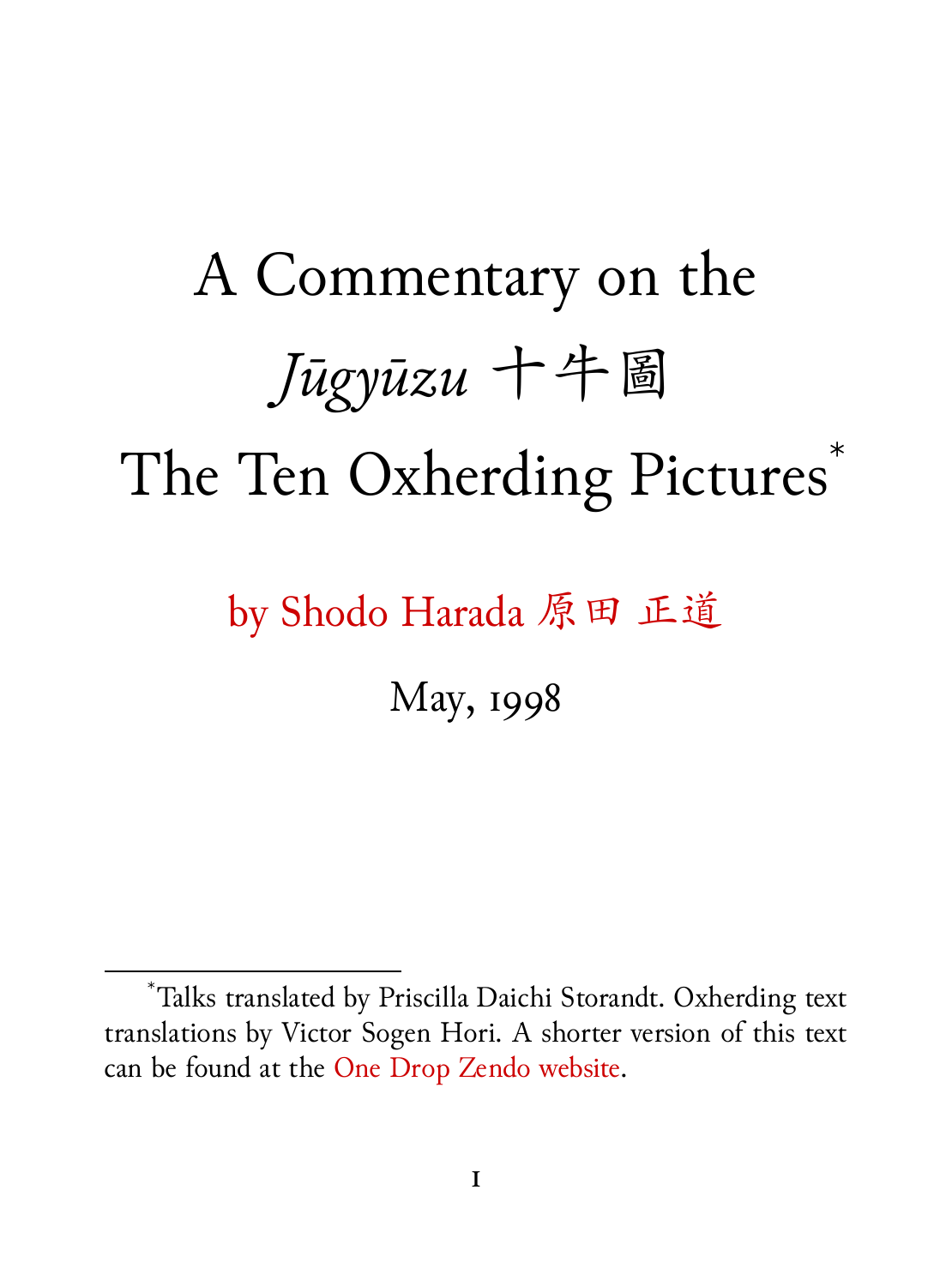# A Commentary on the *Jūgyūzu* 十牛圖 The Ten Oxherding Pictures*

by Shodo Harada 原田 正道

May, 1998

---

*Talks translated by Priscilla Daichi Storandt. Oxherding text translations by Victor Sogen Hori. A shorter version of this text can be found at the One Drop Zendo website.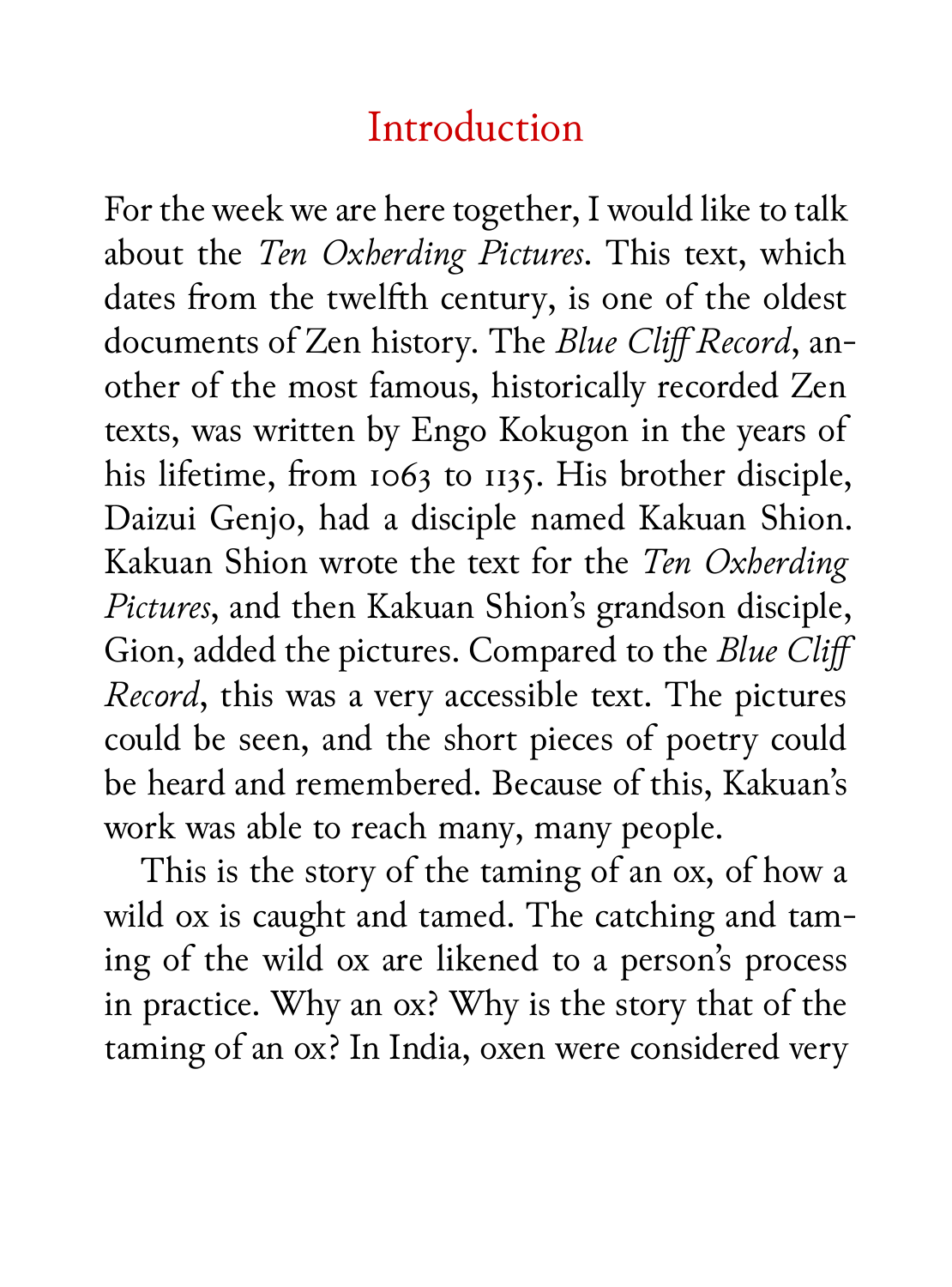# Introduction

For the week we are here together, I would like to talk about the *Ten Oxherding Pictures*. This text, which dates from the twelfth century, is one of the oldest documents of Zen history. The *Blue Cliff Record*, another of the most famous, historically recorded Zen texts, was written by Engo Kokugon in the years of his lifetime, from 1063 to 1135. His brother disciple, Daizui Genjo, had a disciple named Kakuan Shion. Kakuan Shion wrote the text for the *Ten Oxherding Pictures*, and then Kakuan Shion's grandson disciple, Gion, added the pictures. Compared to the *Blue Cliff Record*, this was a very accessible text. The pictures could be seen, and the short pieces of poetry could be heard and remembered. Because of this, Kakuan's work was able to reach many, many people.

This is the story of the taming of an ox, of how a wild ox is caught and tamed. The catching and taming of the wild ox are likened to a person's process in practice. Why an ox? Why is the story that of the taming of an ox? In India, oxen were considered very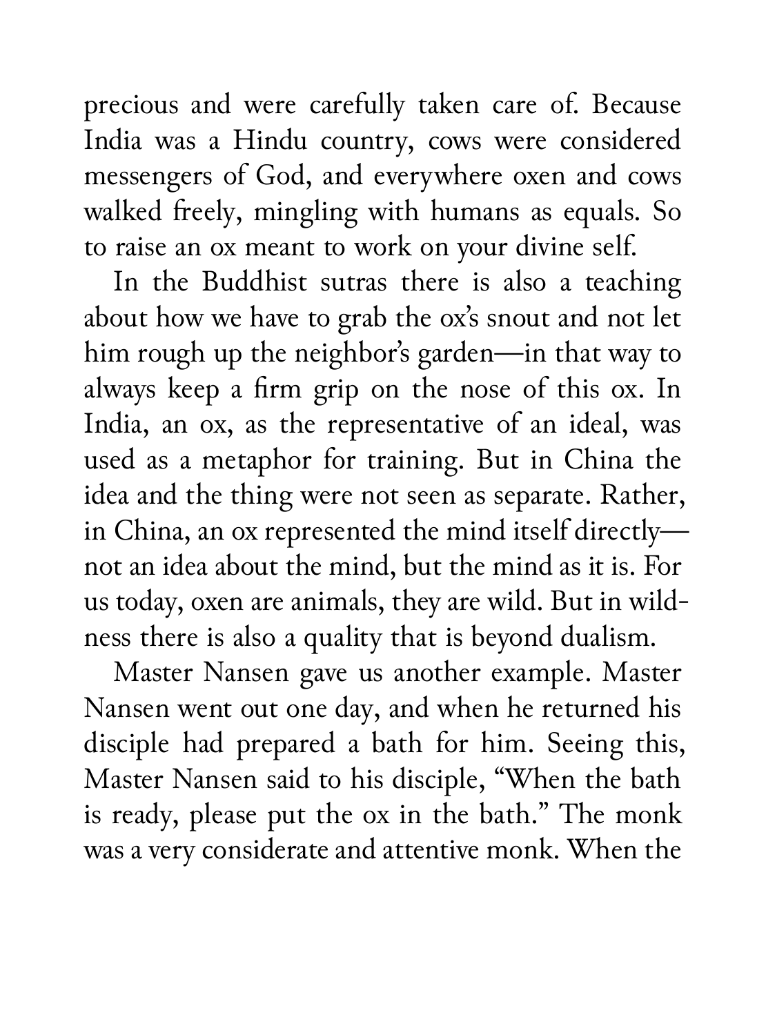precious and were carefully taken care of. Because India was a Hindu country, cows were considered messengers of God, and everywhere oxen and cows walked freely, mingling with humans as equals. So to raise an ox meant to work on your divine self.

In the Buddhist sutras there is also a teaching about how we have to grab the ox's snout and not let him rough up the neighbor's garden—in that way to always keep a firm grip on the nose of this ox. In India, an ox, as the representative of an ideal, was used as a metaphor for training. But in China the idea and the thing were not seen as separate. Rather, in China, an ox represented the mind itself directly—not an idea about the mind, but the mind as it is. For us today, oxen are animals, they are wild. But in wildness there is also a quality that is beyond dualism.

Master Nansen gave us another example. Master Nansen went out one day, and when he returned his disciple had prepared a bath for him. Seeing this, Master Nansen said to his disciple, "When the bath is ready, please put the ox in the bath." The monk was a very considerate and attentive monk. When the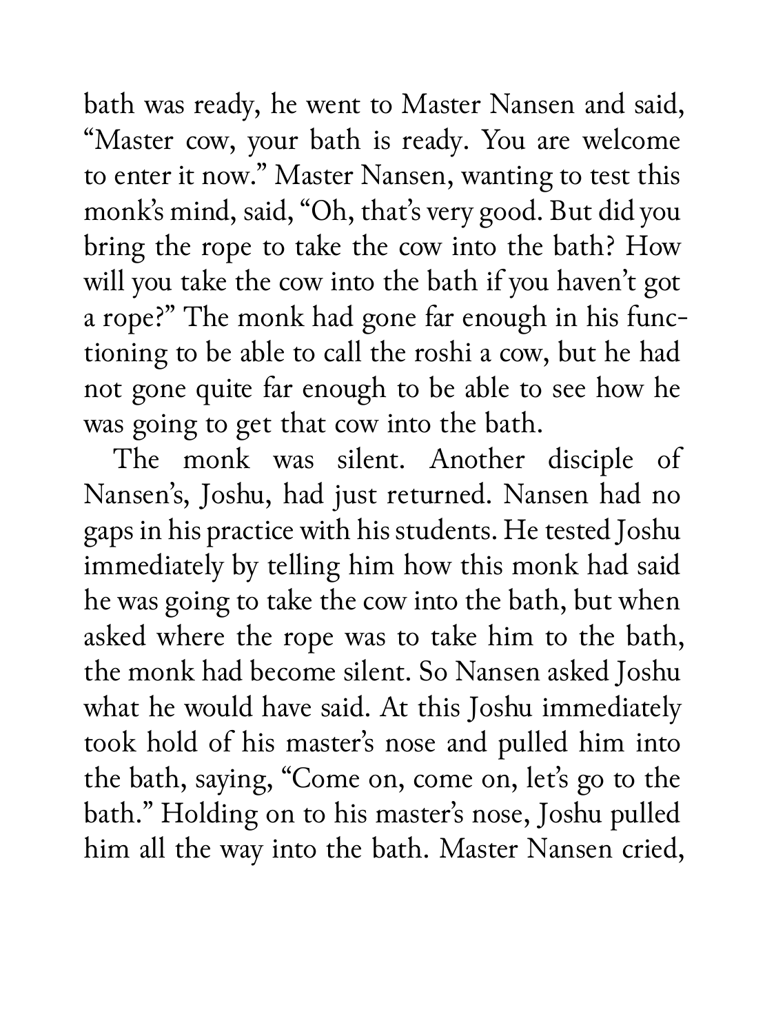bath was ready, he went to Master Nansen and said, "Master cow, your bath is ready. You are welcome to enter it now." Master Nansen, wanting to test this monk's mind, said, "Oh, that's very good. But did you bring the rope to take the cow into the bath? How will you take the cow into the bath if you haven't got a rope?" The monk had gone far enough in his functioning to be able to call the roshi a cow, but he had not gone quite far enough to be able to see how he was going to get that cow into the bath.

The monk was silent. Another disciple of Nansen's, Joshu, had just returned. Nansen had no gaps in his practice with his students. He tested Joshu immediately by telling him how this monk had said he was going to take the cow into the bath, but when asked where the rope was to take him to the bath, the monk had become silent. So Nansen asked Joshu what he would have said. At this Joshu immediately took hold of his master's nose and pulled him into the bath, saying, "Come on, come on, let's go to the bath." Holding on to his master's nose, Joshu pulled him all the way into the bath. Master Nansen cried,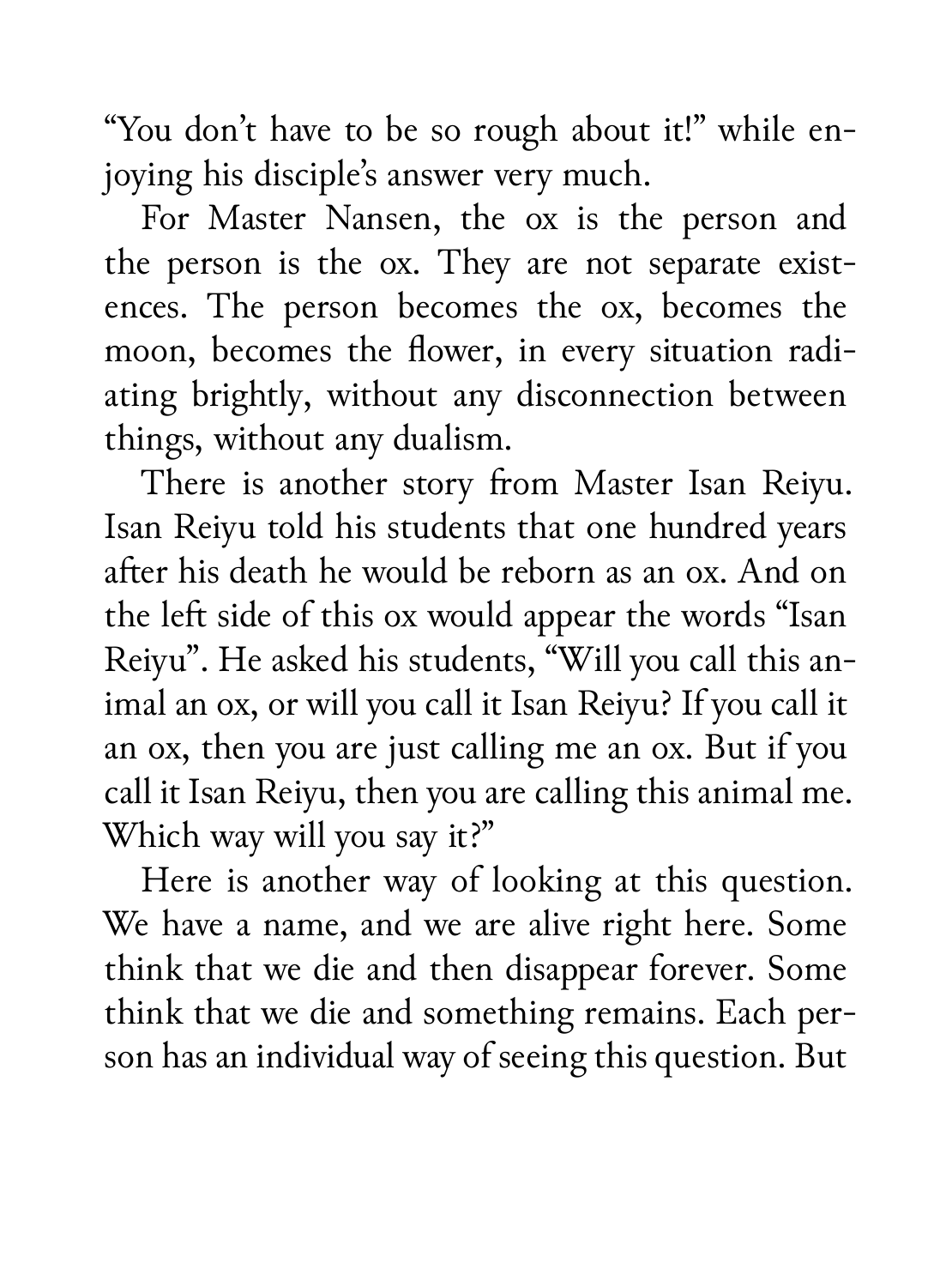"You don't have to be so rough about it!" while enjoying his disciple's answer very much.

For Master Nansen, the ox is the person and the person is the ox. They are not separate existences. The person becomes the ox, becomes the moon, becomes the flower, in every situation radiating brightly, without any disconnection between things, without any dualism.

There is another story from Master Isan Reiyu. Isan Reiyu told his students that one hundred years after his death he would be reborn as an ox. And on the left side of this ox would appear the words "Isan Reiyu". He asked his students, "Will you call this animal an ox, or will you call it Isan Reiyu? If you call it an ox, then you are just calling me an ox. But if you call it Isan Reiyu, then you are calling this animal me. Which way will you say it?"

Here is another way of looking at this question. We have a name, and we are alive right here. Some think that we die and then disappear forever. Some think that we die and something remains. Each person has an individual way of seeing this question. But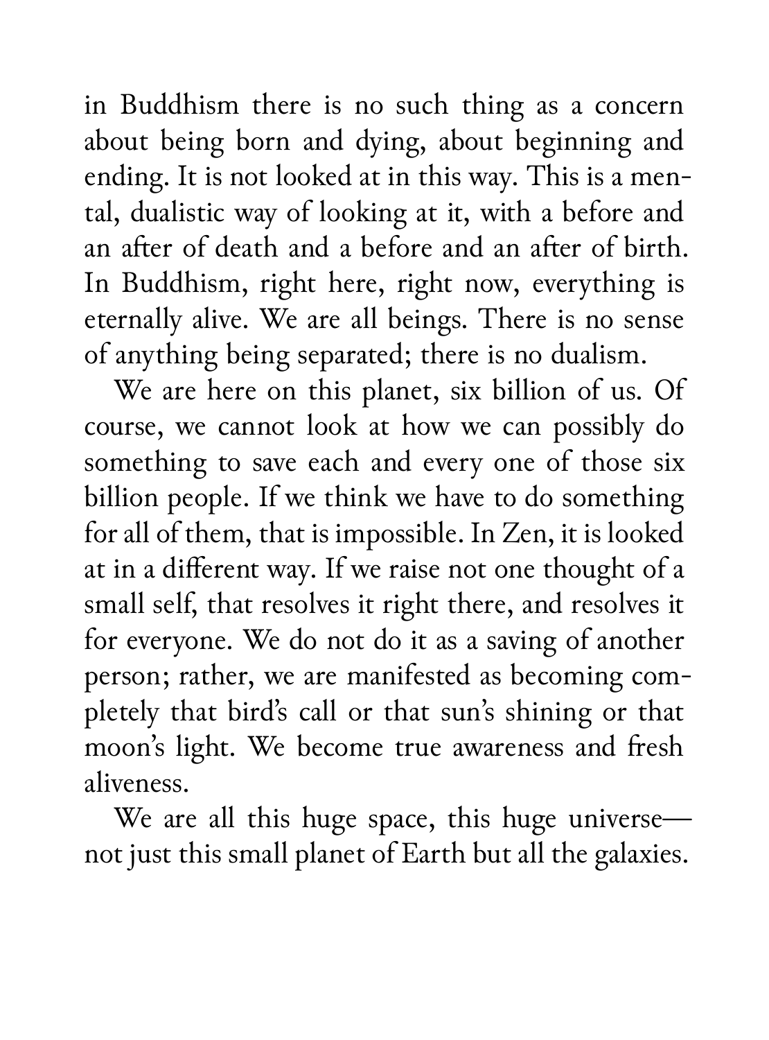in Buddhism there is no such thing as a concern about being born and dying, about beginning and ending. It is not looked at in this way. This is a mental, dualistic way of looking at it, with a before and an after of death and a before and an after of birth. In Buddhism, right here, right now, everything is eternally alive. We are all beings. There is no sense of anything being separated; there is no dualism.

We are here on this planet, six billion of us. Of course, we cannot look at how we can possibly do something to save each and every one of those six billion people. If we think we have to do something for all of them, that is impossible. In Zen, it is looked at in a different way. If we raise not one thought of a small self, that resolves it right there, and resolves it for everyone. We do not do it as a saving of another person; rather, we are manifested as becoming completely that bird's call or that sun's shining or that moon's light. We become true awareness and fresh aliveness.

We are all this huge space, this huge universe—not just this small planet of Earth but all the galaxies.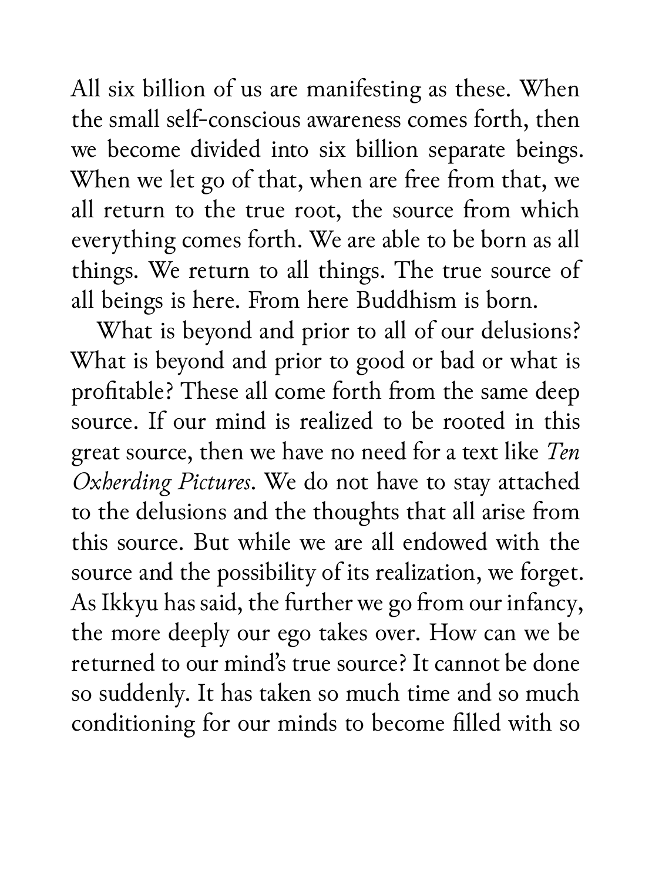All six billion of us are manifesting as these. When the small self-conscious awareness comes forth, then we become divided into six billion separate beings. When we let go of that, when are free from that, we all return to the true root, the source from which everything comes forth. We are able to be born as all things. We return to all things. The true source of all beings is here. From here Buddhism is born.

What is beyond and prior to all of our delusions? What is beyond and prior to good or bad or what is profitable? These all come forth from the same deep source. If our mind is realized to be rooted in this great source, then we have no need for a text like *Ten Oxherding Pictures*. We do not have to stay attached to the delusions and the thoughts that all arise from this source. But while we are all endowed with the source and the possibility of its realization, we forget. As Ikkyu has said, the further we go from our infancy, the more deeply our ego takes over. How can we be returned to our mind's true source? It cannot be done so suddenly. It has taken so much time and so much conditioning for our minds to become filled with so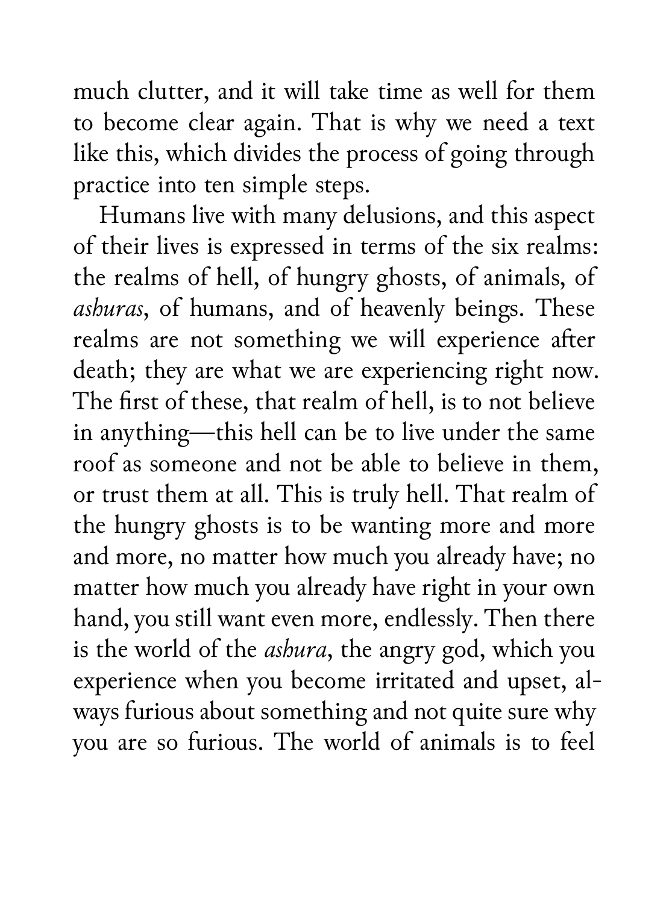much clutter, and it will take time as well for them to become clear again. That is why we need a text like this, which divides the process of going through practice into ten simple steps.

Humans live with many delusions, and this aspect of their lives is expressed in terms of the six realms: the realms of hell, of hungry ghosts, of animals, of *ashuras*, of humans, and of heavenly beings. These realms are not something we will experience after death; they are what we are experiencing right now. The first of these, that realm of hell, is to not believe in anything—this hell can be to live under the same roof as someone and not be able to believe in them, or trust them at all. This is truly hell. That realm of the hungry ghosts is to be wanting more and more and more, no matter how much you already have; no matter how much you already have right in your own hand, you still want even more, endlessly. Then there is the world of the *ashura*, the angry god, which you experience when you become irritated and upset, always furious about something and not quite sure why you are so furious. The world of animals is to feel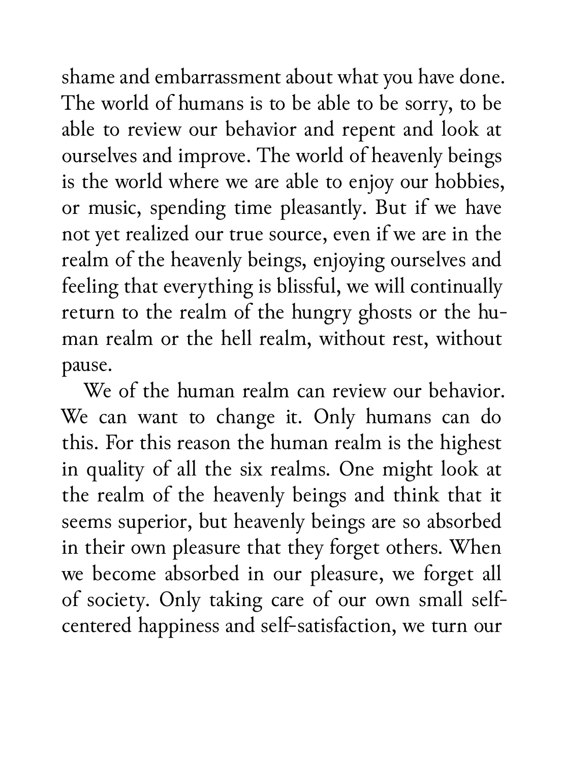shame and embarrassment about what you have done. The world of humans is to be able to be sorry, to be able to review our behavior and repent and look at ourselves and improve. The world of heavenly beings is the world where we are able to enjoy our hobbies, or music, spending time pleasantly. But if we have not yet realized our true source, even if we are in the realm of the heavenly beings, enjoying ourselves and feeling that everything is blissful, we will continually return to the realm of the hungry ghosts or the human realm or the hell realm, without rest, without pause.

We of the human realm can review our behavior. We can want to change it. Only humans can do this. For this reason the human realm is the highest in quality of all the six realms. One might look at the realm of the heavenly beings and think that it seems superior, but heavenly beings are so absorbed in their own pleasure that they forget others. When we become absorbed in our pleasure, we forget all of society. Only taking care of our own small self-centered happiness and self-satisfaction, we turn our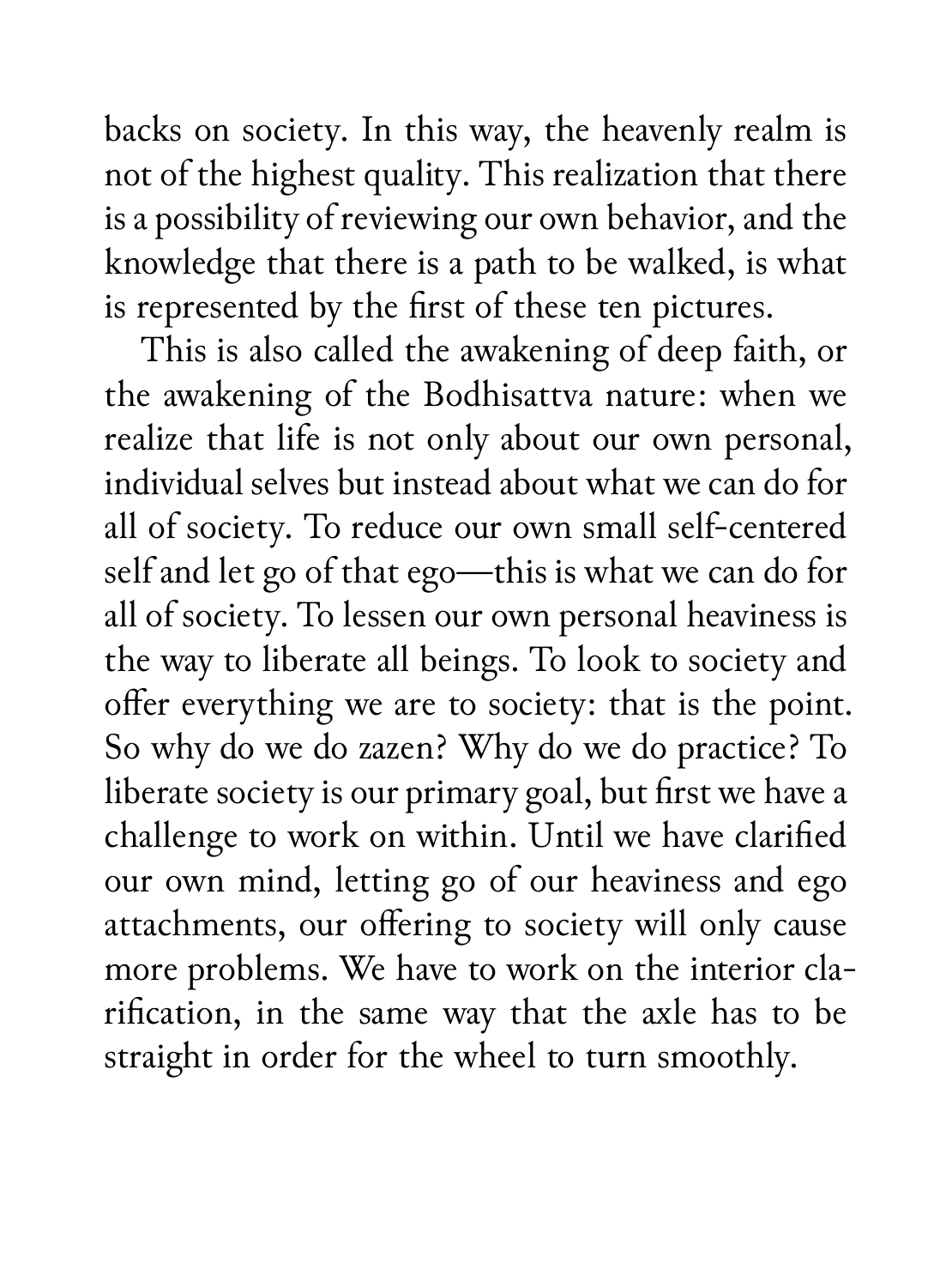backs on society. In this way, the heavenly realm is not of the highest quality. This realization that there is a possibility of reviewing our own behavior, and the knowledge that there is a path to be walked, is what is represented by the first of these ten pictures.

This is also called the awakening of deep faith, or the awakening of the Bodhisattva nature: when we realize that life is not only about our own personal, individual selves but instead about what we can do for all of society. To reduce our own small self-centered self and let go of that ego—this is what we can do for all of society. To lessen our own personal heaviness is the way to liberate all beings. To look to society and offer everything we are to society: that is the point. So why do we do zazen? Why do we do practice? To liberate society is our primary goal, but first we have a challenge to work on within. Until we have clarified our own mind, letting go of our heaviness and ego attachments, our offering to society will only cause more problems. We have to work on the interior clarification, in the same way that the axle has to be straight in order for the wheel to turn smoothly.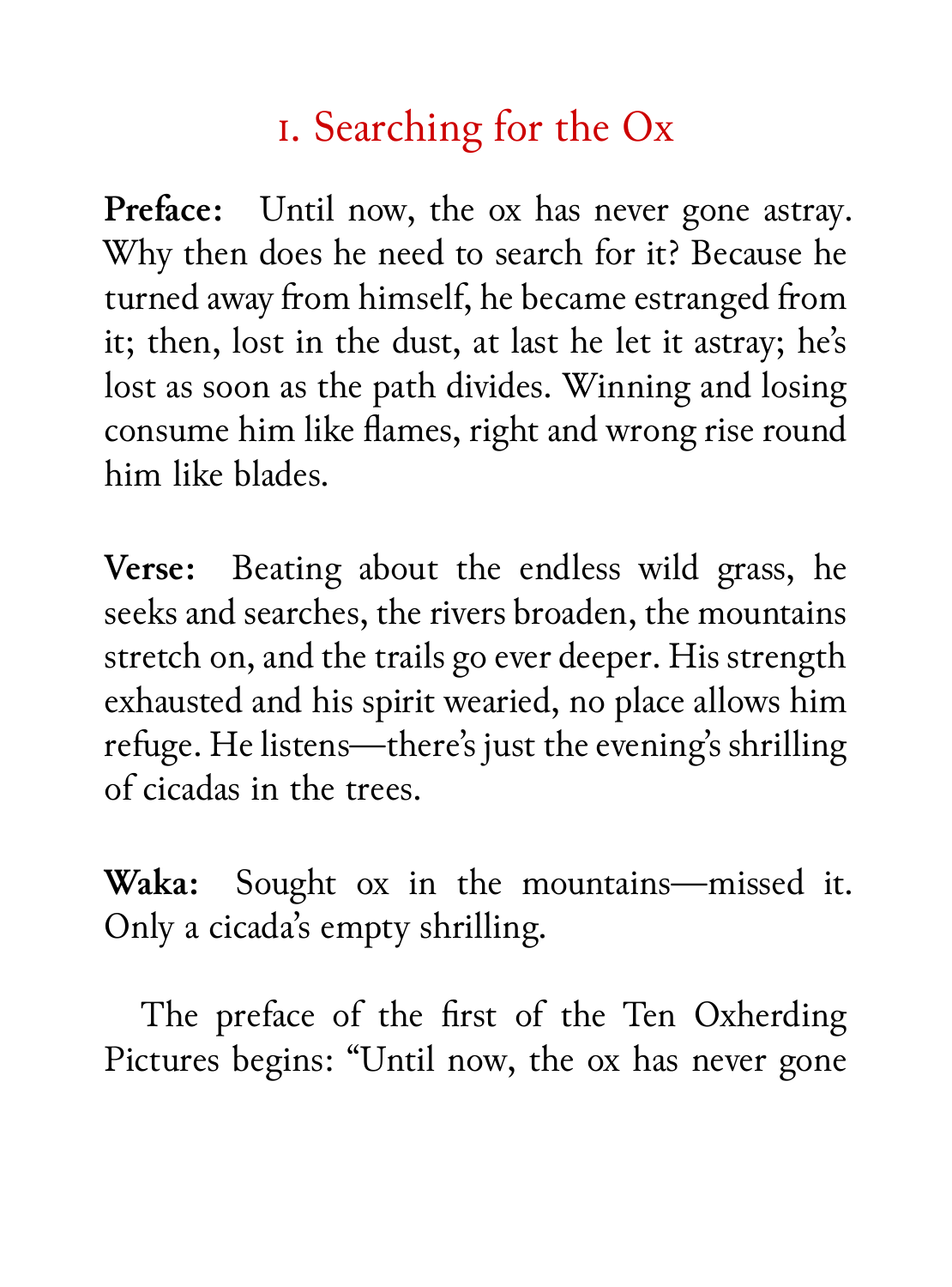## 1. Searching for the Ox

**Preface:** Until now, the ox has never gone astray. Why then does he need to search for it? Because he turned away from himself, he became estranged from it; then, lost in the dust, at last he let it astray; he's lost as soon as the path divides. Winning and losing consume him like flames, right and wrong rise round him like blades.

**Verse:** Beating about the endless wild grass, he seeks and searches, the rivers broaden, the mountains stretch on, and the trails go ever deeper. His strength exhausted and his spirit wearied, no place allows him refuge. He listens—there's just the evening's shrilling of cicadas in the trees.

**Waka:** Sought ox in the mountains—missed it. Only a cicada's empty shrilling.

The preface of the first of the Ten Oxherding Pictures begins: "Until now, the ox has never gone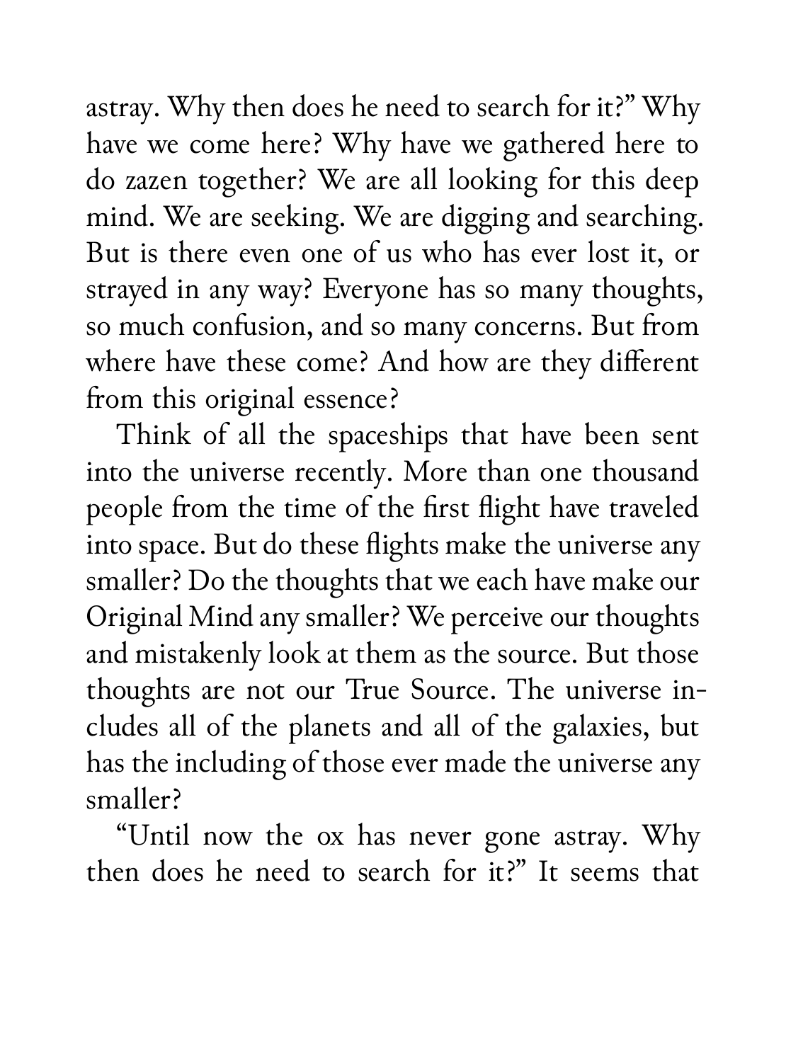astray. Why then does he need to search for it?" Why have we come here? Why have we gathered here to do zazen together? We are all looking for this deep mind. We are seeking. We are digging and searching. But is there even one of us who has ever lost it, or strayed in any way? Everyone has so many thoughts, so much confusion, and so many concerns. But from where have these come? And how are they different from this original essence?

Think of all the spaceships that have been sent into the universe recently. More than one thousand people from the time of the first flight have traveled into space. But do these flights make the universe any smaller? Do the thoughts that we each have make our Original Mind any smaller? We perceive our thoughts and mistakenly look at them as the source. But those thoughts are not our True Source. The universe includes all of the planets and all of the galaxies, but has the including of those ever made the universe any smaller?

"Until now the ox has never gone astray. Why then does he need to search for it?" It seems that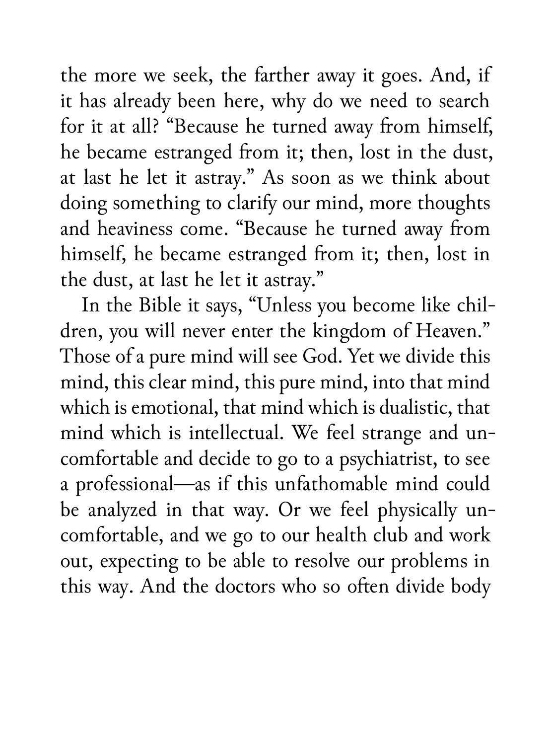the more we seek, the farther away it goes. And, if it has already been here, why do we need to search for it at all? "Because he turned away from himself, he became estranged from it; then, lost in the dust, at last he let it astray." As soon as we think about doing something to clarify our mind, more thoughts and heaviness come. "Because he turned away from himself, he became estranged from it; then, lost in the dust, at last he let it astray."

In the Bible it says, "Unless you become like children, you will never enter the kingdom of Heaven." Those of a pure mind will see God. Yet we divide this mind, this clear mind, this pure mind, into that mind which is emotional, that mind which is dualistic, that mind which is intellectual. We feel strange and uncomfortable and decide to go to a psychiatrist, to see a professional—as if this unfathomable mind could be analyzed in that way. Or we feel physically uncomfortable, and we go to our health club and work out, expecting to be able to resolve our problems in this way. And the doctors who so often divide body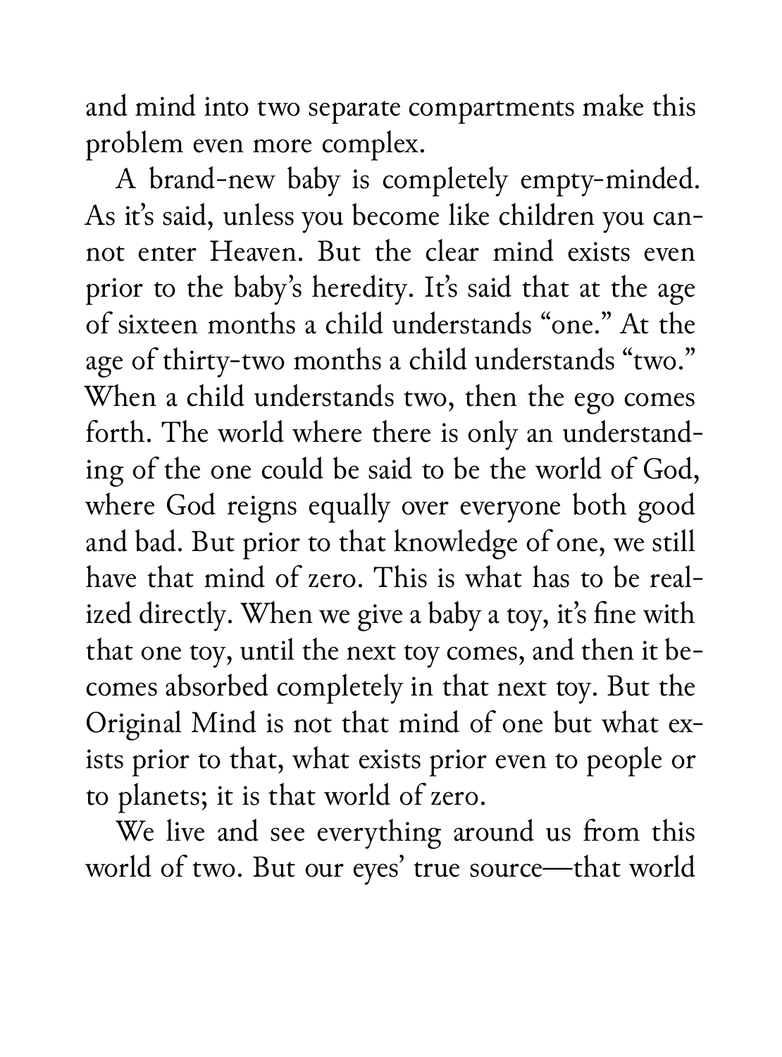and mind into two separate compartments make this problem even more complex.

A brand-new baby is completely empty-minded. As it's said, unless you become like children you cannot enter Heaven. But the clear mind exists even prior to the baby's heredity. It's said that at the age of sixteen months a child understands "one." At the age of thirty-two months a child understands "two." When a child understands two, then the ego comes forth. The world where there is only an understanding of the one could be said to be the world of God, where God reigns equally over everyone both good and bad. But prior to that knowledge of one, we still have that mind of zero. This is what has to be realized directly. When we give a baby a toy, it's fine with that one toy, until the next toy comes, and then it becomes absorbed completely in that next toy. But the Original Mind is not that mind of one but what exists prior to that, what exists prior even to people or to planets; it is that world of zero.

We live and see everything around us from this world of two. But our eyes' true source—that world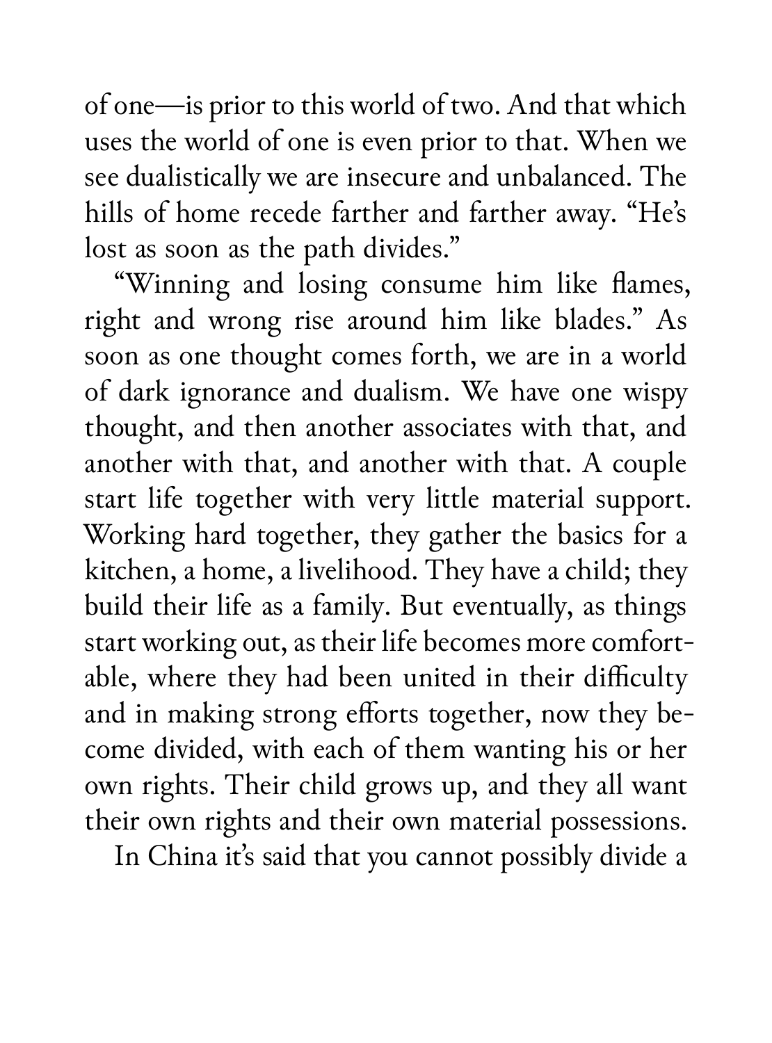of one—is prior to this world of two. And that which uses the world of one is even prior to that. When we see dualistically we are insecure and unbalanced. The hills of home recede farther and farther away. "He's lost as soon as the path divides."

"Winning and losing consume him like flames, right and wrong rise around him like blades." As soon as one thought comes forth, we are in a world of dark ignorance and dualism. We have one wispy thought, and then another associates with that, and another with that, and another with that. A couple start life together with very little material support. Working hard together, they gather the basics for a kitchen, a home, a livelihood. They have a child; they build their life as a family. But eventually, as things start working out, as their life becomes more comfortable, where they had been united in their difficulty and in making strong efforts together, now they become divided, with each of them wanting his or her own rights. Their child grows up, and they all want their own rights and their own material possessions.

In China it's said that you cannot possibly divide a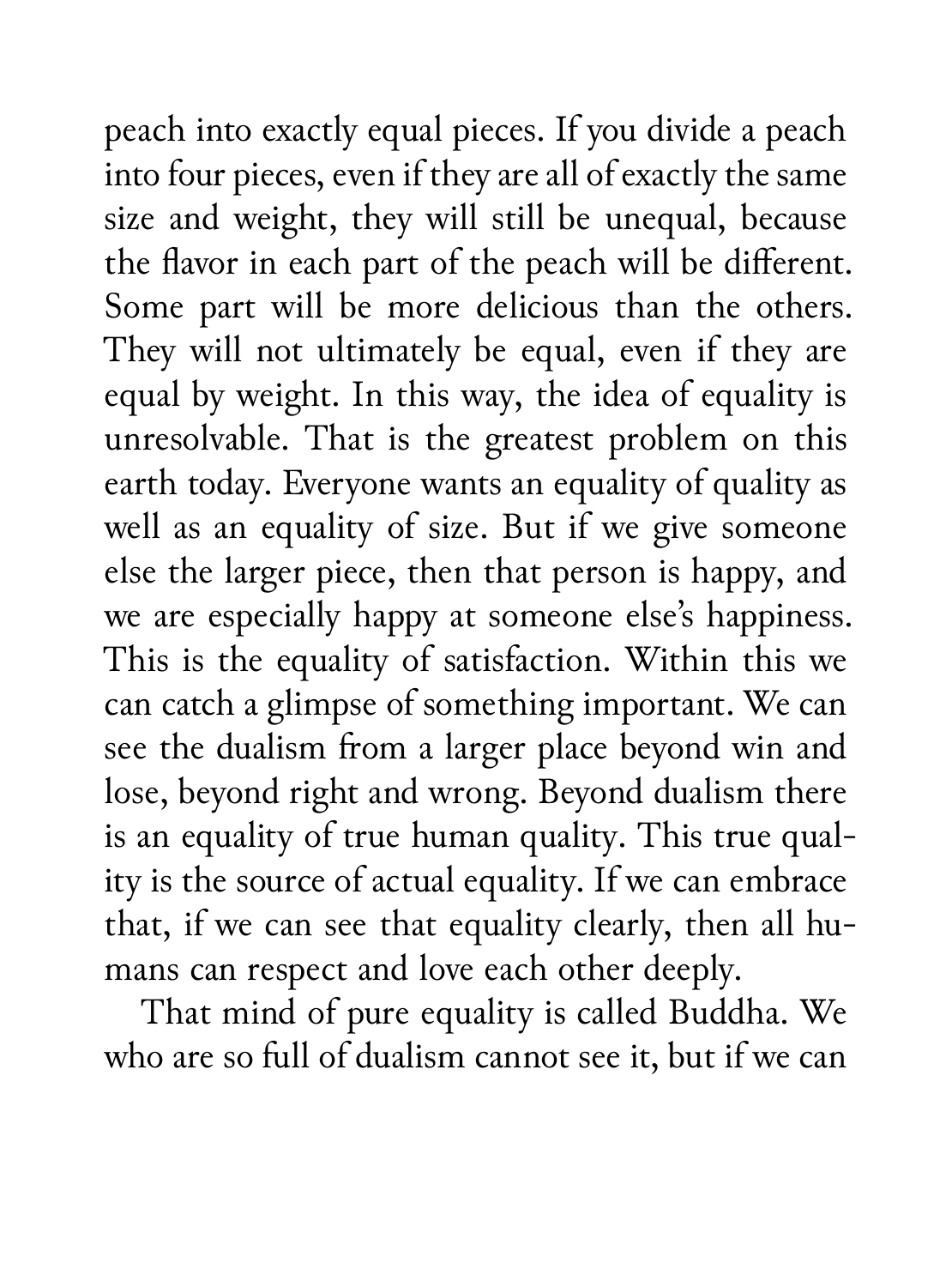peach into exactly equal pieces. If you divide a peach into four pieces, even if they are all of exactly the same size and weight, they will still be unequal, because the flavor in each part of the peach will be different. Some part will be more delicious than the others. They will not ultimately be equal, even if they are equal by weight. In this way, the idea of equality is unresolvable. That is the greatest problem on this earth today. Everyone wants an equality of quality as well as an equality of size. But if we give someone else the larger piece, then that person is happy, and we are especially happy at someone else's happiness. This is the equality of satisfaction. Within this we can catch a glimpse of something important. We can see the dualism from a larger place beyond win and lose, beyond right and wrong. Beyond dualism there is an equality of true human quality. This true quality is the source of actual equality. If we can embrace that, if we can see that equality clearly, then all humans can respect and love each other deeply.

That mind of pure equality is called Buddha. We who are so full of dualism cannot see it, but if we can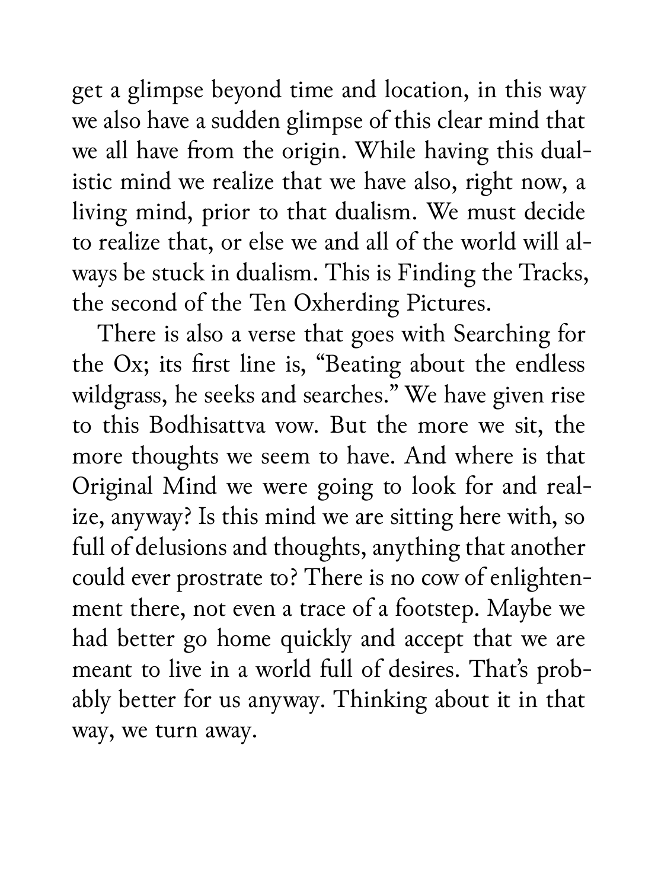get a glimpse beyond time and location, in this way we also have a sudden glimpse of this clear mind that we all have from the origin. While having this dualistic mind we realize that we have also, right now, a living mind, prior to that dualism. We must decide to realize that, or else we and all of the world will always be stuck in dualism. This is Finding the Tracks, the second of the Ten Oxherding Pictures.

There is also a verse that goes with Searching for the Ox; its first line is, "Beating about the endless wildgrass, he seeks and searches." We have given rise to this Bodhisattva vow. But the more we sit, the more thoughts we seem to have. And where is that Original Mind we were going to look for and realize, anyway? Is this mind we are sitting here with, so full of delusions and thoughts, anything that another could ever prostrate to? There is no cow of enlightenment there, not even a trace of a footstep. Maybe we had better go home quickly and accept that we are meant to live in a world full of desires. That's probably better for us anyway. Thinking about it in that way, we turn away.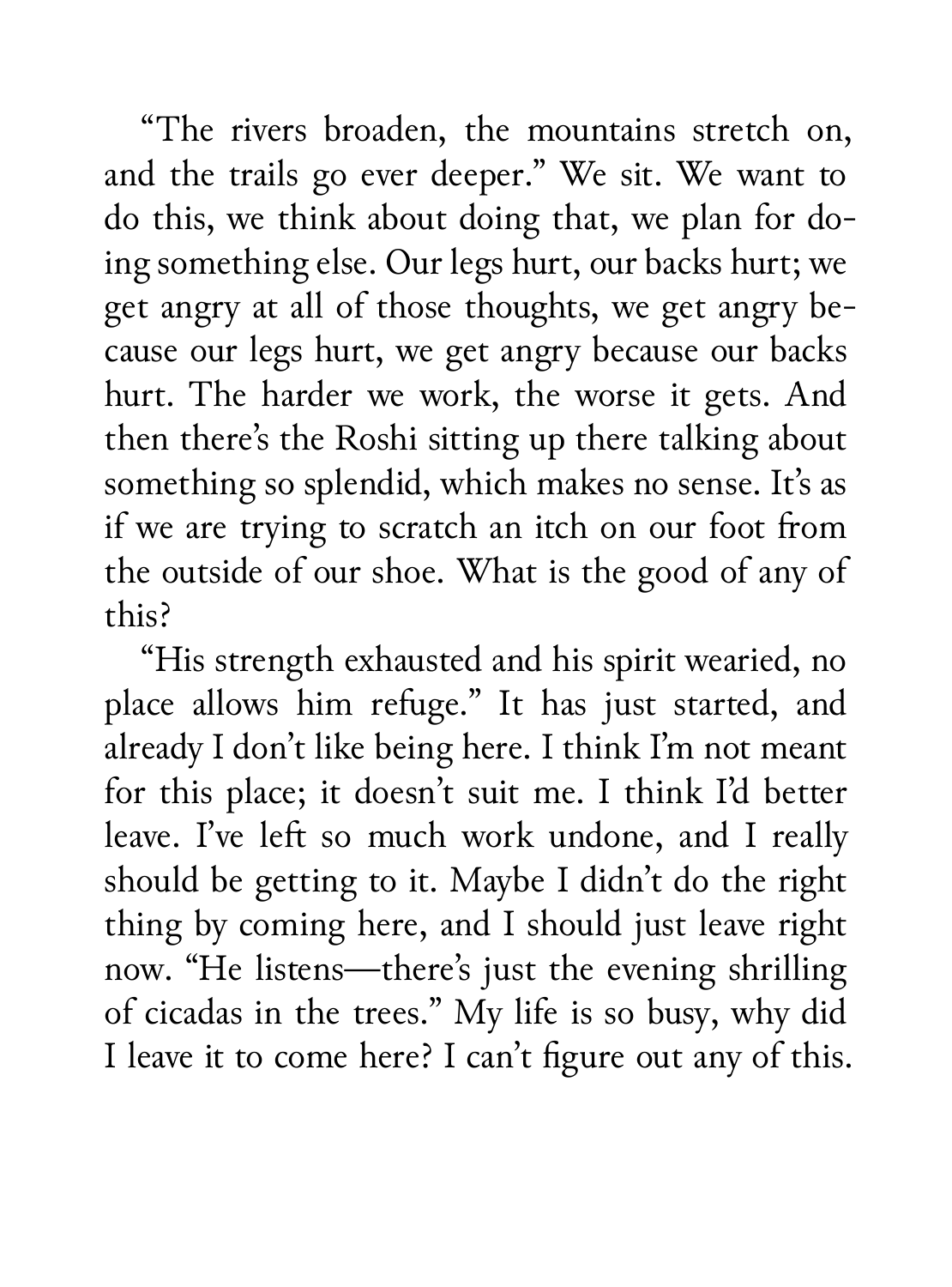"The rivers broaden, the mountains stretch on, and the trails go ever deeper." We sit. We want to do this, we think about doing that, we plan for doing something else. Our legs hurt, our backs hurt; we get angry at all of those thoughts, we get angry because our legs hurt, we get angry because our backs hurt. The harder we work, the worse it gets. And then there's the Roshi sitting up there talking about something so splendid, which makes no sense. It's as if we are trying to scratch an itch on our foot from the outside of our shoe. What is the good of any of this?

"His strength exhausted and his spirit wearied, no place allows him refuge." It has just started, and already I don't like being here. I think I'm not meant for this place; it doesn't suit me. I think I'd better leave. I've left so much work undone, and I really should be getting to it. Maybe I didn't do the right thing by coming here, and I should just leave right now. "He listens—there's just the evening shrilling of cicadas in the trees." My life is so busy, why did I leave it to come here? I can't figure out any of this.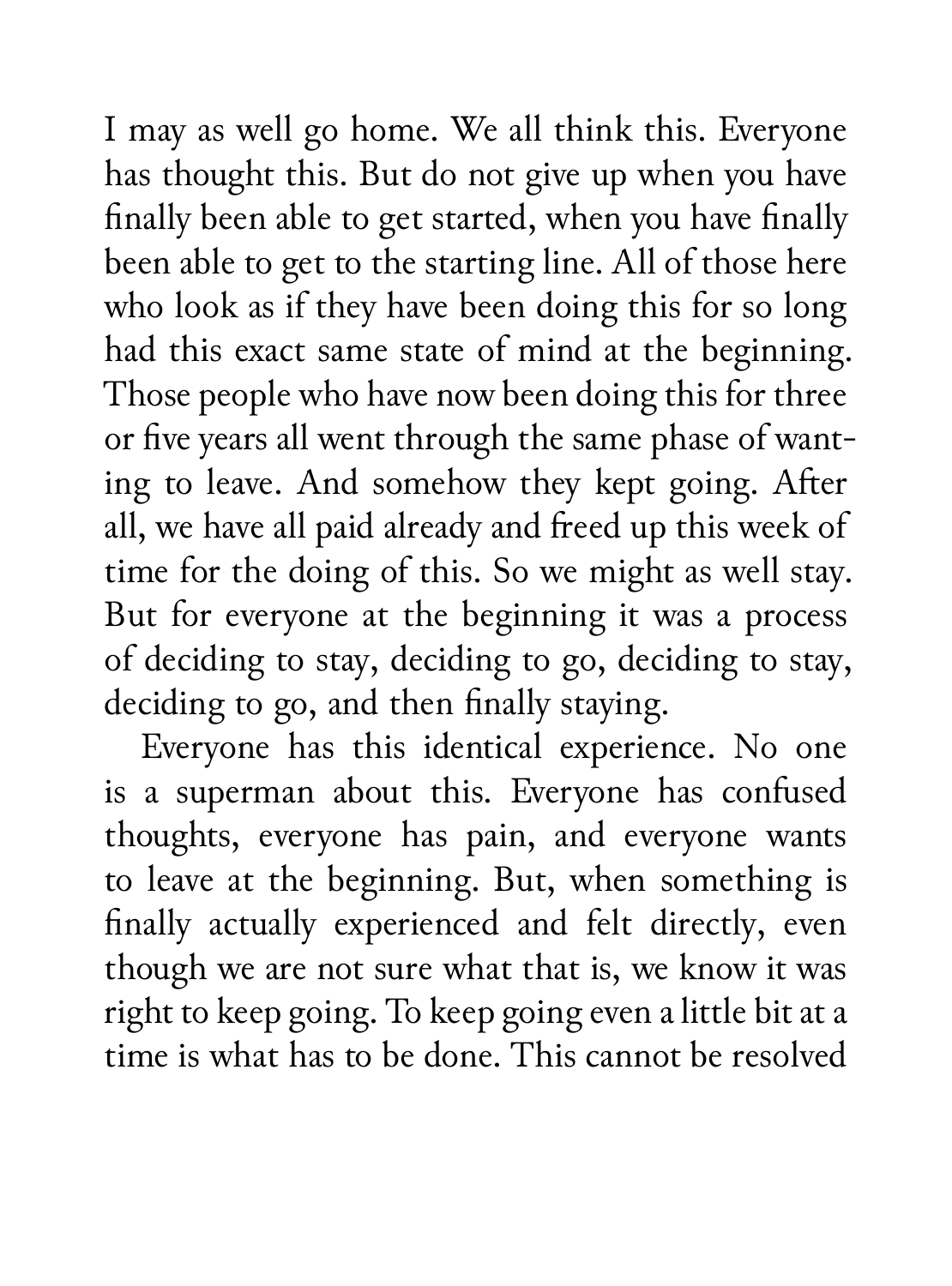I may as well go home. We all think this. Everyone has thought this. But do not give up when you have finally been able to get started, when you have finally been able to get to the starting line. All of those here who look as if they have been doing this for so long had this exact same state of mind at the beginning. Those people who have now been doing this for three or five years all went through the same phase of wanting to leave. And somehow they kept going. After all, we have all paid already and freed up this week of time for the doing of this. So we might as well stay. But for everyone at the beginning it was a process of deciding to stay, deciding to go, deciding to stay, deciding to go, and then finally staying.

Everyone has this identical experience. No one is a superman about this. Everyone has confused thoughts, everyone has pain, and everyone wants to leave at the beginning. But, when something is finally actually experienced and felt directly, even though we are not sure what that is, we know it was right to keep going. To keep going even a little bit at a time is what has to be done. This cannot be resolved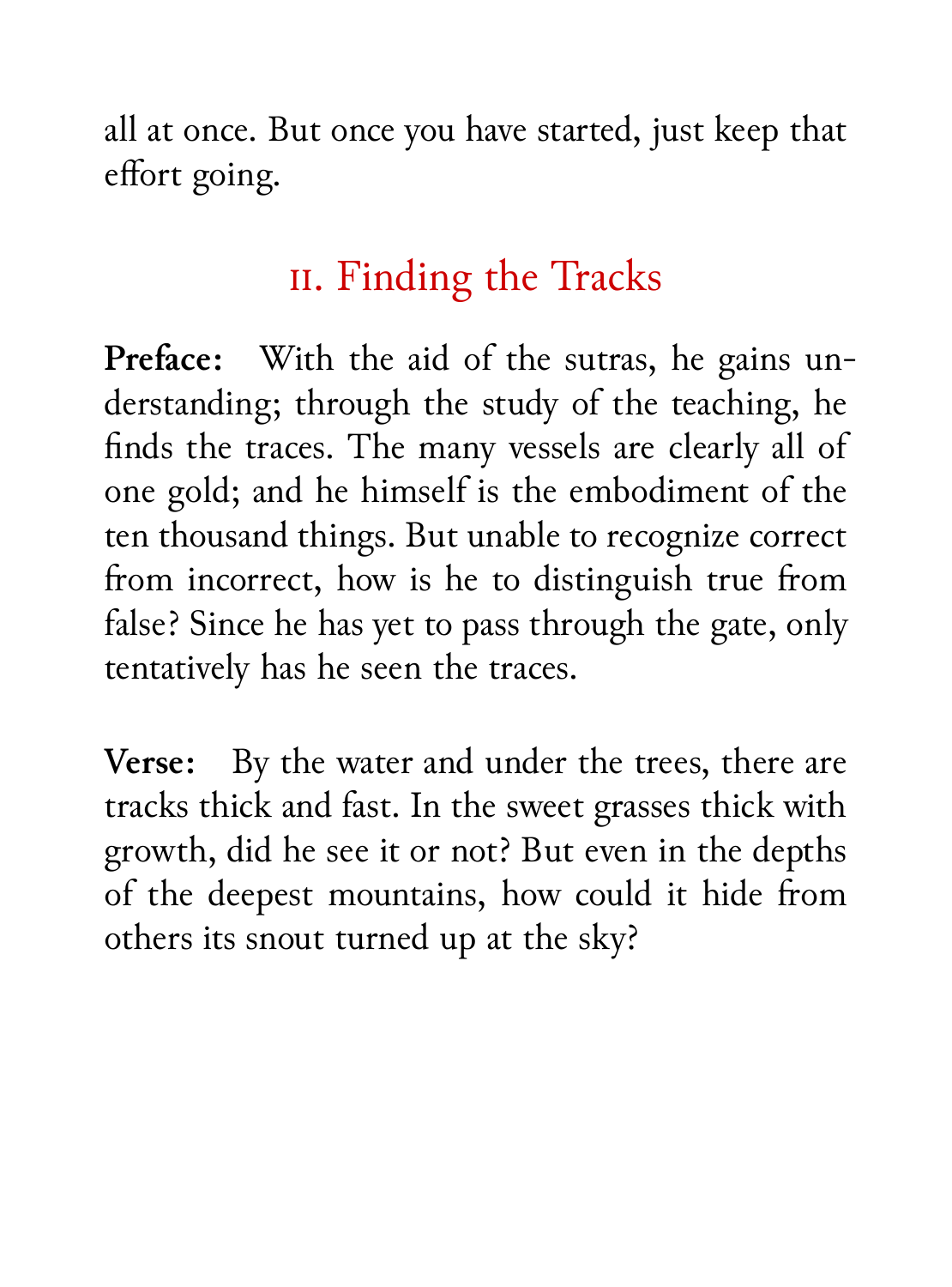all at once. But once you have started, just keep that effort going.

## II. Finding the Tracks

**Preface:** With the aid of the sutras, he gains understanding; through the study of the teaching, he finds the traces. The many vessels are clearly all of one gold; and he himself is the embodiment of the ten thousand things. But unable to recognize correct from incorrect, how is he to distinguish true from false? Since he has yet to pass through the gate, only tentatively has he seen the traces.

**Verse:** By the water and under the trees, there are tracks thick and fast. In the sweet grasses thick with growth, did he see it or not? But even in the depths of the deepest mountains, how could it hide from others its snout turned up at the sky?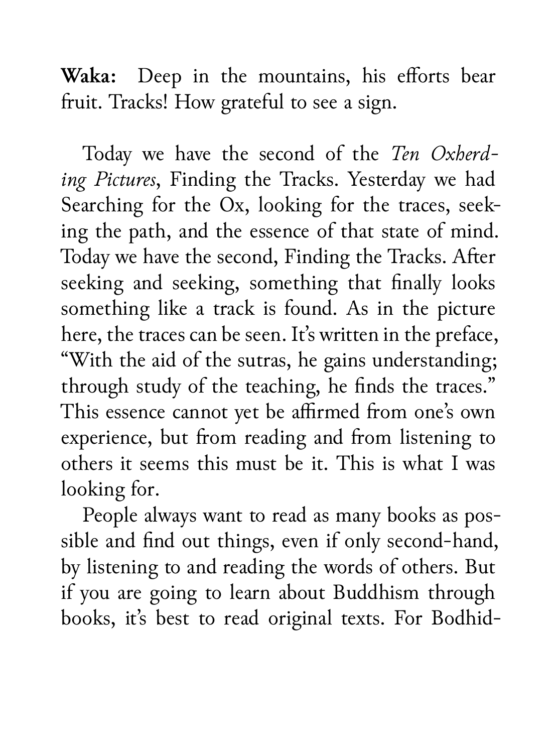**Waka:** Deep in the mountains, his efforts bear fruit. Tracks! How grateful to see a sign.

Today we have the second of the *Ten Oxherding Pictures*, Finding the Tracks. Yesterday we had Searching for the Ox, looking for the traces, seeking the path, and the essence of that state of mind. Today we have the second, Finding the Tracks. After seeking and seeking, something that finally looks something like a track is found. As in the picture here, the traces can be seen. It's written in the preface, "With the aid of the sutras, he gains understanding; through study of the teaching, he finds the traces." This essence cannot yet be affirmed from one's own experience, but from reading and from listening to others it seems this must be it. This is what I was looking for.

People always want to read as many books as possible and find out things, even if only second-hand, by listening to and reading the words of others. But if you are going to learn about Buddhism through books, it's best to read original texts. For Bodhid-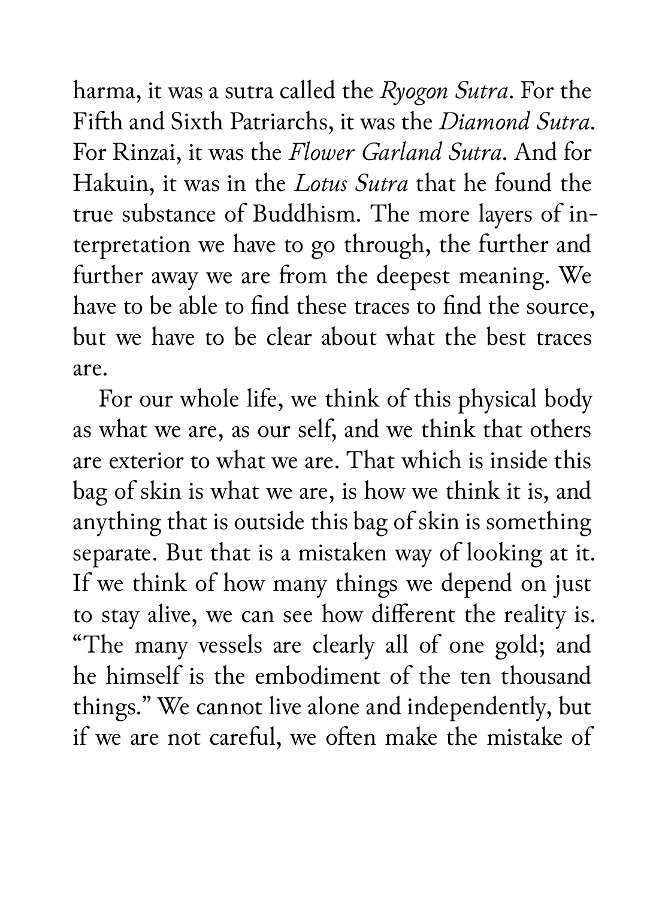harma, it was a sutra called the *Ryogon Sutra*. For the Fifth and Sixth Patriarchs, it was the *Diamond Sutra*. For Rinzai, it was the *Flower Garland Sutra*. And for Hakuin, it was in the *Lotus Sutra* that he found the true substance of Buddhism. The more layers of interpretation we have to go through, the further and further away we are from the deepest meaning. We have to be able to find these traces to find the source, but we have to be clear about what the best traces are.

For our whole life, we think of this physical body as what we are, as our self, and we think that others are exterior to what we are. That which is inside this bag of skin is what we are, is how we think it is, and anything that is outside this bag of skin is something separate. But that is a mistaken way of looking at it. If we think of how many things we depend on just to stay alive, we can see how different the reality is. "The many vessels are clearly all of one gold; and he himself is the embodiment of the ten thousand things." We cannot live alone and independently, but if we are not careful, we often make the mistake of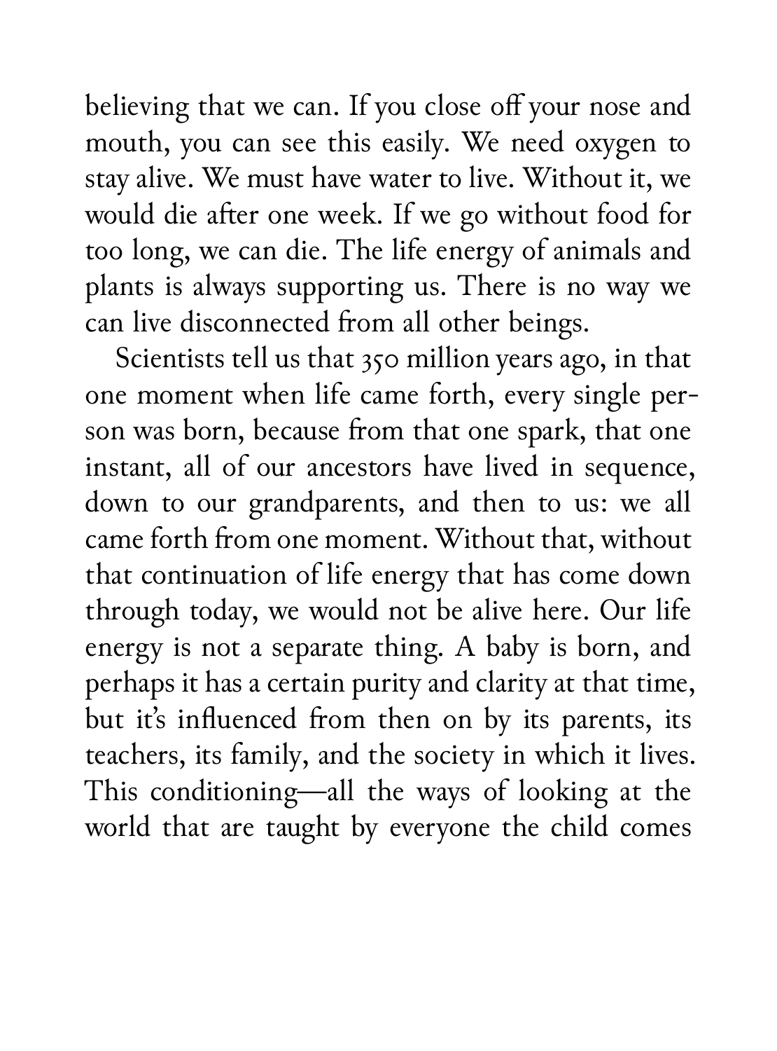believing that we can. If you close off your nose and mouth, you can see this easily. We need oxygen to stay alive. We must have water to live. Without it, we would die after one week. If we go without food for too long, we can die. The life energy of animals and plants is always supporting us. There is no way we can live disconnected from all other beings.

Scientists tell us that 350 million years ago, in that one moment when life came forth, every single person was born, because from that one spark, that one instant, all of our ancestors have lived in sequence, down to our grandparents, and then to us: we all came forth from one moment. Without that, without that continuation of life energy that has come down through today, we would not be alive here. Our life energy is not a separate thing. A baby is born, and perhaps it has a certain purity and clarity at that time, but it's influenced from then on by its parents, its teachers, its family, and the society in which it lives. This conditioning—all the ways of looking at the world that are taught by everyone the child comes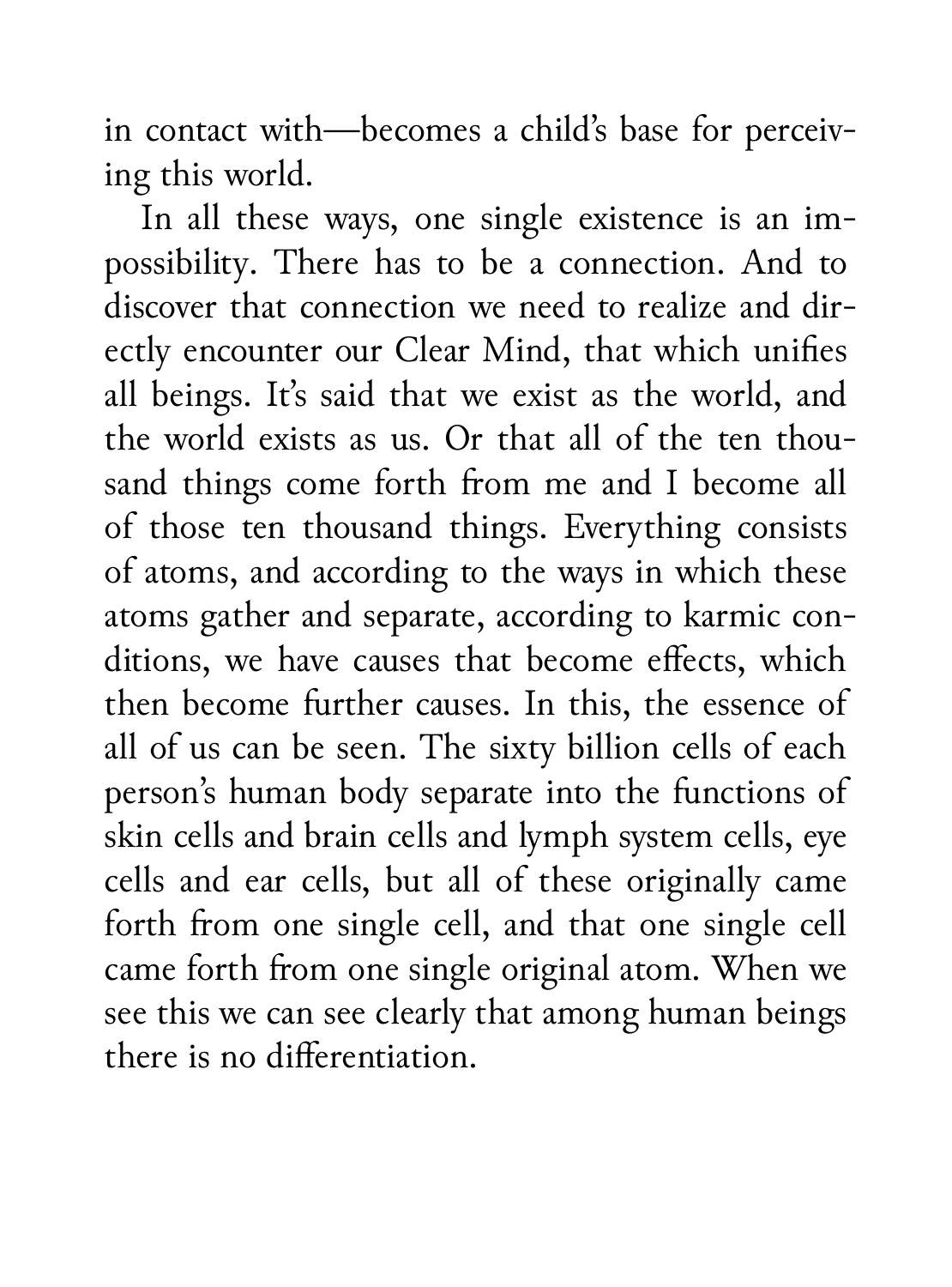in contact with—becomes a child's base for perceiving this world.

In all these ways, one single existence is an impossibility. There has to be a connection. And to discover that connection we need to realize and directly encounter our Clear Mind, that which unifies all beings. It's said that we exist as the world, and the world exists as us. Or that all of the ten thousand things come forth from me and I become all of those ten thousand things. Everything consists of atoms, and according to the ways in which these atoms gather and separate, according to karmic conditions, we have causes that become effects, which then become further causes. In this, the essence of all of us can be seen. The sixty billion cells of each person's human body separate into the functions of skin cells and brain cells and lymph system cells, eye cells and ear cells, but all of these originally came forth from one single cell, and that one single cell came forth from one single original atom. When we see this we can see clearly that among human beings there is no differentiation.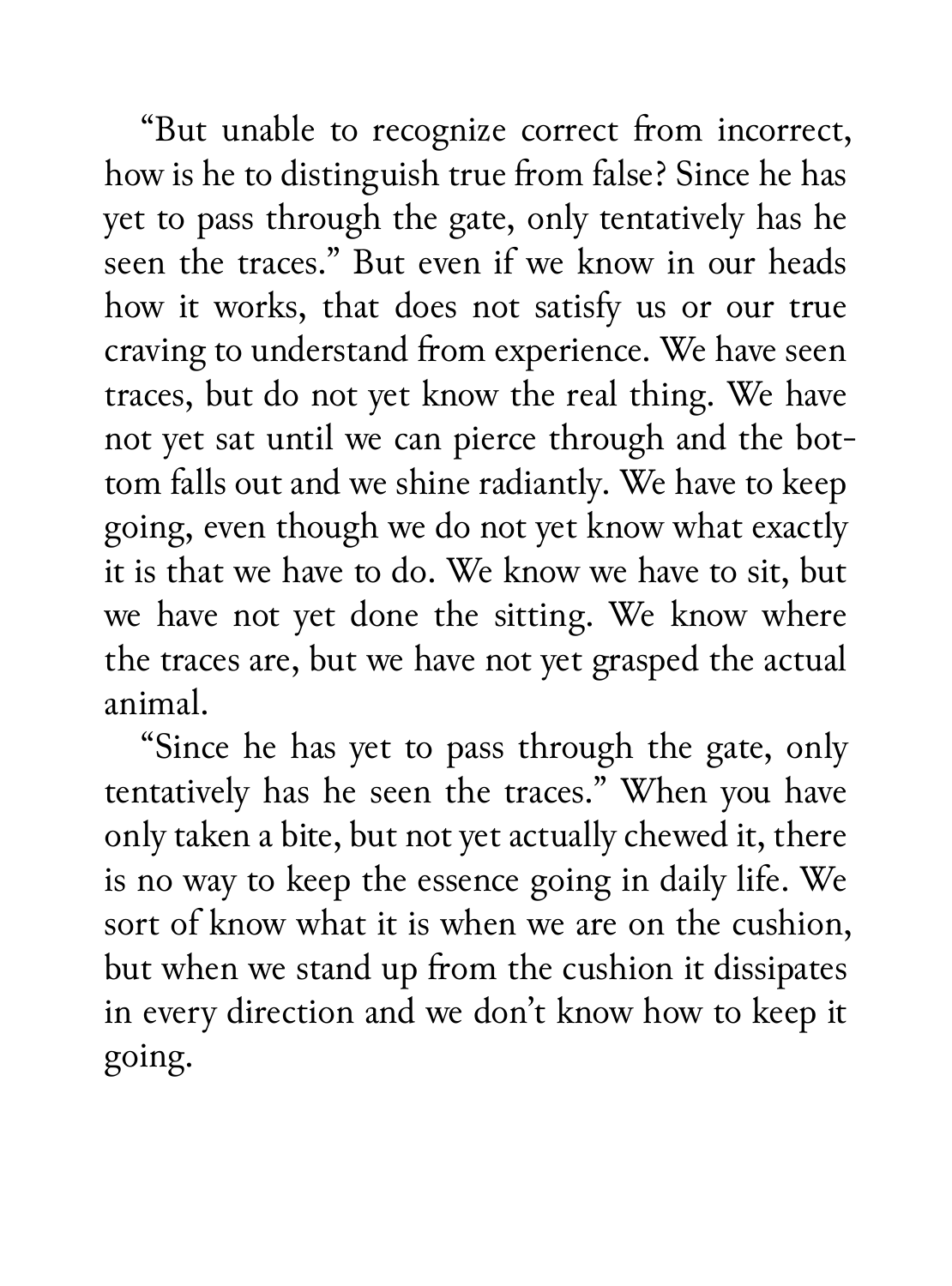"But unable to recognize correct from incorrect, how is he to distinguish true from false? Since he has yet to pass through the gate, only tentatively has he seen the traces." But even if we know in our heads how it works, that does not satisfy us or our true craving to understand from experience. We have seen traces, but do not yet know the real thing. We have not yet sat until we can pierce through and the bottom falls out and we shine radiantly. We have to keep going, even though we do not yet know what exactly it is that we have to do. We know we have to sit, but we have not yet done the sitting. We know where the traces are, but we have not yet grasped the actual animal.

"Since he has yet to pass through the gate, only tentatively has he seen the traces." When you have only taken a bite, but not yet actually chewed it, there is no way to keep the essence going in daily life. We sort of know what it is when we are on the cushion, but when we stand up from the cushion it dissipates in every direction and we don't know how to keep it going.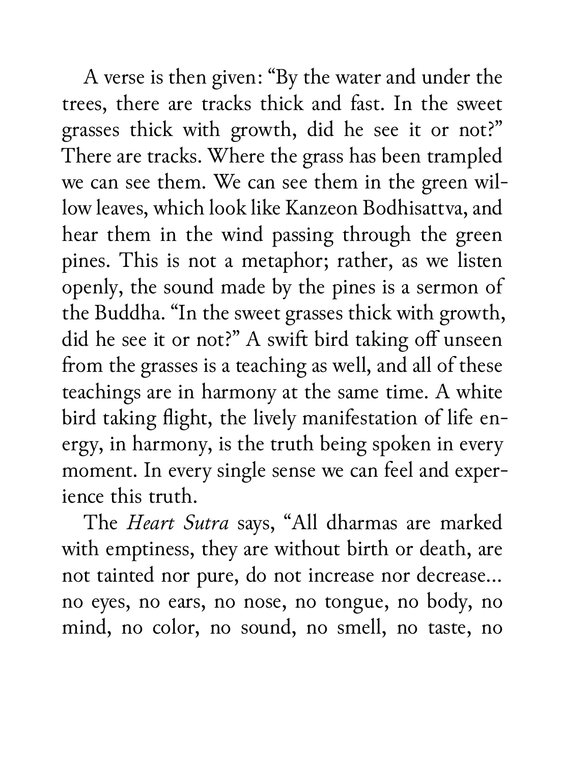A verse is then given: "By the water and under the trees, there are tracks thick and fast. In the sweet grasses thick with growth, did he see it or not?" There are tracks. Where the grass has been trampled we can see them. We can see them in the green willow leaves, which look like Kanzeon Bodhisattva, and hear them in the wind passing through the green pines. This is not a metaphor; rather, as we listen openly, the sound made by the pines is a sermon of the Buddha. "In the sweet grasses thick with growth, did he see it or not?" A swift bird taking off unseen from the grasses is a teaching as well, and all of these teachings are in harmony at the same time. A white bird taking flight, the lively manifestation of life energy, in harmony, is the truth being spoken in every moment. In every single sense we can feel and experience this truth.

The *Heart Sutra* says, "All dharmas are marked with emptiness, they are without birth or death, are not tainted nor pure, do not increase nor decrease... no eyes, no ears, no nose, no tongue, no body, no mind, no color, no sound, no smell, no taste, no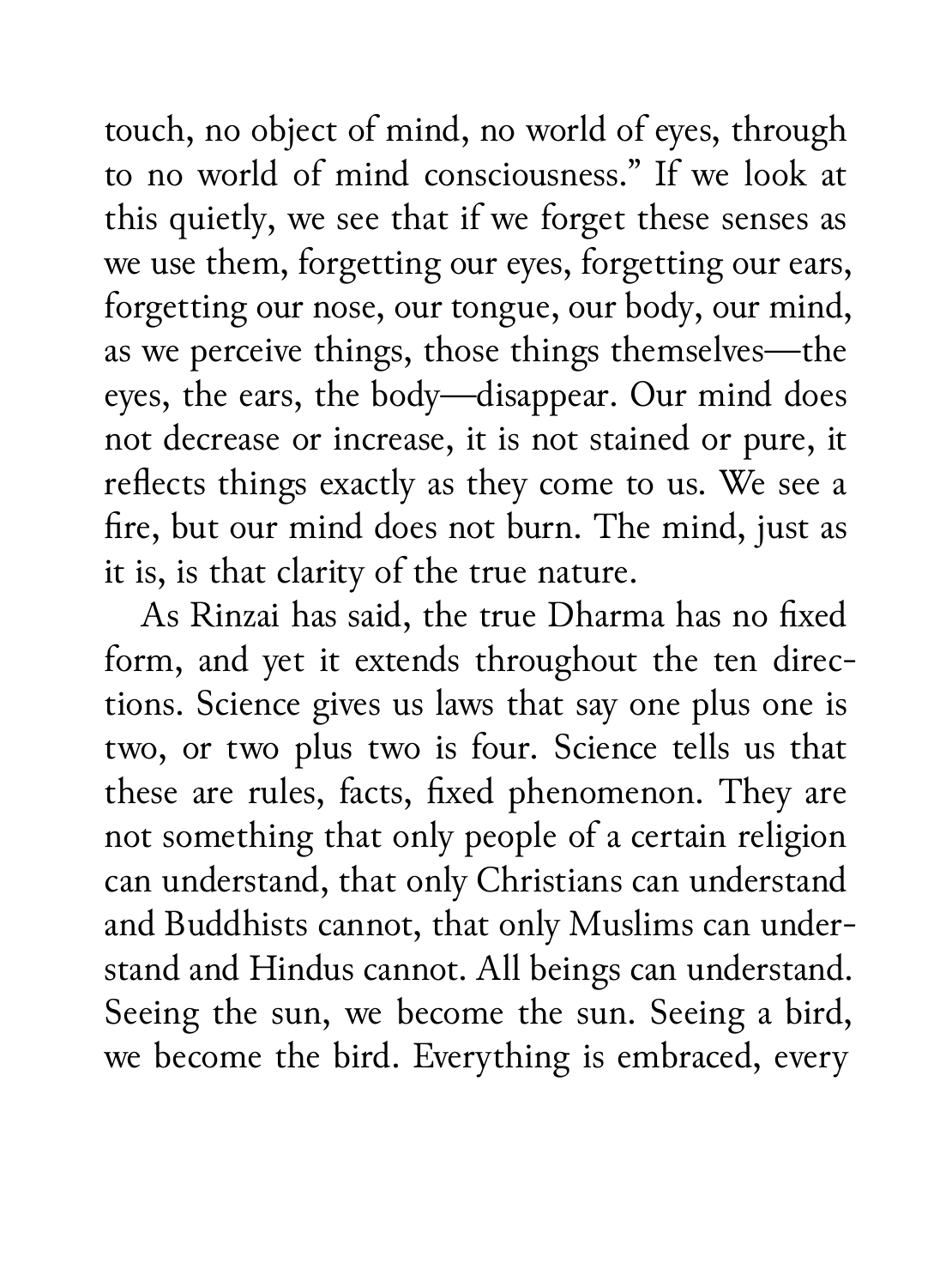touch, no object of mind, no world of eyes, through to no world of mind consciousness." If we look at this quietly, we see that if we forget these senses as we use them, forgetting our eyes, forgetting our ears, forgetting our nose, our tongue, our body, our mind, as we perceive things, those things themselves—the eyes, the ears, the body—disappear. Our mind does not decrease or increase, it is not stained or pure, it reflects things exactly as they come to us. We see a fire, but our mind does not burn. The mind, just as it is, is that clarity of the true nature.

As Rinzai has said, the true Dharma has no fixed form, and yet it extends throughout the ten directions. Science gives us laws that say one plus one is two, or two plus two is four. Science tells us that these are rules, facts, fixed phenomenon. They are not something that only people of a certain religion can understand, that only Christians can understand and Buddhists cannot, that only Muslims can understand and Hindus cannot. All beings can understand. Seeing the sun, we become the sun. Seeing a bird, we become the bird. Everything is embraced, every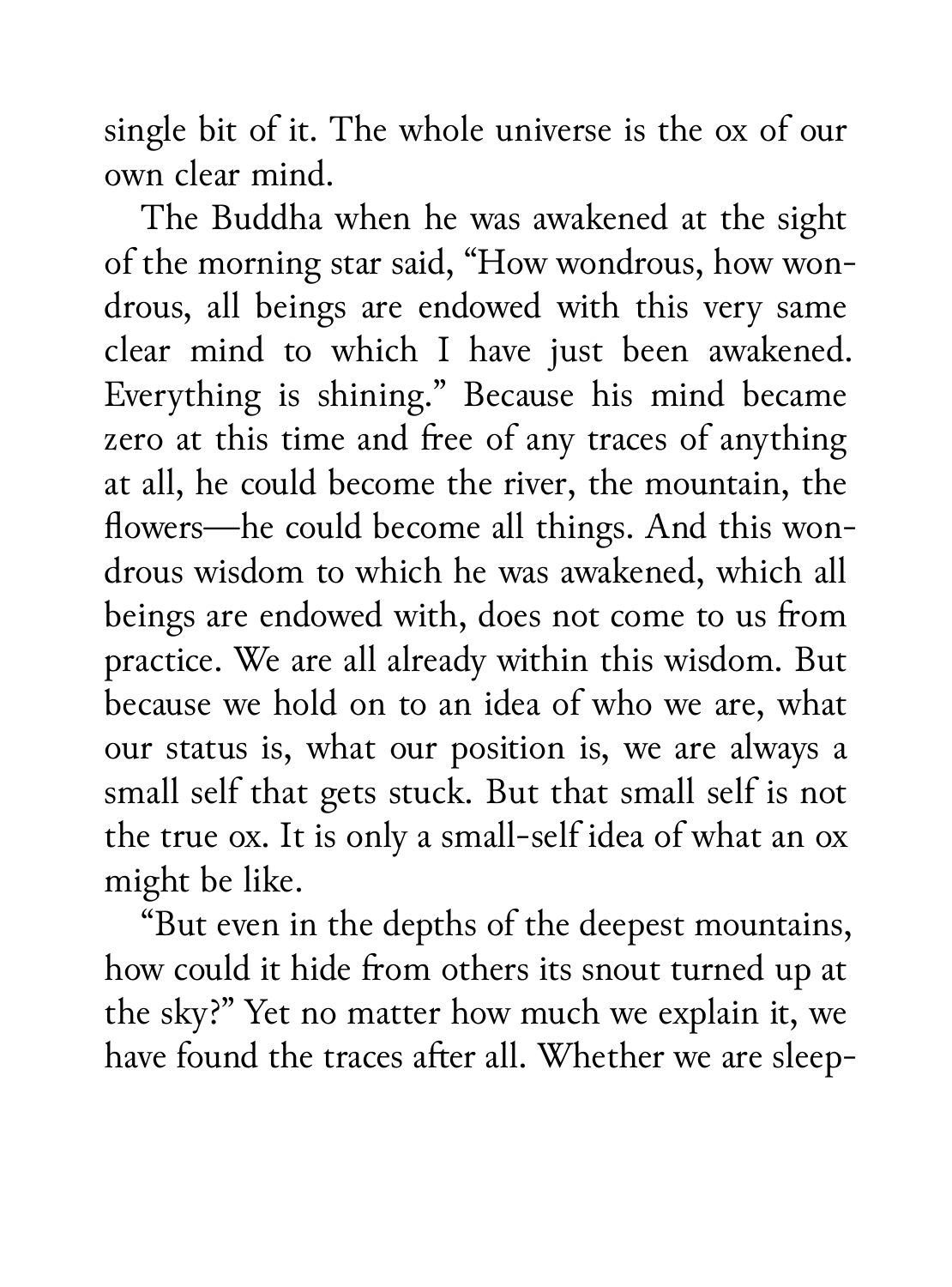single bit of it. The whole universe is the ox of our own clear mind.

The Buddha when he was awakened at the sight of the morning star said, "How wondrous, how wondrous, all beings are endowed with this very same clear mind to which I have just been awakened. Everything is shining." Because his mind became zero at this time and free of any traces of anything at all, he could become the river, the mountain, the flowers—he could become all things. And this wondrous wisdom to which he was awakened, which all beings are endowed with, does not come to us from practice. We are all already within this wisdom. But because we hold on to an idea of who we are, what our status is, what our position is, we are always a small self that gets stuck. But that small self is not the true ox. It is only a small-self idea of what an ox might be like.

"But even in the depths of the deepest mountains, how could it hide from others its snout turned up at the sky?" Yet no matter how much we explain it, we have found the traces after all. Whether we are sleep-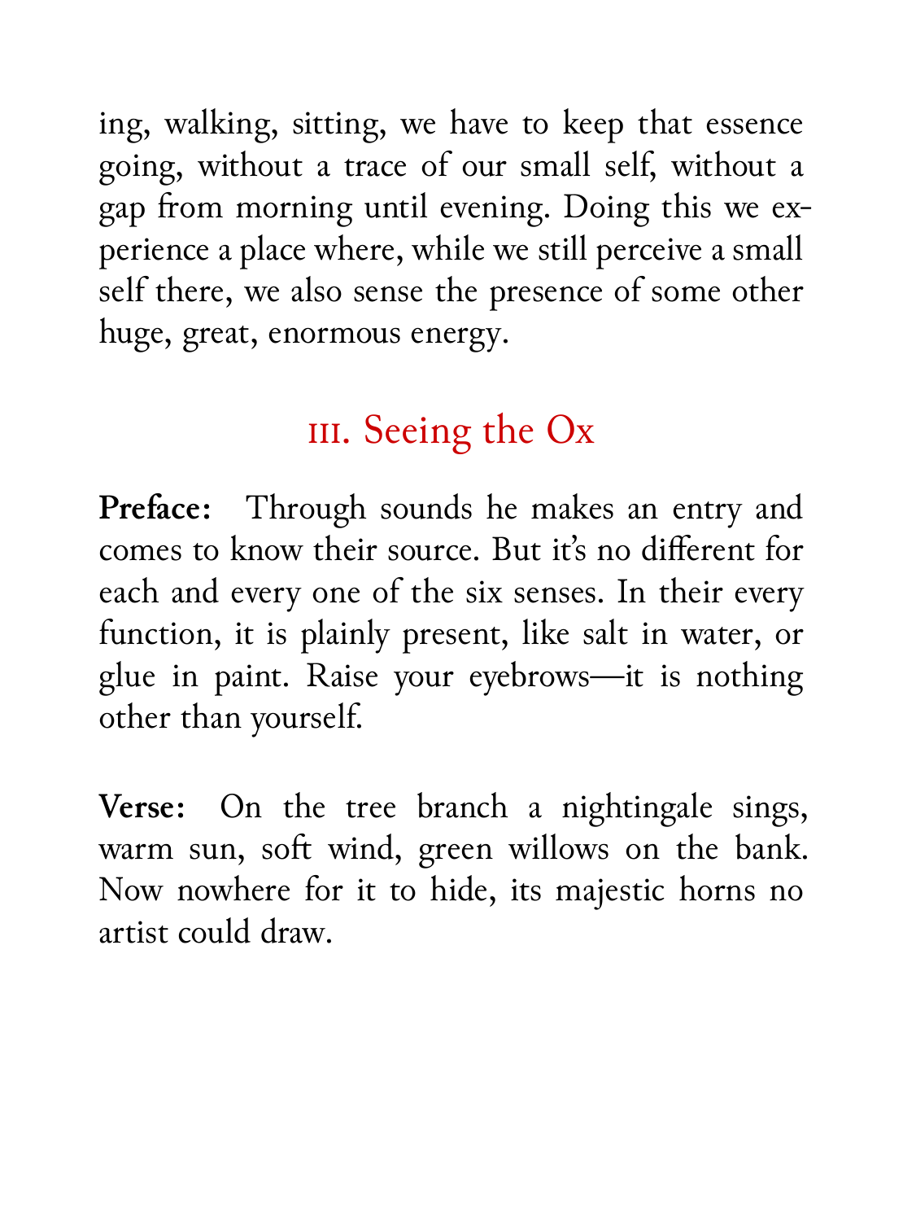ing, walking, sitting, we have to keep that essence going, without a trace of our small self, without a gap from morning until evening. Doing this we experience a place where, while we still perceive a small self there, we also sense the presence of some other huge, great, enormous energy.

## III. Seeing the Ox

**Preface:** Through sounds he makes an entry and comes to know their source. But it's no different for each and every one of the six senses. In their every function, it is plainly present, like salt in water, or glue in paint. Raise your eyebrows—it is nothing other than yourself.

**Verse:** On the tree branch a nightingale sings, warm sun, soft wind, green willows on the bank. Now nowhere for it to hide, its majestic horns no artist could draw.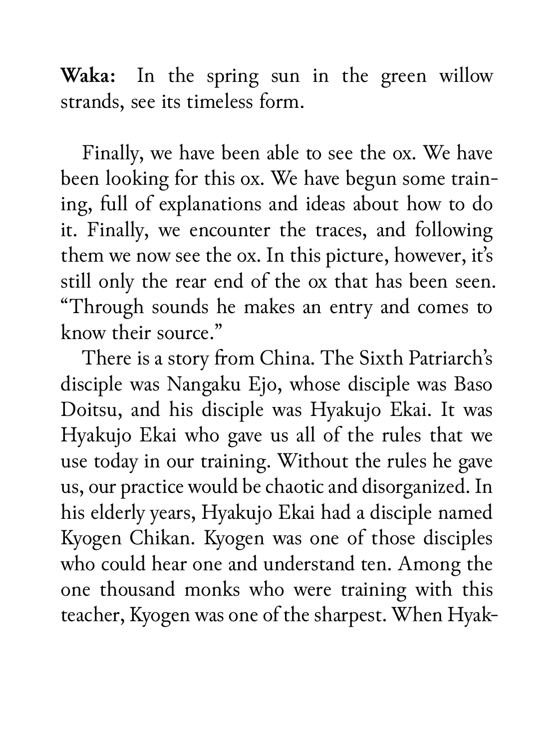**Waka:** In the spring sun in the green willow strands, see its timeless form.

Finally, we have been able to see the ox. We have been looking for this ox. We have begun some training, full of explanations and ideas about how to do it. Finally, we encounter the traces, and following them we now see the ox. In this picture, however, it's still only the rear end of the ox that has been seen. "Through sounds he makes an entry and comes to know their source."

There is a story from China. The Sixth Patriarch's disciple was Nangaku Ejo, whose disciple was Baso Doitsu, and his disciple was Hyakujo Ekai. It was Hyakujo Ekai who gave us all of the rules that we use today in our training. Without the rules he gave us, our practice would be chaotic and disorganized. In his elderly years, Hyakujo Ekai had a disciple named Kyogen Chikan. Kyogen was one of those disciples who could hear one and understand ten. Among the one thousand monks who were training with this teacher, Kyogen was one of the sharpest. When Hyak-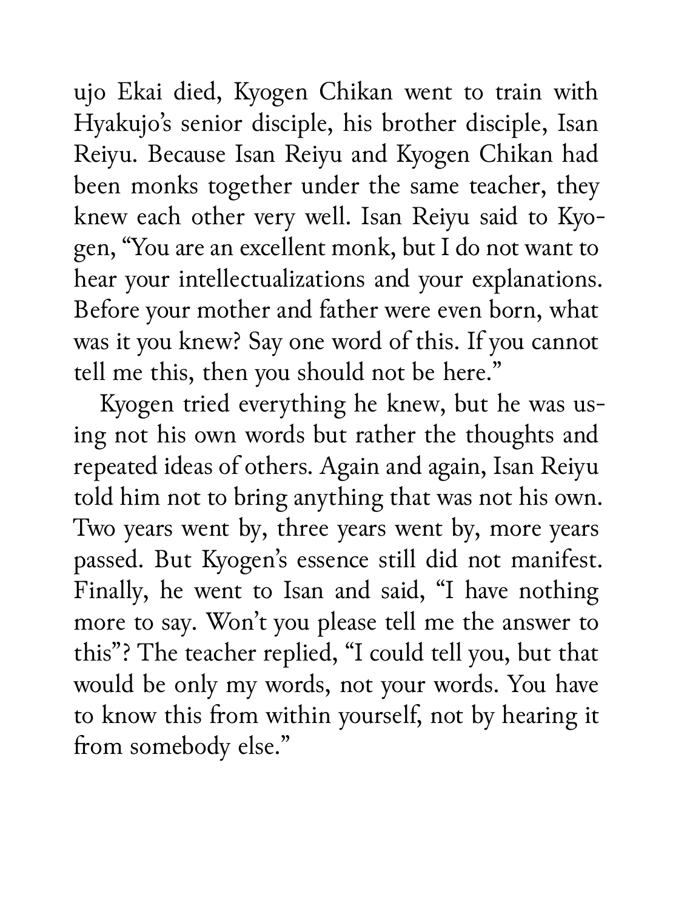ujo Ekai died, Kyogen Chikan went to train with Hyakujo's senior disciple, his brother disciple, Isan Reiyu. Because Isan Reiyu and Kyogen Chikan had been monks together under the same teacher, they knew each other very well. Isan Reiyu said to Kyogen, "You are an excellent monk, but I do not want to hear your intellectualizations and your explanations. Before your mother and father were even born, what was it you knew? Say one word of this. If you cannot tell me this, then you should not be here."

Kyogen tried everything he knew, but he was using not his own words but rather the thoughts and repeated ideas of others. Again and again, Isan Reiyu told him not to bring anything that was not his own. Two years went by, three years went by, more years passed. But Kyogen's essence still did not manifest. Finally, he went to Isan and said, "I have nothing more to say. Won't you please tell me the answer to this"? The teacher replied, "I could tell you, but that would be only my words, not your words. You have to know this from within yourself, not by hearing it from somebody else."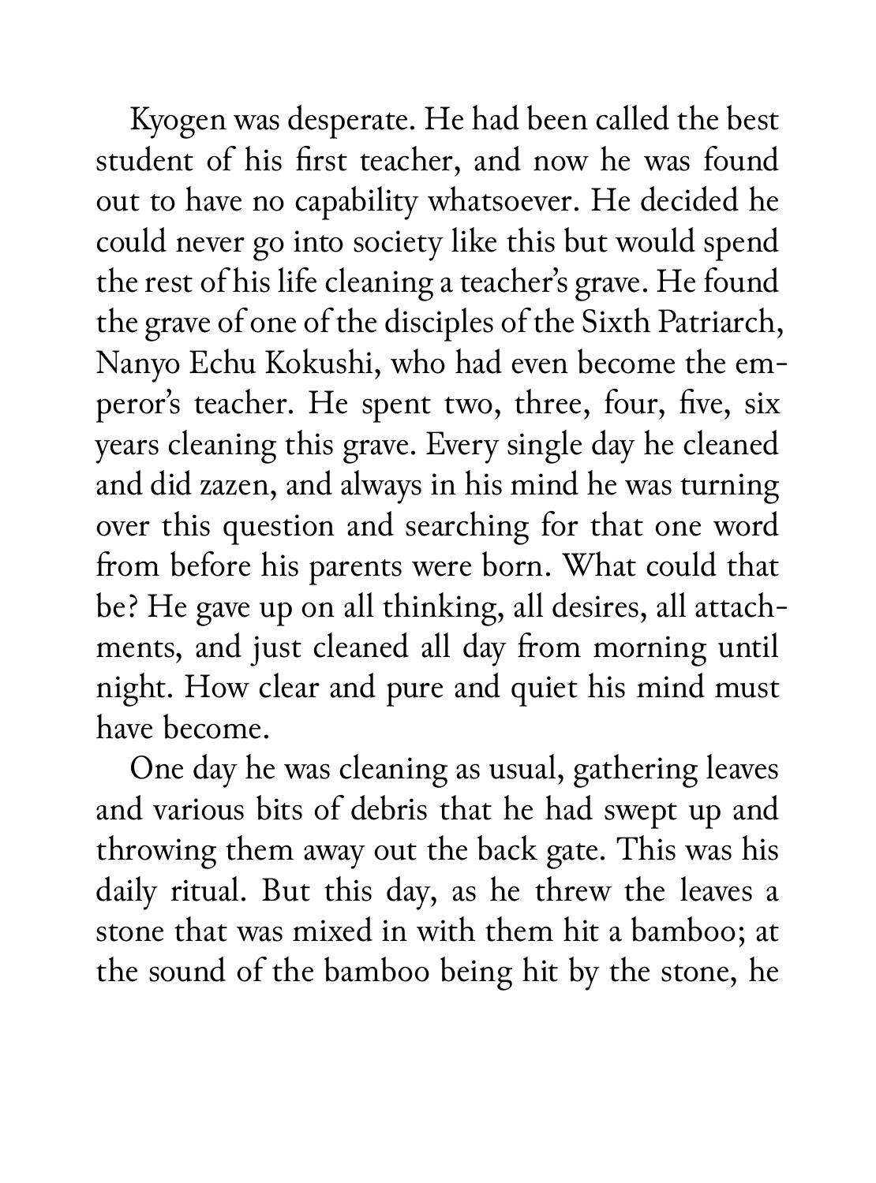Kyogen was desperate. He had been called the best student of his first teacher, and now he was found out to have no capability whatsoever. He decided he could never go into society like this but would spend the rest of his life cleaning a teacher's grave. He found the grave of one of the disciples of the Sixth Patriarch, Nanyo Echu Kokushi, who had even become the emperor's teacher. He spent two, three, four, five, six years cleaning this grave. Every single day he cleaned and did zazen, and always in his mind he was turning over this question and searching for that one word from before his parents were born. What could that be? He gave up on all thinking, all desires, all attachments, and just cleaned all day from morning until night. How clear and pure and quiet his mind must have become.

One day he was cleaning as usual, gathering leaves and various bits of debris that he had swept up and throwing them away out the back gate. This was his daily ritual. But this day, as he threw the leaves a stone that was mixed in with them hit a bamboo; at the sound of the bamboo being hit by the stone, he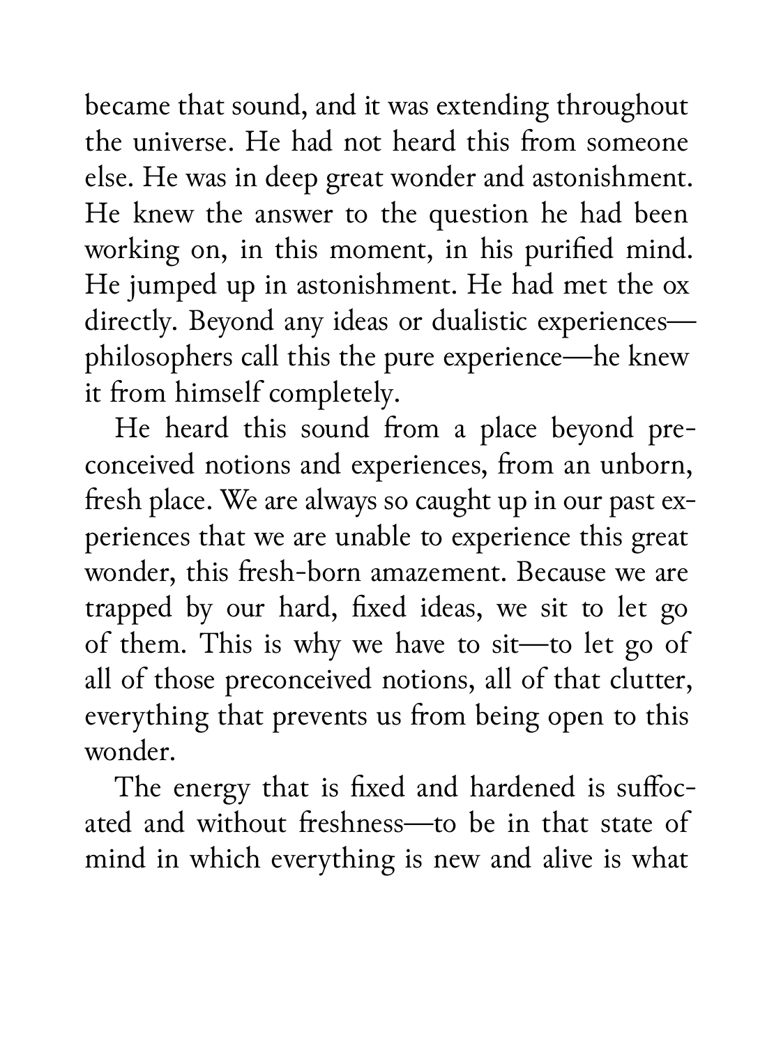became that sound, and it was extending throughout the universe. He had not heard this from someone else. He was in deep great wonder and astonishment. He knew the answer to the question he had been working on, in this moment, in his purified mind. He jumped up in astonishment. He had met the ox directly. Beyond any ideas or dualistic experiences—philosophers call this the pure experience—he knew it from himself completely.

He heard this sound from a place beyond preconceived notions and experiences, from an unborn, fresh place. We are always so caught up in our past experiences that we are unable to experience this great wonder, this fresh-born amazement. Because we are trapped by our hard, fixed ideas, we sit to let go of them. This is why we have to sit—to let go of all of those preconceived notions, all of that clutter, everything that prevents us from being open to this wonder.

The energy that is fixed and hardened is suffocated and without freshness—to be in that state of mind in which everything is new and alive is what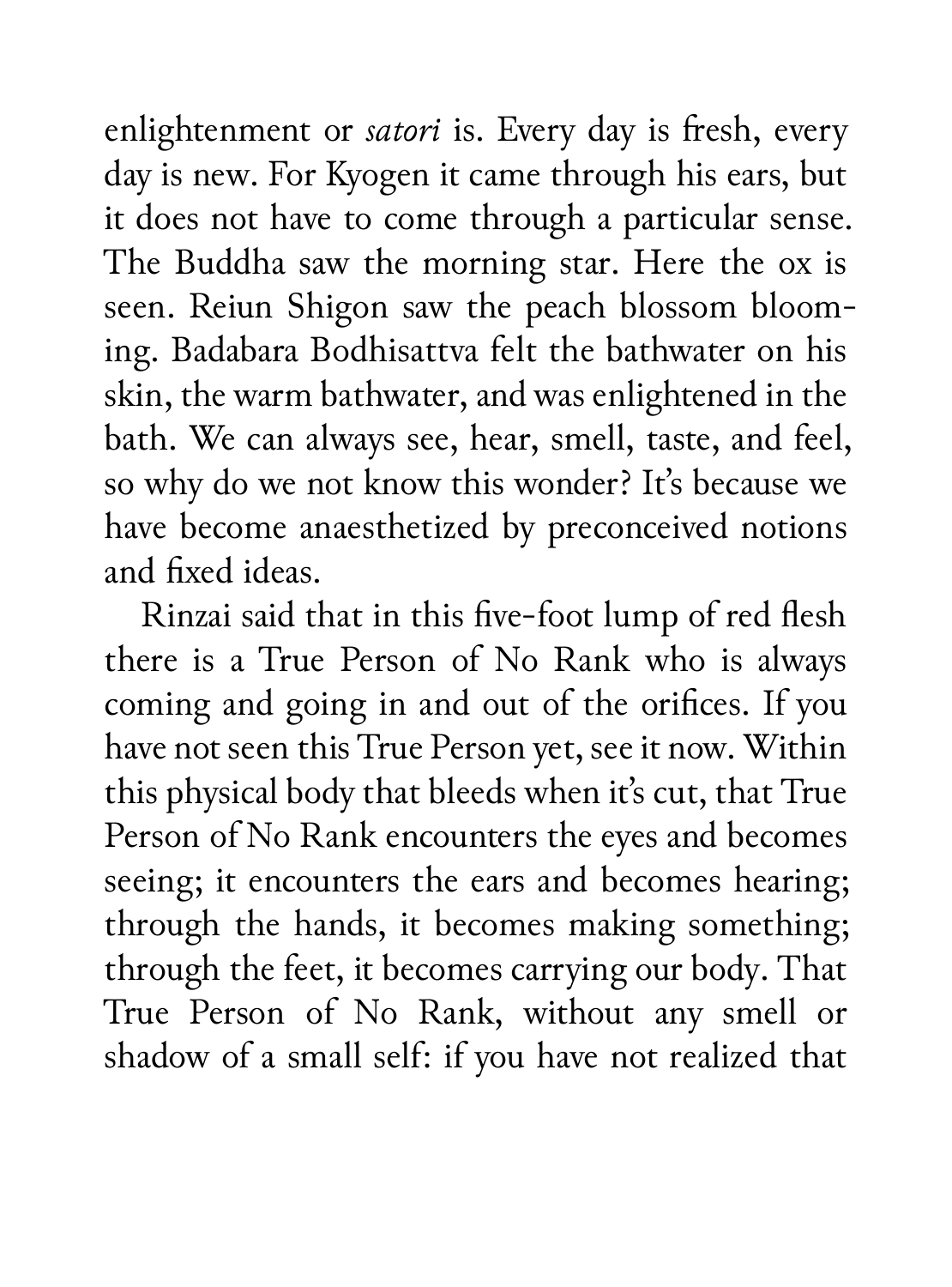enlightenment or *satori* is. Every day is fresh, every day is new. For Kyogen it came through his ears, but it does not have to come through a particular sense. The Buddha saw the morning star. Here the ox is seen. Reiun Shigon saw the peach blossom blooming. Badabara Bodhisattva felt the bathwater on his skin, the warm bathwater, and was enlightened in the bath. We can always see, hear, smell, taste, and feel, so why do we not know this wonder? It's because we have become anaesthetized by preconceived notions and fixed ideas.

Rinzai said that in this five-foot lump of red flesh there is a True Person of No Rank who is always coming and going in and out of the orifices. If you have not seen this True Person yet, see it now. Within this physical body that bleeds when it's cut, that True Person of No Rank encounters the eyes and becomes seeing; it encounters the ears and becomes hearing; through the hands, it becomes making something; through the feet, it becomes carrying our body. That True Person of No Rank, without any smell or shadow of a small self: if you have not realized that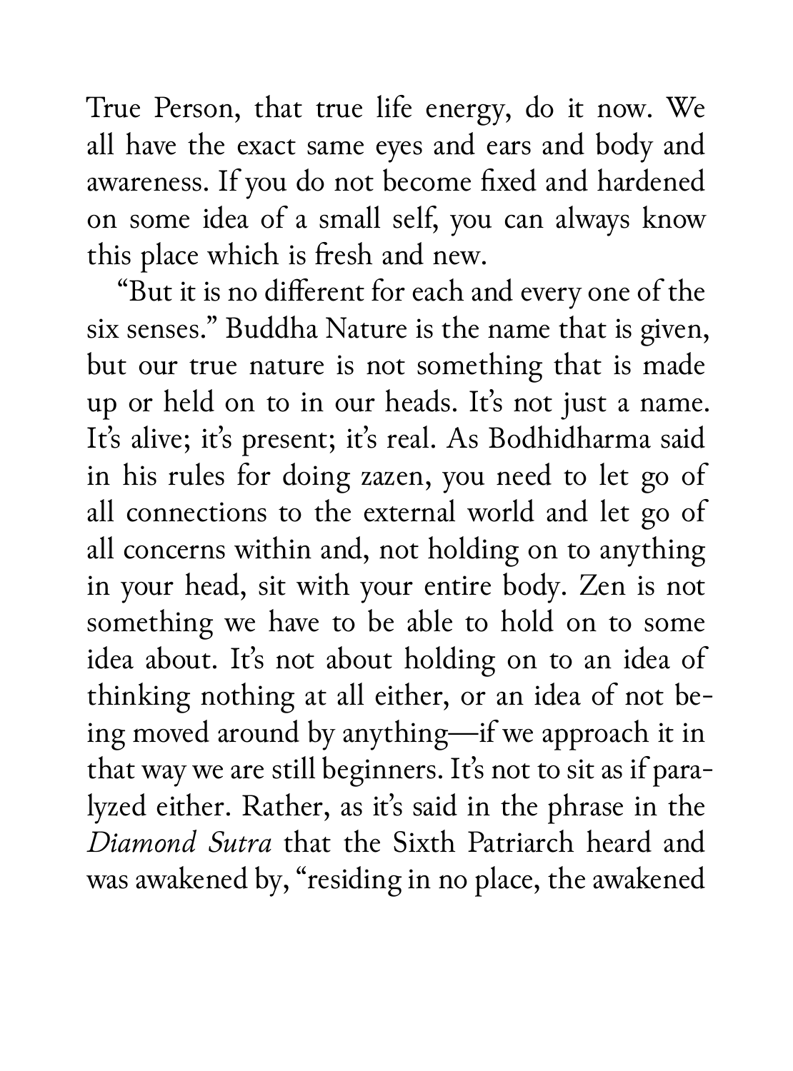True Person, that true life energy, do it now. We all have the exact same eyes and ears and body and awareness. If you do not become fixed and hardened on some idea of a small self, you can always know this place which is fresh and new.

"But it is no different for each and every one of the six senses." Buddha Nature is the name that is given, but our true nature is not something that is made up or held on to in our heads. It's not just a name. It's alive; it's present; it's real. As Bodhidharma said in his rules for doing zazen, you need to let go of all connections to the external world and let go of all concerns within and, not holding on to anything in your head, sit with your entire body. Zen is not something we have to be able to hold on to some idea about. It's not about holding on to an idea of thinking nothing at all either, or an idea of not being moved around by anything—if we approach it in that way we are still beginners. It's not to sit as if paralyzed either. Rather, as it's said in the phrase in the *Diamond Sutra* that the Sixth Patriarch heard and was awakened by, "residing in no place, the awakened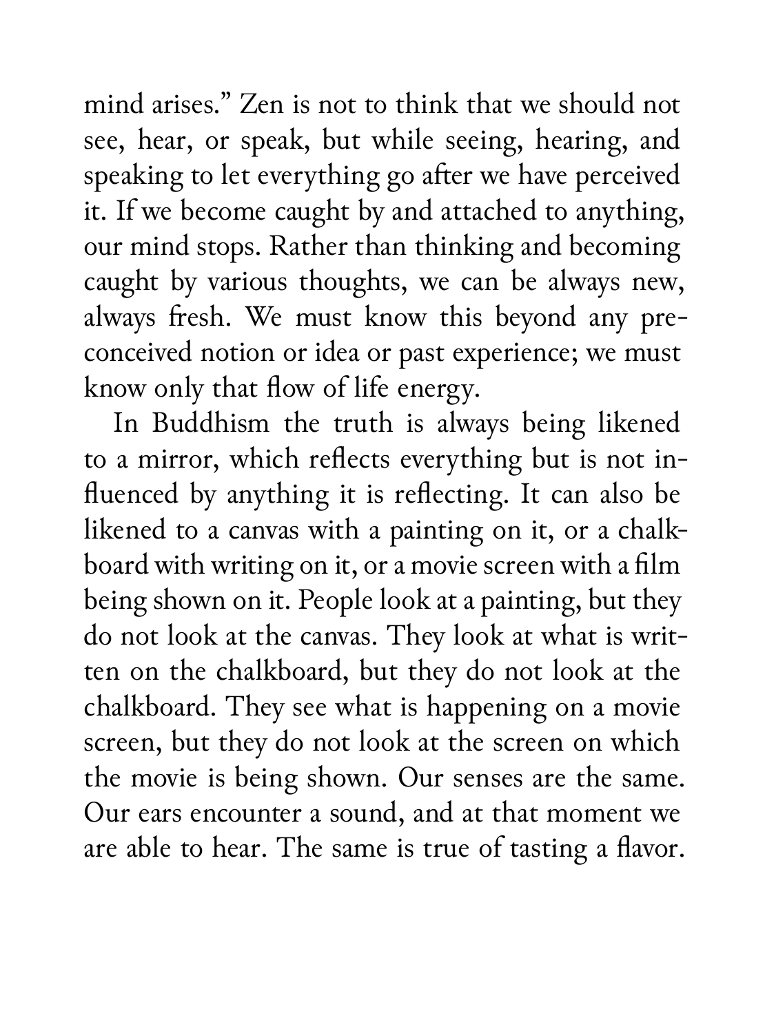mind arises." Zen is not to think that we should not see, hear, or speak, but while seeing, hearing, and speaking to let everything go after we have perceived it. If we become caught by and attached to anything, our mind stops. Rather than thinking and becoming caught by various thoughts, we can be always new, always fresh. We must know this beyond any preconceived notion or idea or past experience; we must know only that flow of life energy.

In Buddhism the truth is always being likened to a mirror, which reflects everything but is not influenced by anything it is reflecting. It can also be likened to a canvas with a painting on it, or a chalkboard with writing on it, or a movie screen with a film being shown on it. People look at a painting, but they do not look at the canvas. They look at what is written on the chalkboard, but they do not look at the chalkboard. They see what is happening on a movie screen, but they do not look at the screen on which the movie is being shown. Our senses are the same. Our ears encounter a sound, and at that moment we are able to hear. The same is true of tasting a flavor.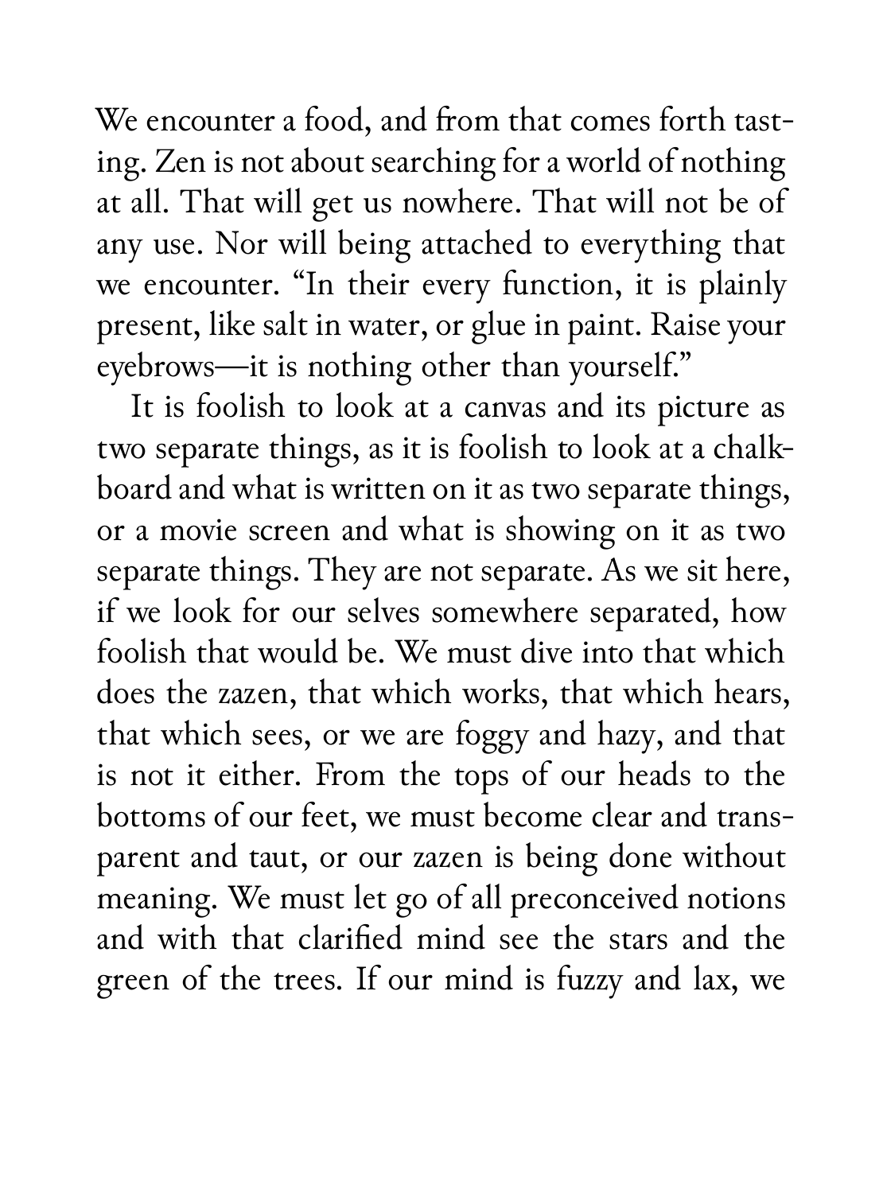We encounter a food, and from that comes forth tasting. Zen is not about searching for a world of nothing at all. That will get us nowhere. That will not be of any use. Nor will being attached to everything that we encounter. "In their every function, it is plainly present, like salt in water, or glue in paint. Raise your eyebrows—it is nothing other than yourself."

It is foolish to look at a canvas and its picture as two separate things, as it is foolish to look at a chalkboard and what is written on it as two separate things, or a movie screen and what is showing on it as two separate things. They are not separate. As we sit here, if we look for our selves somewhere separated, how foolish that would be. We must dive into that which does the zazen, that which works, that which hears, that which sees, or we are foggy and hazy, and that is not it either. From the tops of our heads to the bottoms of our feet, we must become clear and transparent and taut, or our zazen is being done without meaning. We must let go of all preconceived notions and with that clarified mind see the stars and the green of the trees. If our mind is fuzzy and lax, we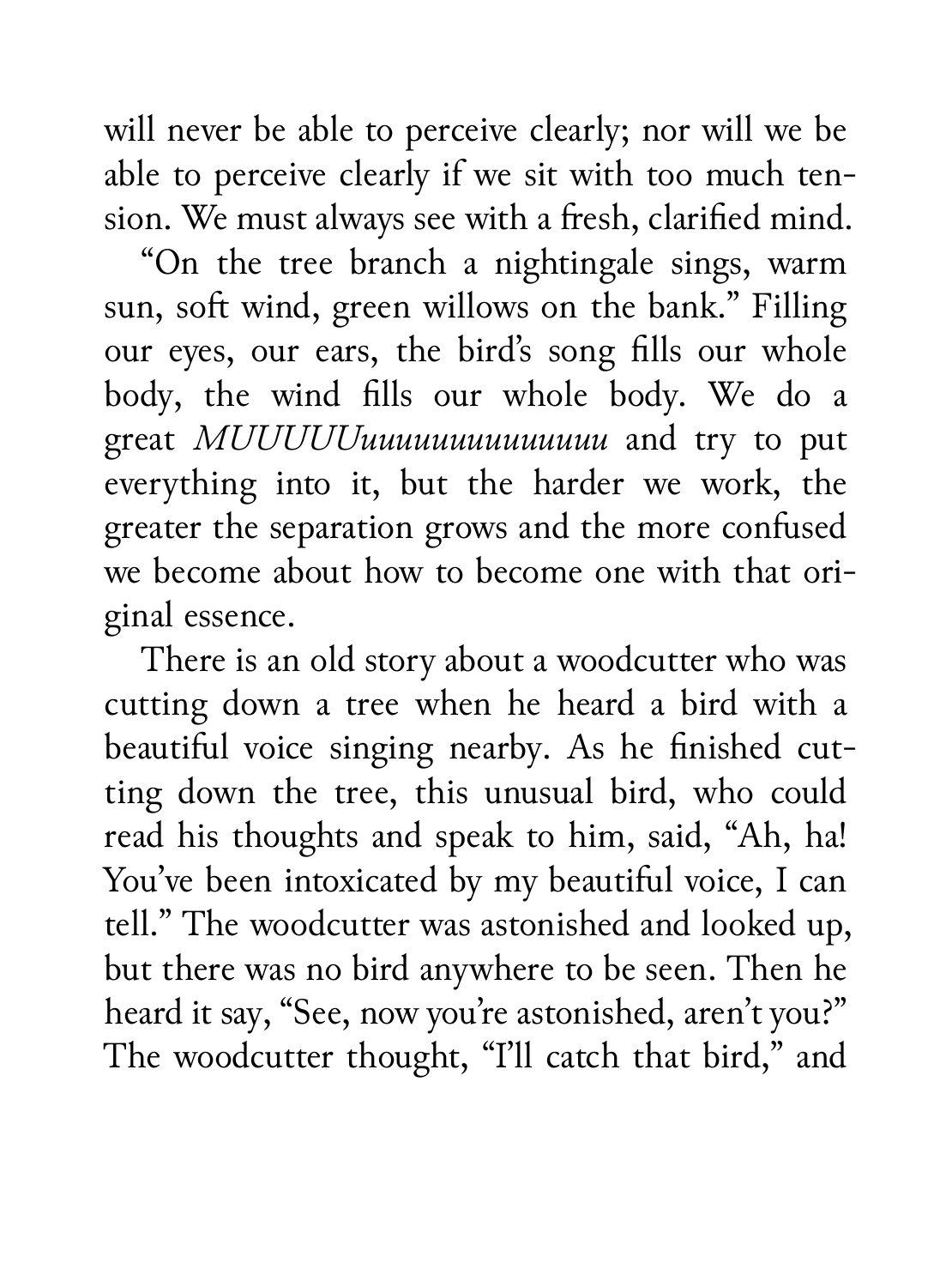will never be able to perceive clearly; nor will we be able to perceive clearly if we sit with too much tension. We must always see with a fresh, clarified mind.

"On the tree branch a nightingale sings, warm sun, soft wind, green willows on the bank." Filling our eyes, our ears, the bird's song fills our whole body, the wind fills our whole body. We do a great *MUUUUUuuuuuuuuuuuuuu* and try to put everything into it, but the harder we work, the greater the separation grows and the more confused we become about how to become one with that original essence.

There is an old story about a woodcutter who was cutting down a tree when he heard a bird with a beautiful voice singing nearby. As he finished cutting down the tree, this unusual bird, who could read his thoughts and speak to him, said, "Ah, ha! You've been intoxicated by my beautiful voice, I can tell." The woodcutter was astonished and looked up, but there was no bird anywhere to be seen. Then he heard it say, "See, now you're astonished, aren't you?" The woodcutter thought, "I'll catch that bird," and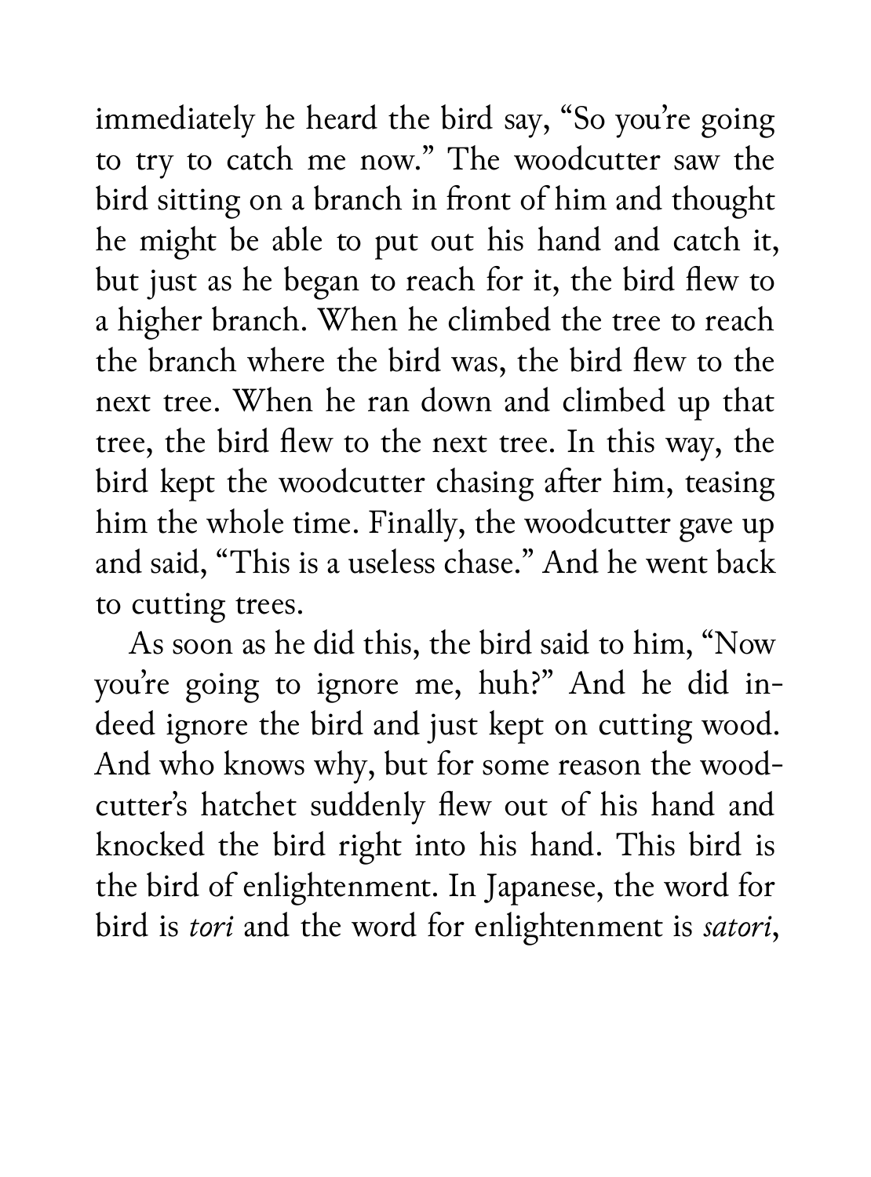immediately he heard the bird say, "So you're going to try to catch me now." The woodcutter saw the bird sitting on a branch in front of him and thought he might be able to put out his hand and catch it, but just as he began to reach for it, the bird flew to a higher branch. When he climbed the tree to reach the branch where the bird was, the bird flew to the next tree. When he ran down and climbed up that tree, the bird flew to the next tree. In this way, the bird kept the woodcutter chasing after him, teasing him the whole time. Finally, the woodcutter gave up and said, "This is a useless chase." And he went back to cutting trees.

As soon as he did this, the bird said to him, "Now you're going to ignore me, huh?" And he did indeed ignore the bird and just kept on cutting wood. And who knows why, but for some reason the woodcutter's hatchet suddenly flew out of his hand and knocked the bird right into his hand. This bird is the bird of enlightenment. In Japanese, the word for bird is *tori* and the word for enlightenment is *satori*,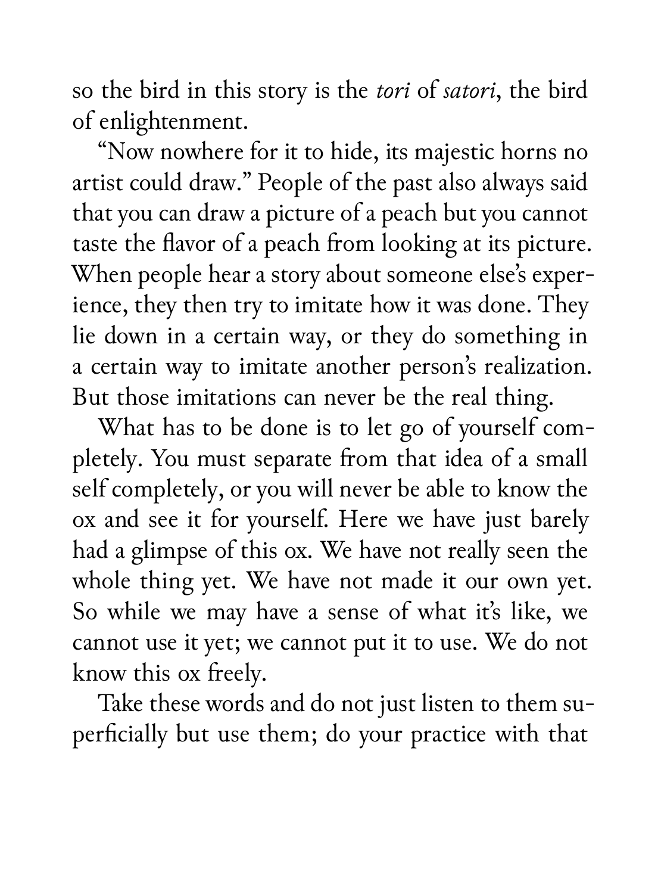so the bird in this story is the *tori* of *satori*, the bird of enlightenment.

"Now nowhere for it to hide, its majestic horns no artist could draw." People of the past also always said that you can draw a picture of a peach but you cannot taste the flavor of a peach from looking at its picture. When people hear a story about someone else's experience, they then try to imitate how it was done. They lie down in a certain way, or they do something in a certain way to imitate another person's realization. But those imitations can never be the real thing.

What has to be done is to let go of yourself completely. You must separate from that idea of a small self completely, or you will never be able to know the ox and see it for yourself. Here we have just barely had a glimpse of this ox. We have not really seen the whole thing yet. We have not made it our own yet. So while we may have a sense of what it's like, we cannot use it yet; we cannot put it to use. We do not know this ox freely.

Take these words and do not just listen to them superficially but use them; do your practice with that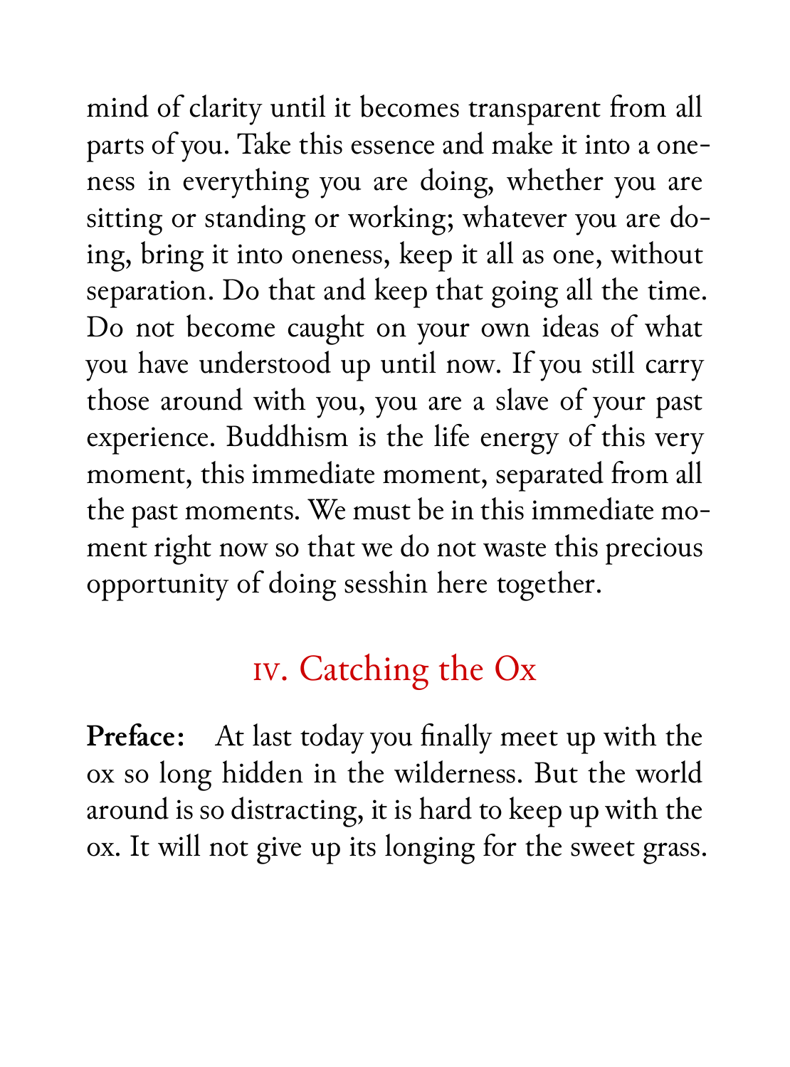mind of clarity until it becomes transparent from all parts of you. Take this essence and make it into a oneness in everything you are doing, whether you are sitting or standing or working; whatever you are doing, bring it into oneness, keep it all as one, without separation. Do that and keep that going all the time. Do not become caught on your own ideas of what you have understood up until now. If you still carry those around with you, you are a slave of your past experience. Buddhism is the life energy of this very moment, this immediate moment, separated from all the past moments. We must be in this immediate moment right now so that we do not waste this precious opportunity of doing sesshin here together.

## IV. Catching the Ox

**Preface:** At last today you finally meet up with the ox so long hidden in the wilderness. But the world around is so distracting, it is hard to keep up with the ox. It will not give up its longing for the sweet grass.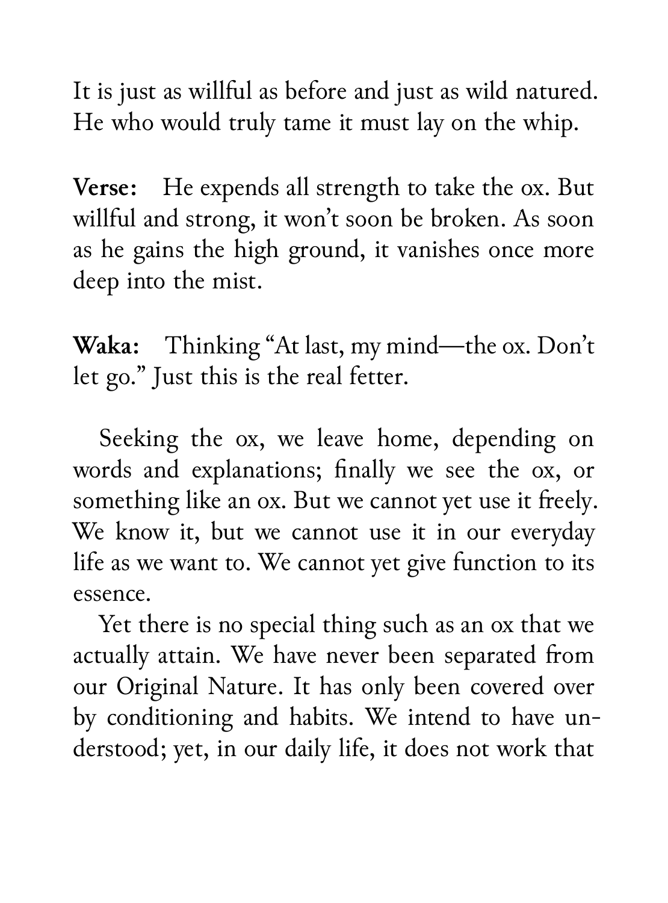It is just as willful as before and just as wild natured. He who would truly tame it must lay on the whip.

**Verse:** He expends all strength to take the ox. But willful and strong, it won't soon be broken. As soon as he gains the high ground, it vanishes once more deep into the mist.

**Waka:** Thinking "At last, my mind—the ox. Don't let go." Just this is the real fetter.

Seeking the ox, we leave home, depending on words and explanations; finally we see the ox, or something like an ox. But we cannot yet use it freely. We know it, but we cannot use it in our everyday life as we want to. We cannot yet give function to its essence.

Yet there is no special thing such as an ox that we actually attain. We have never been separated from our Original Nature. It has only been covered over by conditioning and habits. We intend to have understood; yet, in our daily life, it does not work that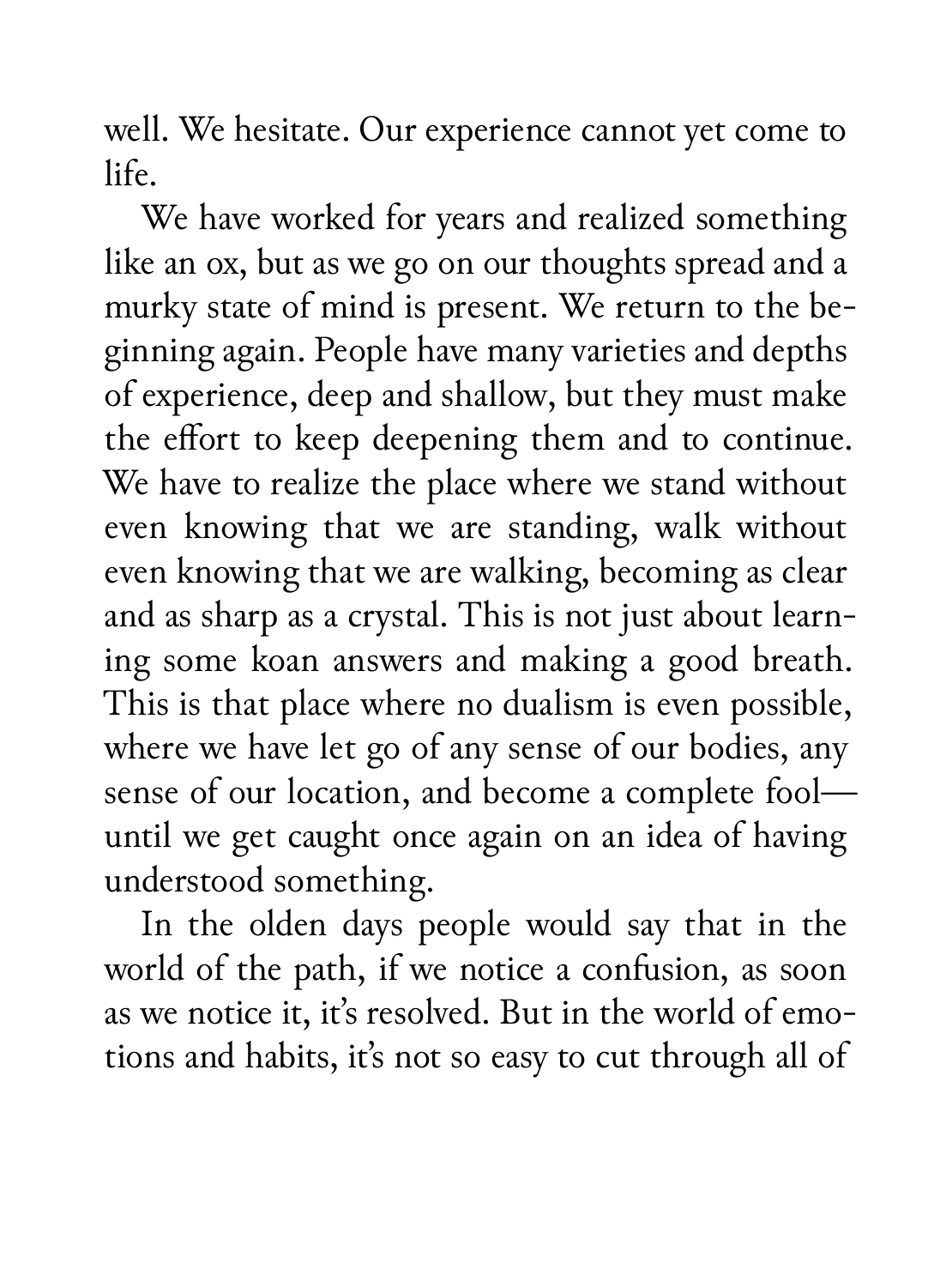well. We hesitate. Our experience cannot yet come to life.

We have worked for years and realized something like an ox, but as we go on our thoughts spread and a murky state of mind is present. We return to the beginning again. People have many varieties and depths of experience, deep and shallow, but they must make the effort to keep deepening them and to continue. We have to realize the place where we stand without even knowing that we are standing, walk without even knowing that we are walking, becoming as clear and as sharp as a crystal. This is not just about learning some koan answers and making a good breath. This is that place where no dualism is even possible, where we have let go of any sense of our bodies, any sense of our location, and become a complete fool—until we get caught once again on an idea of having understood something.

In the olden days people would say that in the world of the path, if we notice a confusion, as soon as we notice it, it's resolved. But in the world of emotions and habits, it's not so easy to cut through all of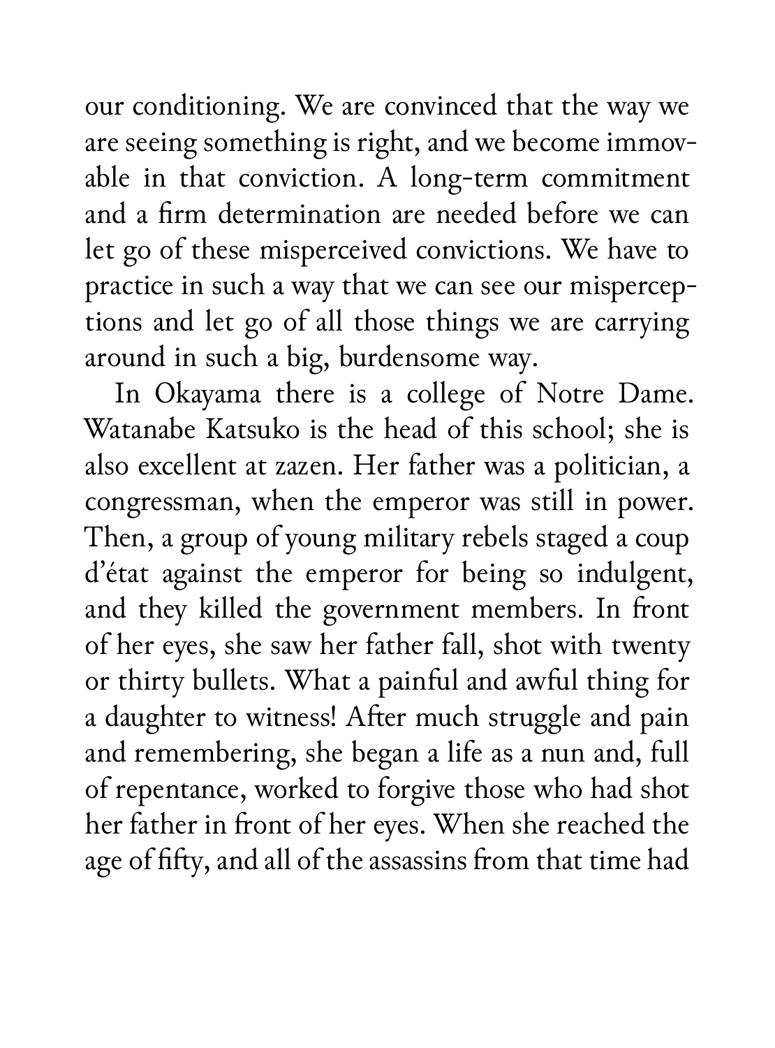our conditioning. We are convinced that the way we are seeing something is right, and we become immovable in that conviction. A long-term commitment and a firm determination are needed before we can let go of these misperceived convictions. We have to practice in such a way that we can see our misperceptions and let go of all those things we are carrying around in such a big, burdensome way.

In Okayama there is a college of Notre Dame. Watanabe Katsuko is the head of this school; she is also excellent at zazen. Her father was a politician, a congressman, when the emperor was still in power. Then, a group of young military rebels staged a coup d'état against the emperor for being so indulgent, and they killed the government members. In front of her eyes, she saw her father fall, shot with twenty or thirty bullets. What a painful and awful thing for a daughter to witness! After much struggle and pain and remembering, she began a life as a nun and, full of repentance, worked to forgive those who had shot her father in front of her eyes. When she reached the age of fifty, and all of the assassins from that time had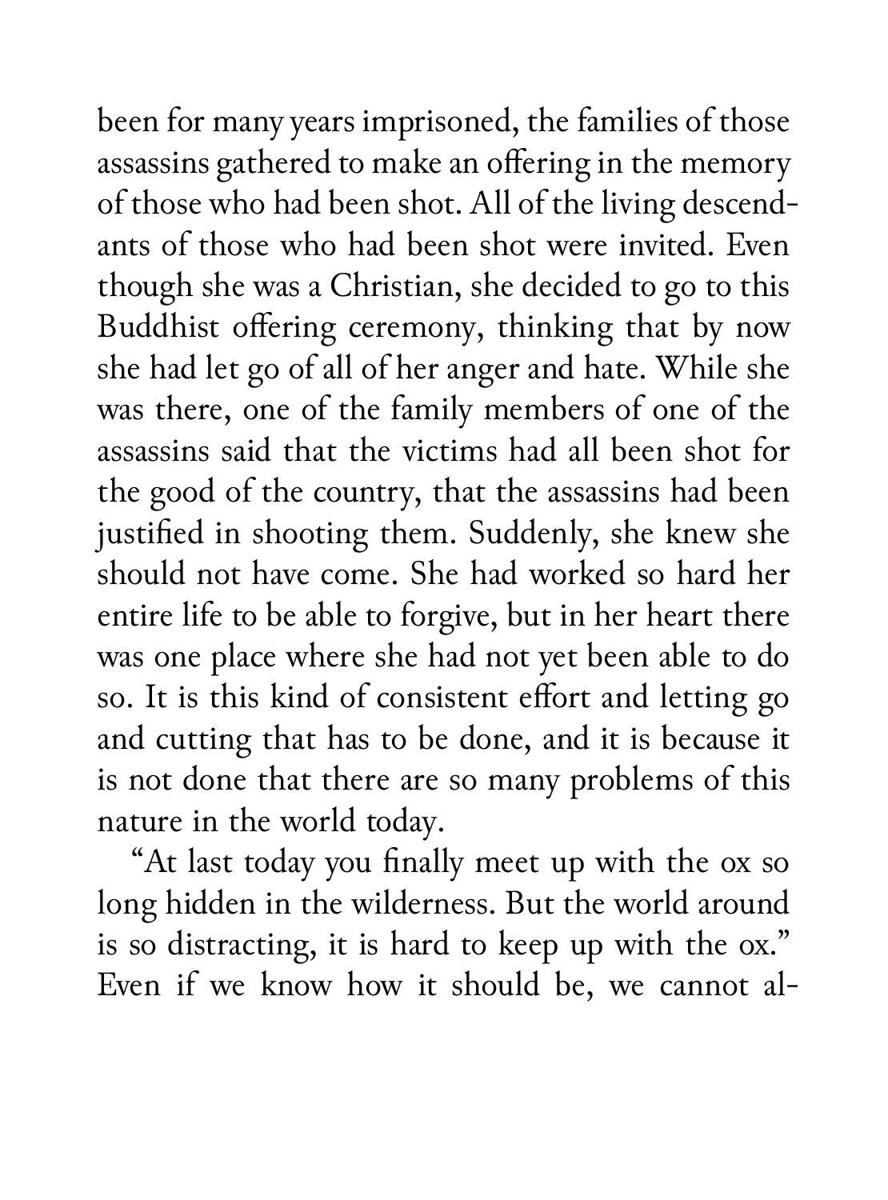been for many years imprisoned, the families of those assassins gathered to make an offering in the memory of those who had been shot. All of the living descendants of those who had been shot were invited. Even though she was a Christian, she decided to go to this Buddhist offering ceremony, thinking that by now she had let go of all of her anger and hate. While she was there, one of the family members of one of the assassins said that the victims had all been shot for the good of the country, that the assassins had been justified in shooting them. Suddenly, she knew she should not have come. She had worked so hard her entire life to be able to forgive, but in her heart there was one place where she had not yet been able to do so. It is this kind of consistent effort and letting go and cutting that has to be done, and it is because it is not done that there are so many problems of this nature in the world today.

"At last today you finally meet up with the ox so long hidden in the wilderness. But the world around is so distracting, it is hard to keep up with the ox." Even if we know how it should be, we cannot al-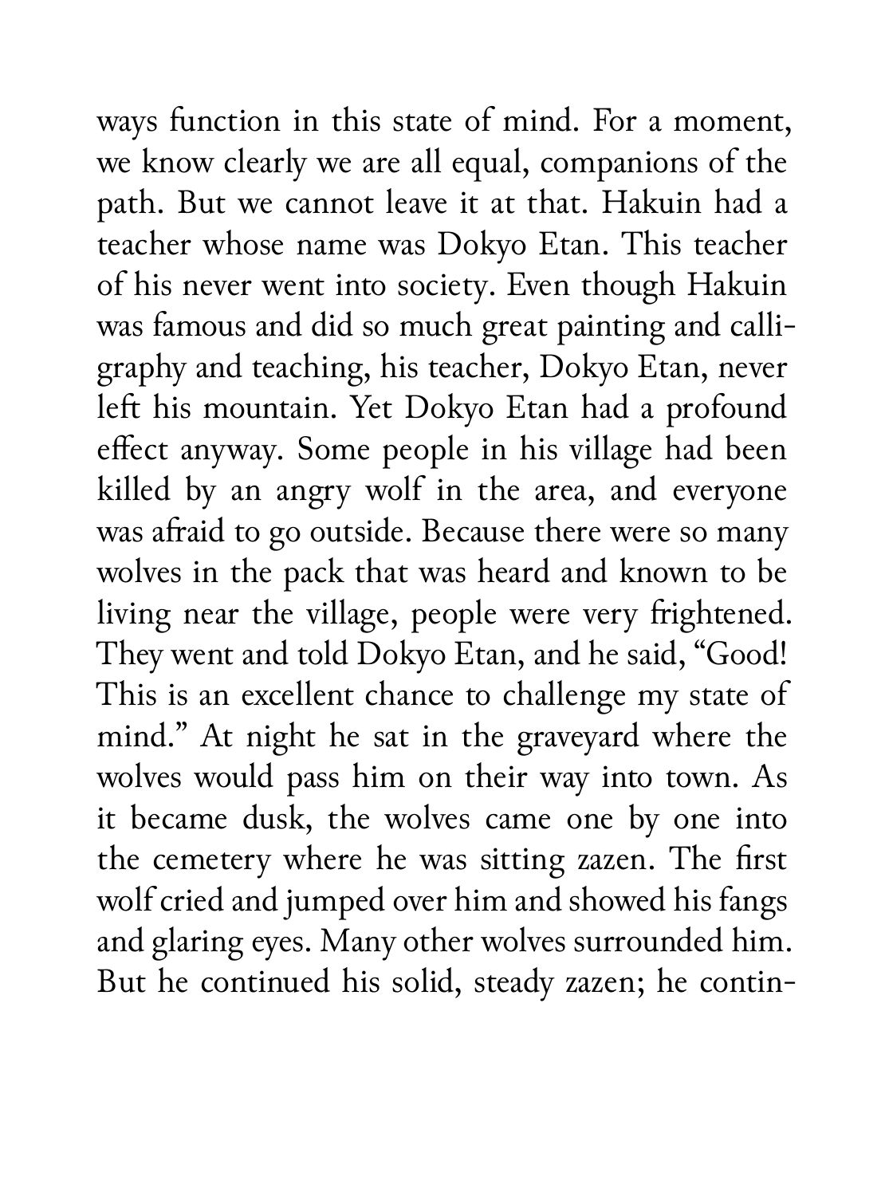ways function in this state of mind. For a moment, we know clearly we are all equal, companions of the path. But we cannot leave it at that. Hakuin had a teacher whose name was Dokyo Etan. This teacher of his never went into society. Even though Hakuin was famous and did so much great painting and calligraphy and teaching, his teacher, Dokyo Etan, never left his mountain. Yet Dokyo Etan had a profound effect anyway. Some people in his village had been killed by an angry wolf in the area, and everyone was afraid to go outside. Because there were so many wolves in the pack that was heard and known to be living near the village, people were very frightened. They went and told Dokyo Etan, and he said, "Good! This is an excellent chance to challenge my state of mind." At night he sat in the graveyard where the wolves would pass him on their way into town. As it became dusk, the wolves came one by one into the cemetery where he was sitting zazen. The first wolf cried and jumped over him and showed his fangs and glaring eyes. Many other wolves surrounded him. But he continued his solid, steady zazen; he contin-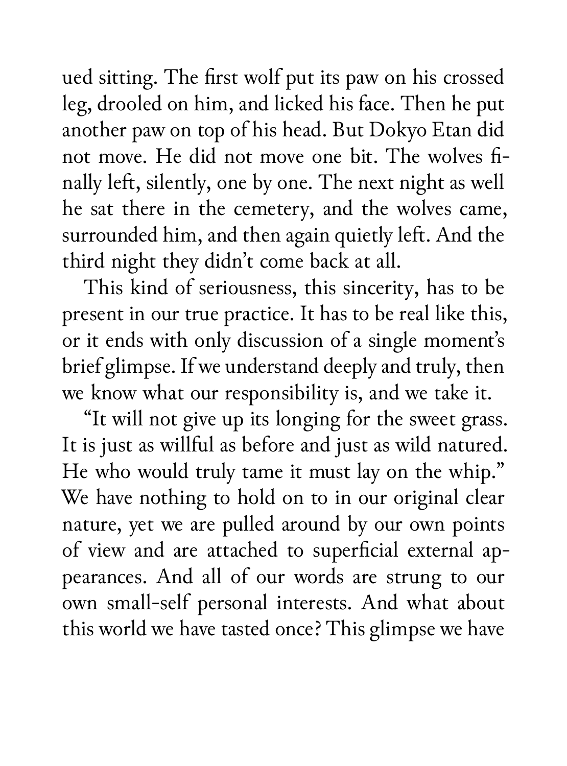ued sitting. The first wolf put its paw on his crossed leg, drooled on him, and licked his face. Then he put another paw on top of his head. But Dokyo Etan did not move. He did not move one bit. The wolves finally left, silently, one by one. The next night as well he sat there in the cemetery, and the wolves came, surrounded him, and then again quietly left. And the third night they didn't come back at all.

This kind of seriousness, this sincerity, has to be present in our true practice. It has to be real like this, or it ends with only discussion of a single moment's brief glimpse. If we understand deeply and truly, then we know what our responsibility is, and we take it.

"It will not give up its longing for the sweet grass. It is just as willful as before and just as wild natured. He who would truly tame it must lay on the whip." We have nothing to hold on to in our original clear nature, yet we are pulled around by our own points of view and are attached to superficial external appearances. And all of our words are strung to our own small-self personal interests. And what about this world we have tasted once? This glimpse we have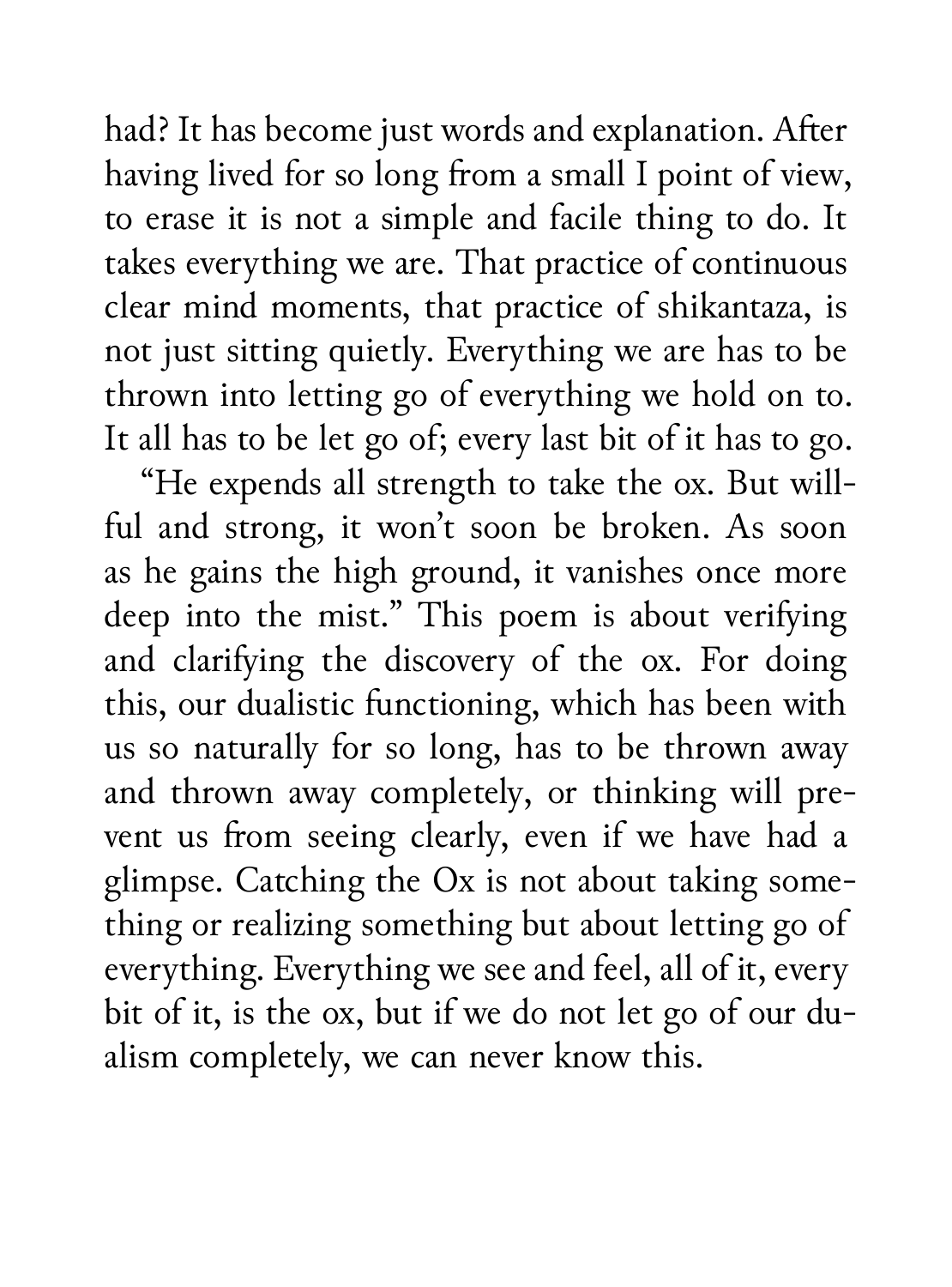had? It has become just words and explanation. After having lived for so long from a small I point of view, to erase it is not a simple and facile thing to do. It takes everything we are. That practice of continuous clear mind moments, that practice of shikantaza, is not just sitting quietly. Everything we are has to be thrown into letting go of everything we hold on to. It all has to be let go of; every last bit of it has to go.

"He expends all strength to take the ox. But willful and strong, it won't soon be broken. As soon as he gains the high ground, it vanishes once more deep into the mist." This poem is about verifying and clarifying the discovery of the ox. For doing this, our dualistic functioning, which has been with us so naturally for so long, has to be thrown away and thrown away completely, or thinking will prevent us from seeing clearly, even if we have had a glimpse. Catching the Ox is not about taking something or realizing something but about letting go of everything. Everything we see and feel, all of it, every bit of it, is the ox, but if we do not let go of our dualism completely, we can never know this.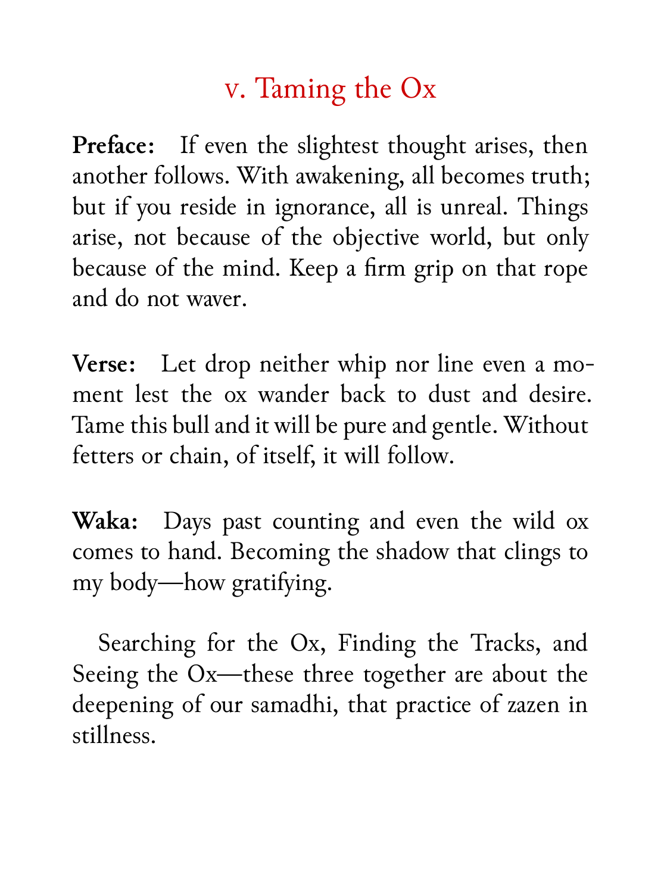# v. Taming the Ox

**Preface:** If even the slightest thought arises, then another follows. With awakening, all becomes truth; but if you reside in ignorance, all is unreal. Things arise, not because of the objective world, but only because of the mind. Keep a firm grip on that rope and do not waver.

**Verse:** Let drop neither whip nor line even a moment lest the ox wander back to dust and desire. Tame this bull and it will be pure and gentle. Without fetters or chain, of itself, it will follow.

**Waka:** Days past counting and even the wild ox comes to hand. Becoming the shadow that clings to my body—how gratifying.

Searching for the Ox, Finding the Tracks, and Seeing the Ox—these three together are about the deepening of our samadhi, that practice of zazen in stillness.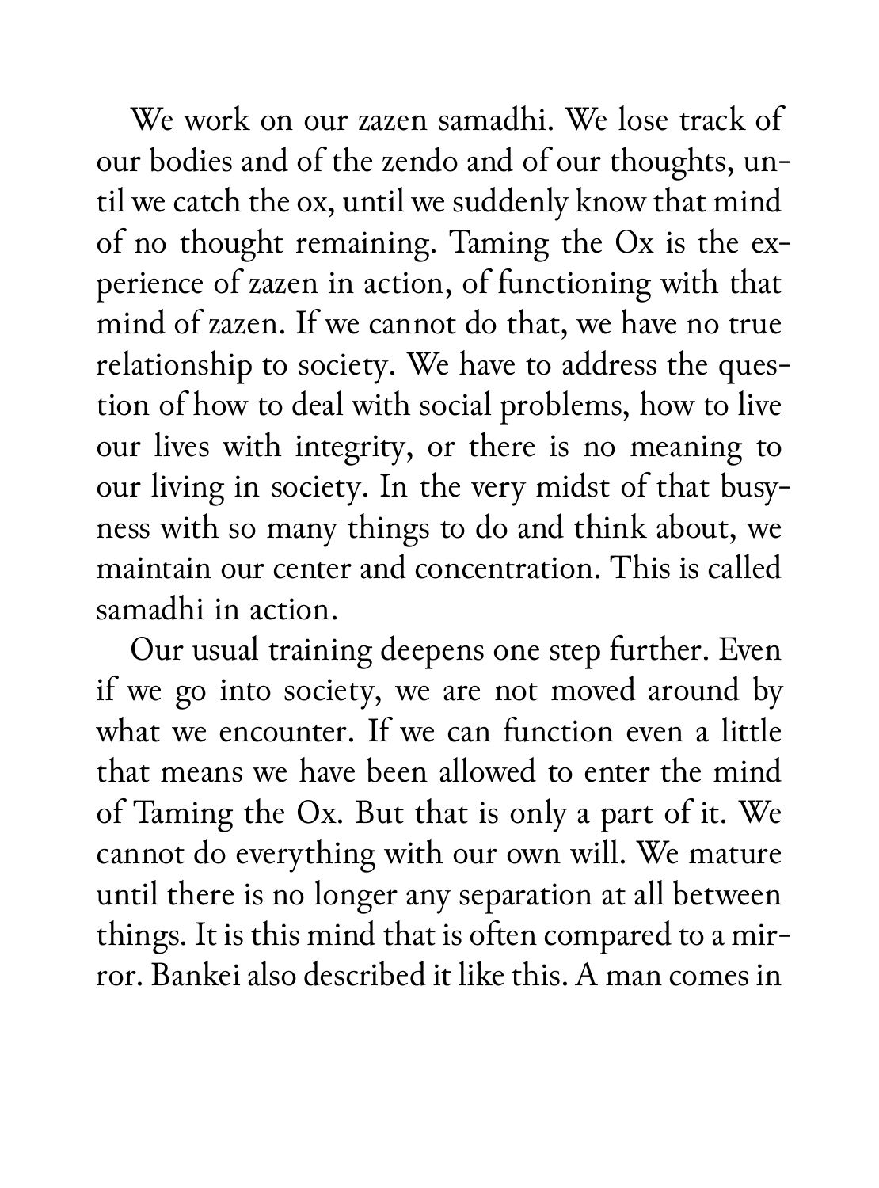We work on our zazen samadhi. We lose track of our bodies and of the zendo and of our thoughts, until we catch the ox, until we suddenly know that mind of no thought remaining. Taming the Ox is the experience of zazen in action, of functioning with that mind of zazen. If we cannot do that, we have no true relationship to society. We have to address the question of how to deal with social problems, how to live our lives with integrity, or there is no meaning to our living in society. In the very midst of that busyness with so many things to do and think about, we maintain our center and concentration. This is called samadhi in action.

Our usual training deepens one step further. Even if we go into society, we are not moved around by what we encounter. If we can function even a little that means we have been allowed to enter the mind of Taming the Ox. But that is only a part of it. We cannot do everything with our own will. We mature until there is no longer any separation at all between things. It is this mind that is often compared to a mirror. Bankei also described it like this. A man comes in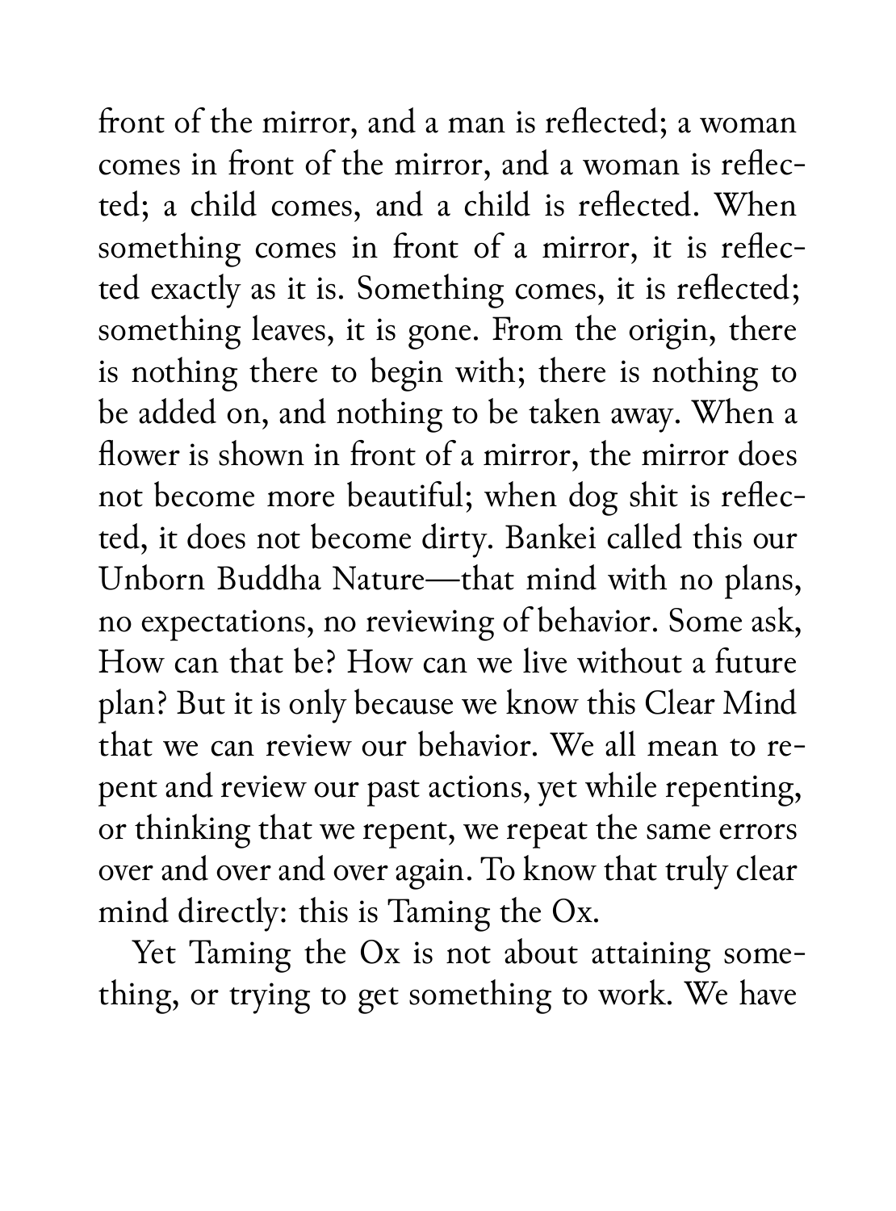front of the mirror, and a man is reflected; a woman comes in front of the mirror, and a woman is reflected; a child comes, and a child is reflected. When something comes in front of a mirror, it is reflected exactly as it is. Something comes, it is reflected; something leaves, it is gone. From the origin, there is nothing there to begin with; there is nothing to be added on, and nothing to be taken away. When a flower is shown in front of a mirror, the mirror does not become more beautiful; when dog shit is reflected, it does not become dirty. Bankei called this our Unborn Buddha Nature—that mind with no plans, no expectations, no reviewing of behavior. Some ask, How can that be? How can we live without a future plan? But it is only because we know this Clear Mind that we can review our behavior. We all mean to repent and review our past actions, yet while repenting, or thinking that we repent, we repeat the same errors over and over and over again. To know that truly clear mind directly: this is Taming the Ox.

Yet Taming the Ox is not about attaining something, or trying to get something to work. We have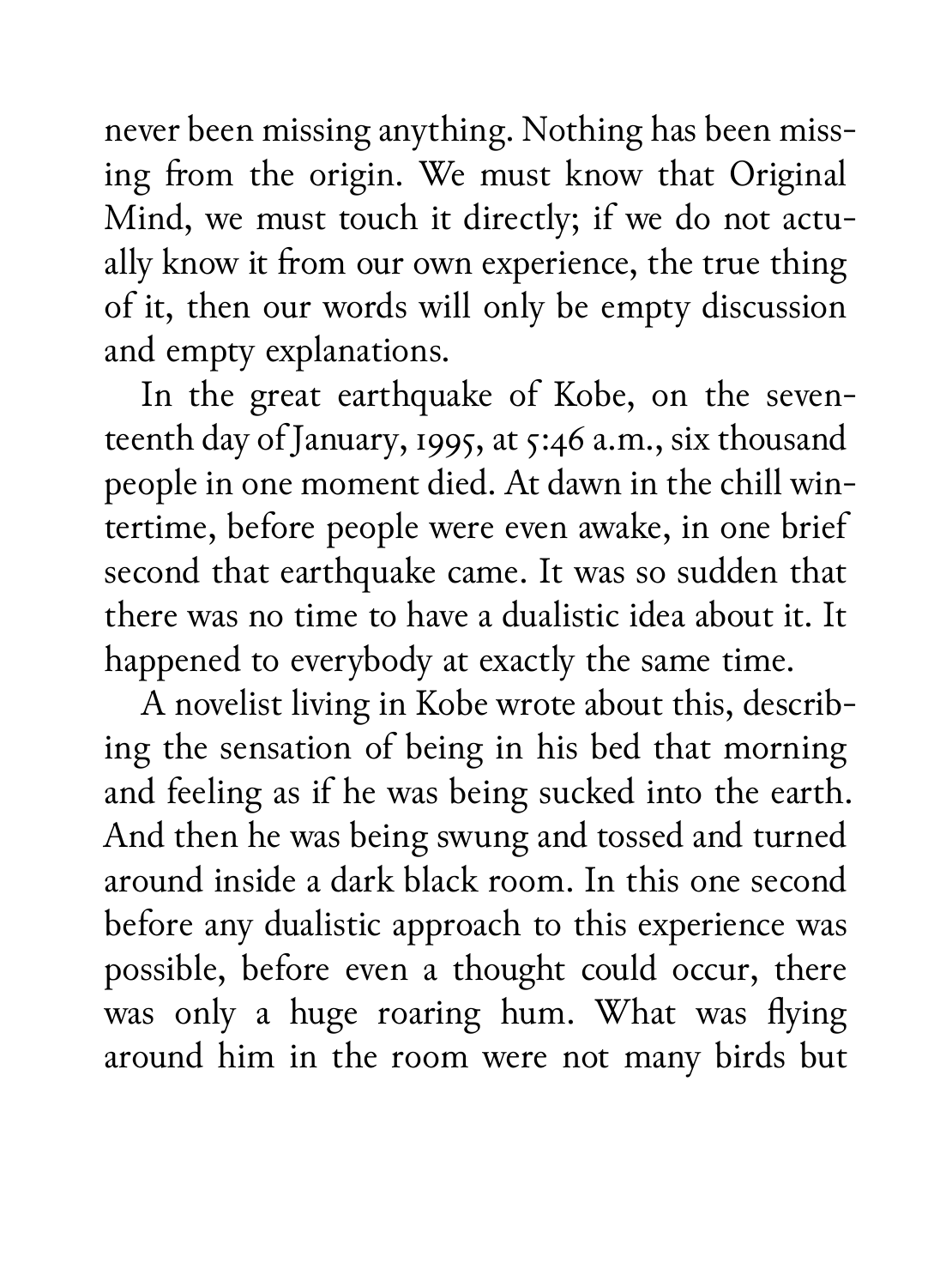never been missing anything. Nothing has been missing from the origin. We must know that Original Mind, we must touch it directly; if we do not actually know it from our own experience, the true thing of it, then our words will only be empty discussion and empty explanations.

In the great earthquake of Kobe, on the seventeenth day of January, 1995, at 5:46 a.m., six thousand people in one moment died. At dawn in the chill wintertime, before people were even awake, in one brief second that earthquake came. It was so sudden that there was no time to have a dualistic idea about it. It happened to everybody at exactly the same time.

A novelist living in Kobe wrote about this, describing the sensation of being in his bed that morning and feeling as if he was being sucked into the earth. And then he was being swung and tossed and turned around inside a dark black room. In this one second before any dualistic approach to this experience was possible, before even a thought could occur, there was only a huge roaring hum. What was flying around him in the room were not many birds but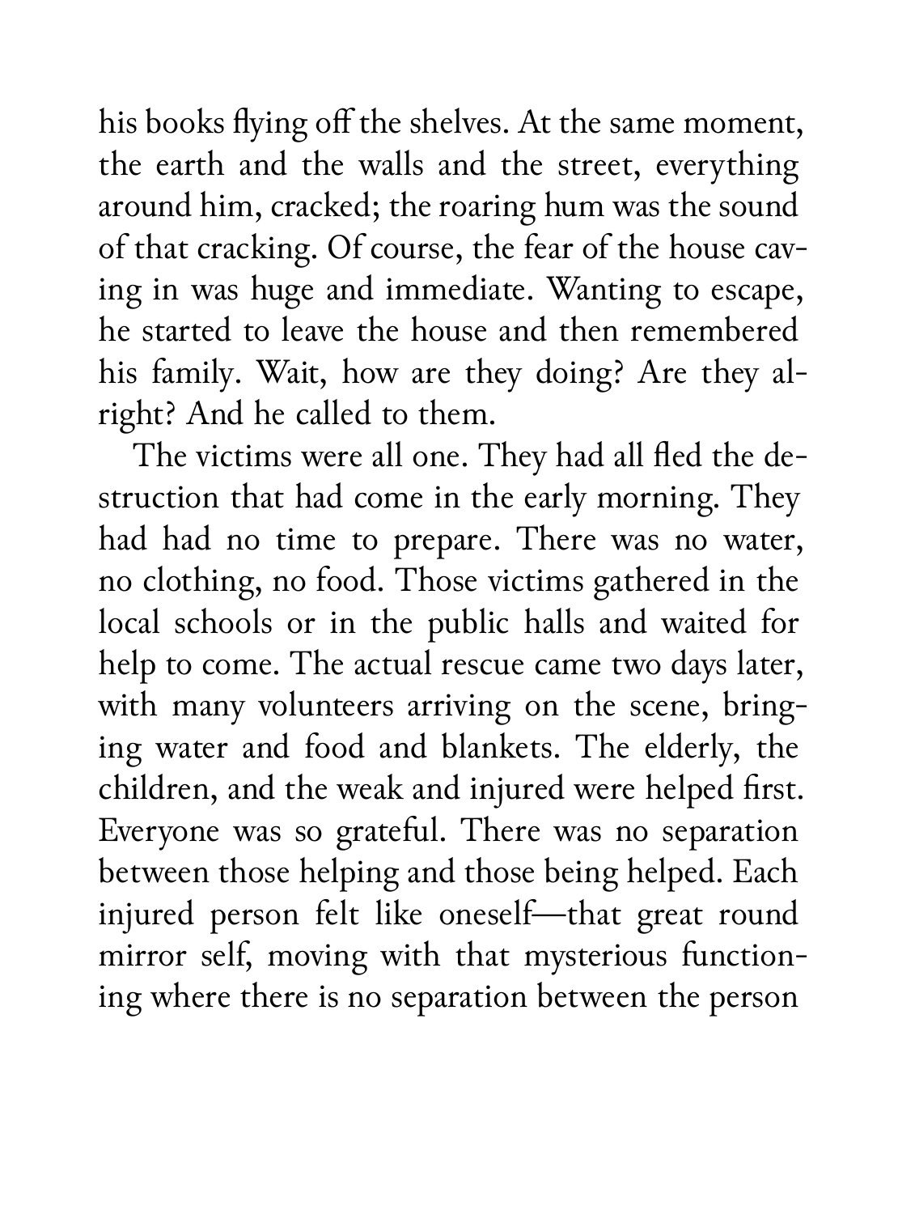his books flying off the shelves. At the same moment, the earth and the walls and the street, everything around him, cracked; the roaring hum was the sound of that cracking. Of course, the fear of the house caving in was huge and immediate. Wanting to escape, he started to leave the house and then remembered his family. Wait, how are they doing? Are they alright? And he called to them.

The victims were all one. They had all fled the destruction that had come in the early morning. They had had no time to prepare. There was no water, no clothing, no food. Those victims gathered in the local schools or in the public halls and waited for help to come. The actual rescue came two days later, with many volunteers arriving on the scene, bringing water and food and blankets. The elderly, the children, and the weak and injured were helped first. Everyone was so grateful. There was no separation between those helping and those being helped. Each injured person felt like oneself—that great round mirror self, moving with that mysterious functioning where there is no separation between the person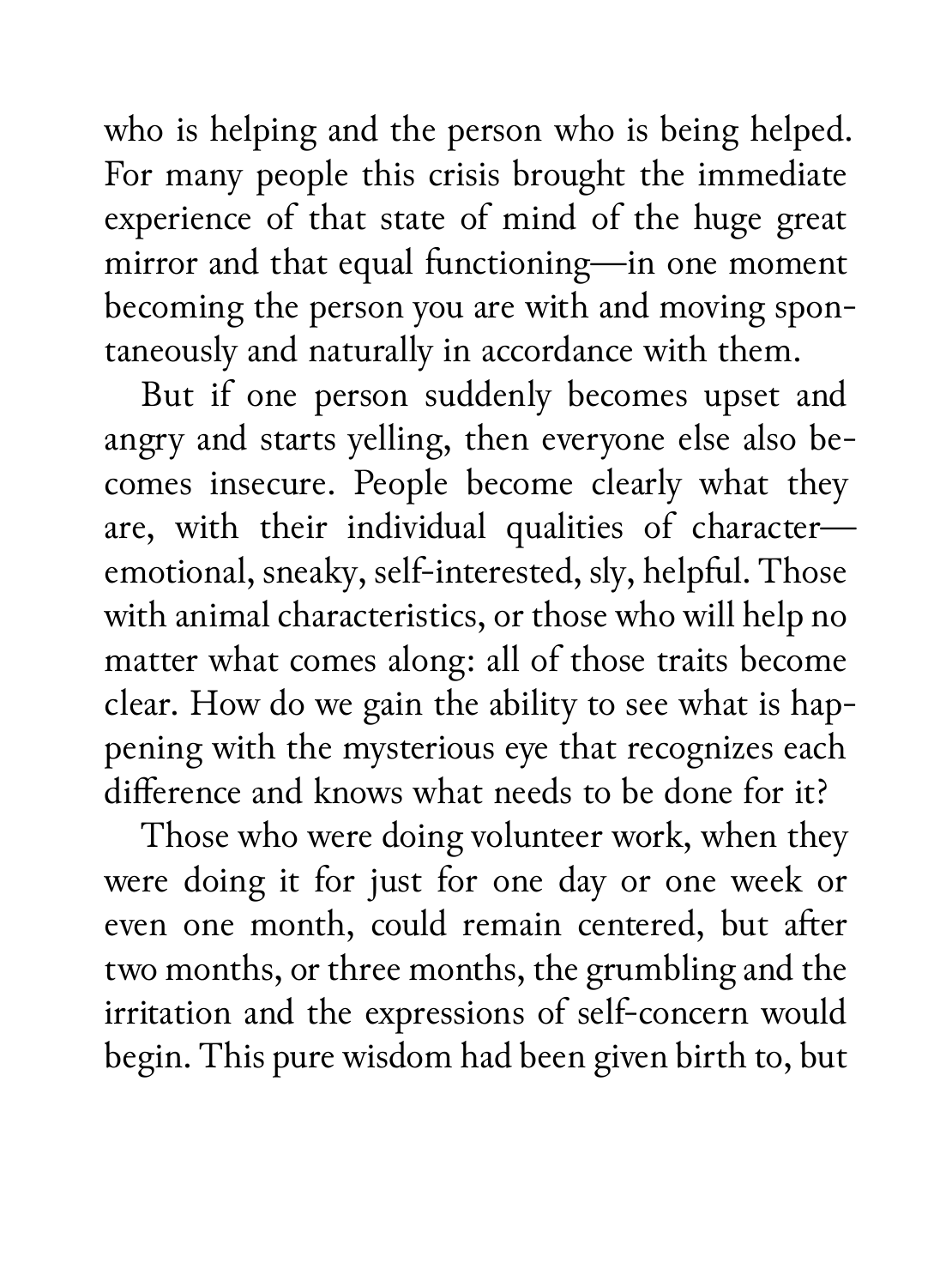who is helping and the person who is being helped. For many people this crisis brought the immediate experience of that state of mind of the huge great mirror and that equal functioning—in one moment becoming the person you are with and moving spontaneously and naturally in accordance with them.

But if one person suddenly becomes upset and angry and starts yelling, then everyone else also becomes insecure. People become clearly what they are, with their individual qualities of character—emotional, sneaky, self-interested, sly, helpful. Those with animal characteristics, or those who will help no matter what comes along: all of those traits become clear. How do we gain the ability to see what is happening with the mysterious eye that recognizes each difference and knows what needs to be done for it?

Those who were doing volunteer work, when they were doing it for just for one day or one week or even one month, could remain centered, but after two months, or three months, the grumbling and the irritation and the expressions of self-concern would begin. This pure wisdom had been given birth to, but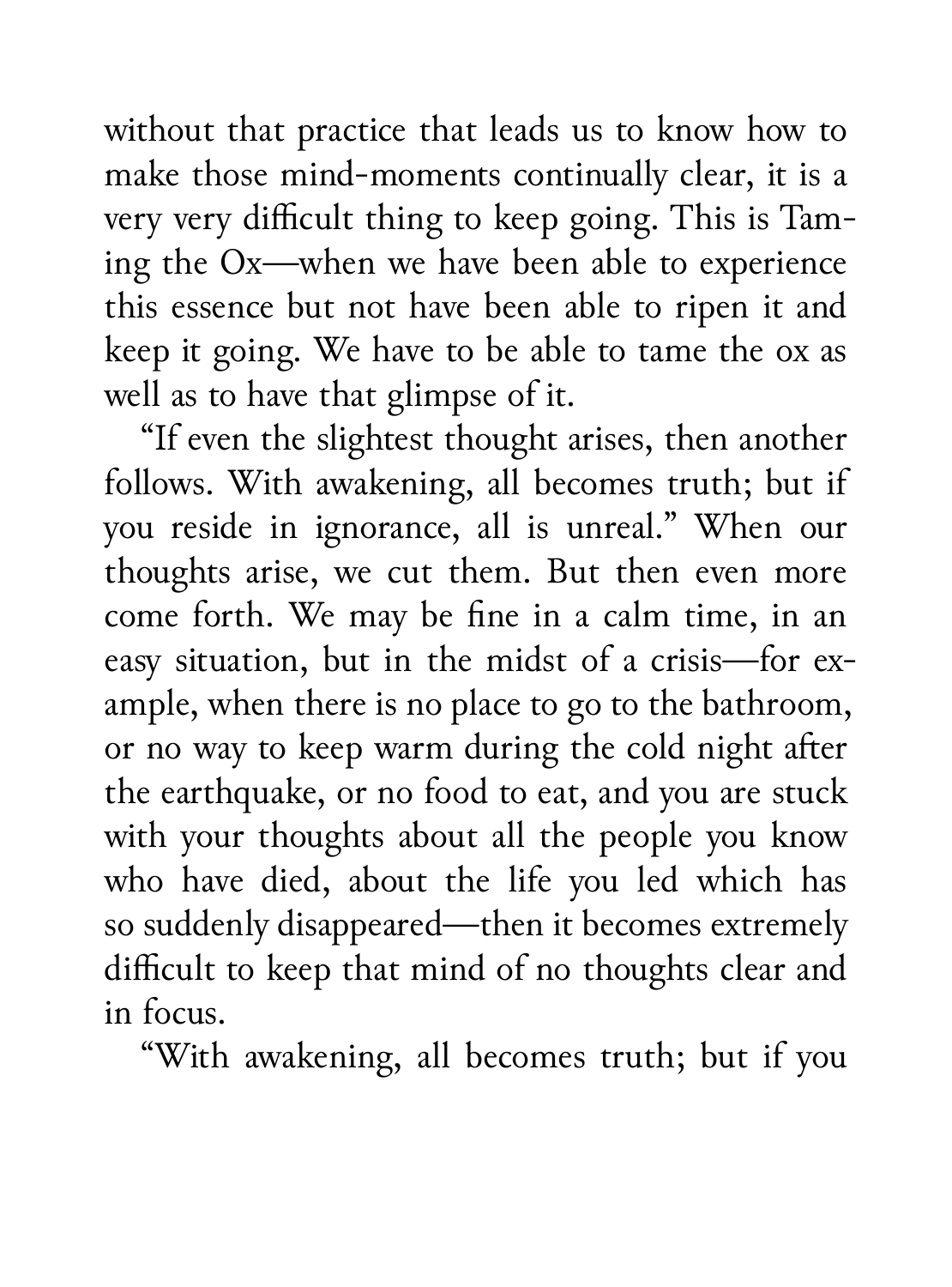without that practice that leads us to know how to make those mind-moments continually clear, it is a very very difficult thing to keep going. This is Taming the Ox—when we have been able to experience this essence but not have been able to ripen it and keep it going. We have to be able to tame the ox as well as to have that glimpse of it.

"If even the slightest thought arises, then another follows. With awakening, all becomes truth; but if you reside in ignorance, all is unreal." When our thoughts arise, we cut them. But then even more come forth. We may be fine in a calm time, in an easy situation, but in the midst of a crisis—for example, when there is no place to go to the bathroom, or no way to keep warm during the cold night after the earthquake, or no food to eat, and you are stuck with your thoughts about all the people you know who have died, about the life you led which has so suddenly disappeared—then it becomes extremely difficult to keep that mind of no thoughts clear and in focus.

"With awakening, all becomes truth; but if you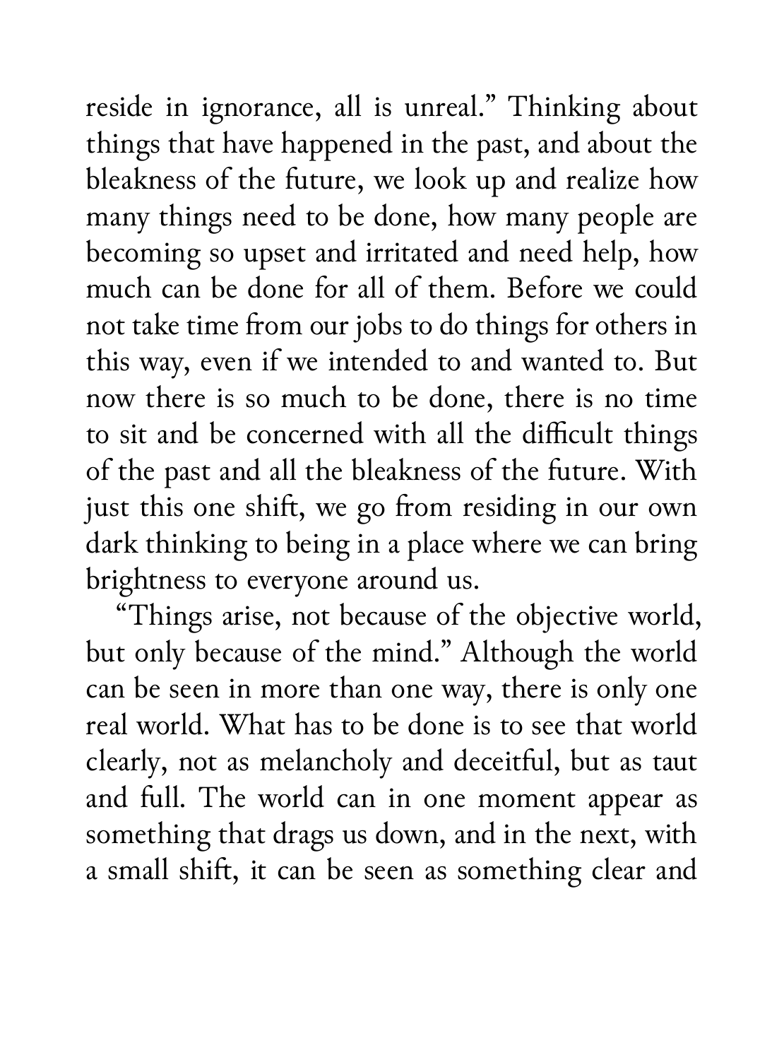reside in ignorance, all is unreal." Thinking about things that have happened in the past, and about the bleakness of the future, we look up and realize how many things need to be done, how many people are becoming so upset and irritated and need help, how much can be done for all of them. Before we could not take time from our jobs to do things for others in this way, even if we intended to and wanted to. But now there is so much to be done, there is no time to sit and be concerned with all the difficult things of the past and all the bleakness of the future. With just this one shift, we go from residing in our own dark thinking to being in a place where we can bring brightness to everyone around us.

"Things arise, not because of the objective world, but only because of the mind." Although the world can be seen in more than one way, there is only one real world. What has to be done is to see that world clearly, not as melancholy and deceitful, but as taut and full. The world can in one moment appear as something that drags us down, and in the next, with a small shift, it can be seen as something clear and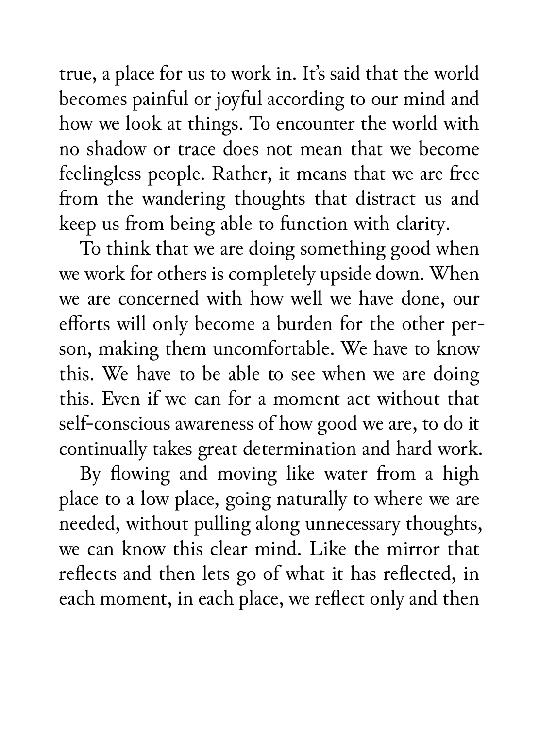true, a place for us to work in. It's said that the world becomes painful or joyful according to our mind and how we look at things. To encounter the world with no shadow or trace does not mean that we become feelingless people. Rather, it means that we are free from the wandering thoughts that distract us and keep us from being able to function with clarity.

To think that we are doing something good when we work for others is completely upside down. When we are concerned with how well we have done, our efforts will only become a burden for the other person, making them uncomfortable. We have to know this. We have to be able to see when we are doing this. Even if we can for a moment act without that self-conscious awareness of how good we are, to do it continually takes great determination and hard work.

By flowing and moving like water from a high place to a low place, going naturally to where we are needed, without pulling along unnecessary thoughts, we can know this clear mind. Like the mirror that reflects and then lets go of what it has reflected, in each moment, in each place, we reflect only and then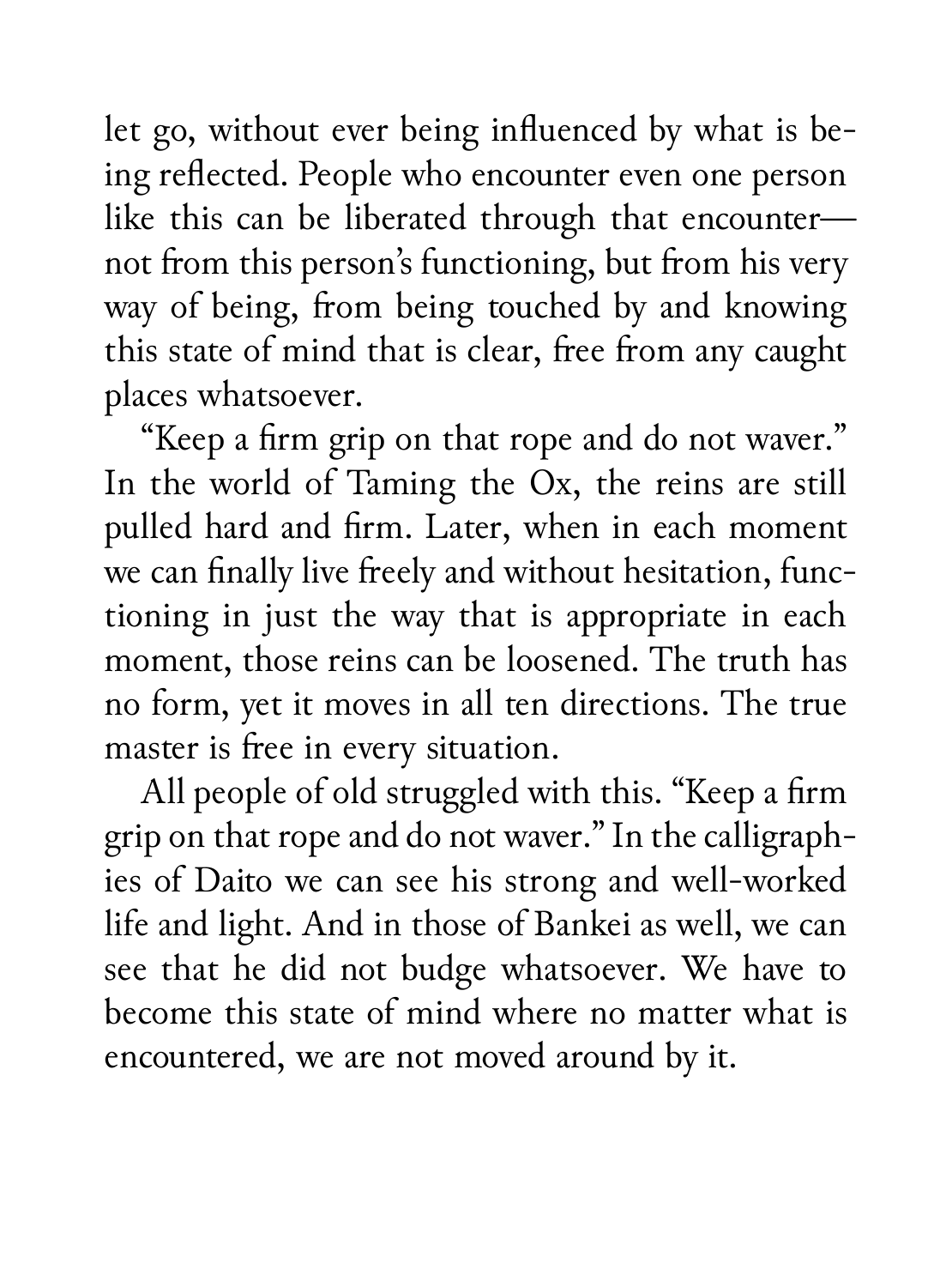let go, without ever being influenced by what is being reflected. People who encounter even one person like this can be liberated through that encounter—not from this person's functioning, but from his very way of being, from being touched by and knowing this state of mind that is clear, free from any caught places whatsoever.

"Keep a firm grip on that rope and do not waver." In the world of Taming the Ox, the reins are still pulled hard and firm. Later, when in each moment we can finally live freely and without hesitation, functioning in just the way that is appropriate in each moment, those reins can be loosened. The truth has no form, yet it moves in all ten directions. The true master is free in every situation.

All people of old struggled with this. "Keep a firm grip on that rope and do not waver." In the calligraphies of Daito we can see his strong and well-worked life and light. And in those of Bankei as well, we can see that he did not budge whatsoever. We have to become this state of mind where no matter what is encountered, we are not moved around by it.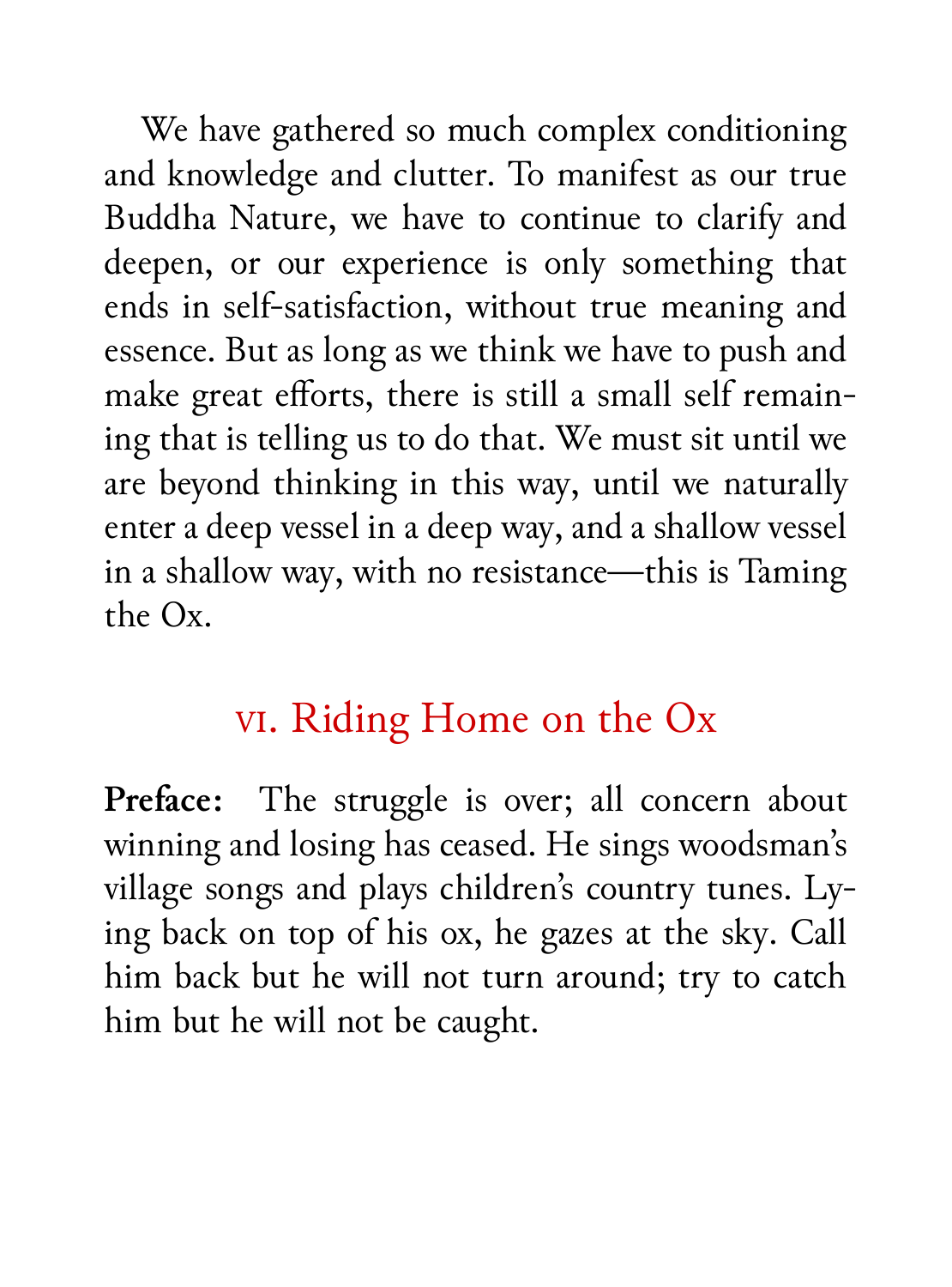We have gathered so much complex conditioning and knowledge and clutter. To manifest as our true Buddha Nature, we have to continue to clarify and deepen, or our experience is only something that ends in self-satisfaction, without true meaning and essence. But as long as we think we have to push and make great efforts, there is still a small self remaining that is telling us to do that. We must sit until we are beyond thinking in this way, until we naturally enter a deep vessel in a deep way, and a shallow vessel in a shallow way, with no resistance—this is Taming the Ox.

## VI. Riding Home on the Ox

**Preface:** The struggle is over; all concern about winning and losing has ceased. He sings woodsman's village songs and plays children's country tunes. Lying back on top of his ox, he gazes at the sky. Call him back but he will not turn around; try to catch him but he will not be caught.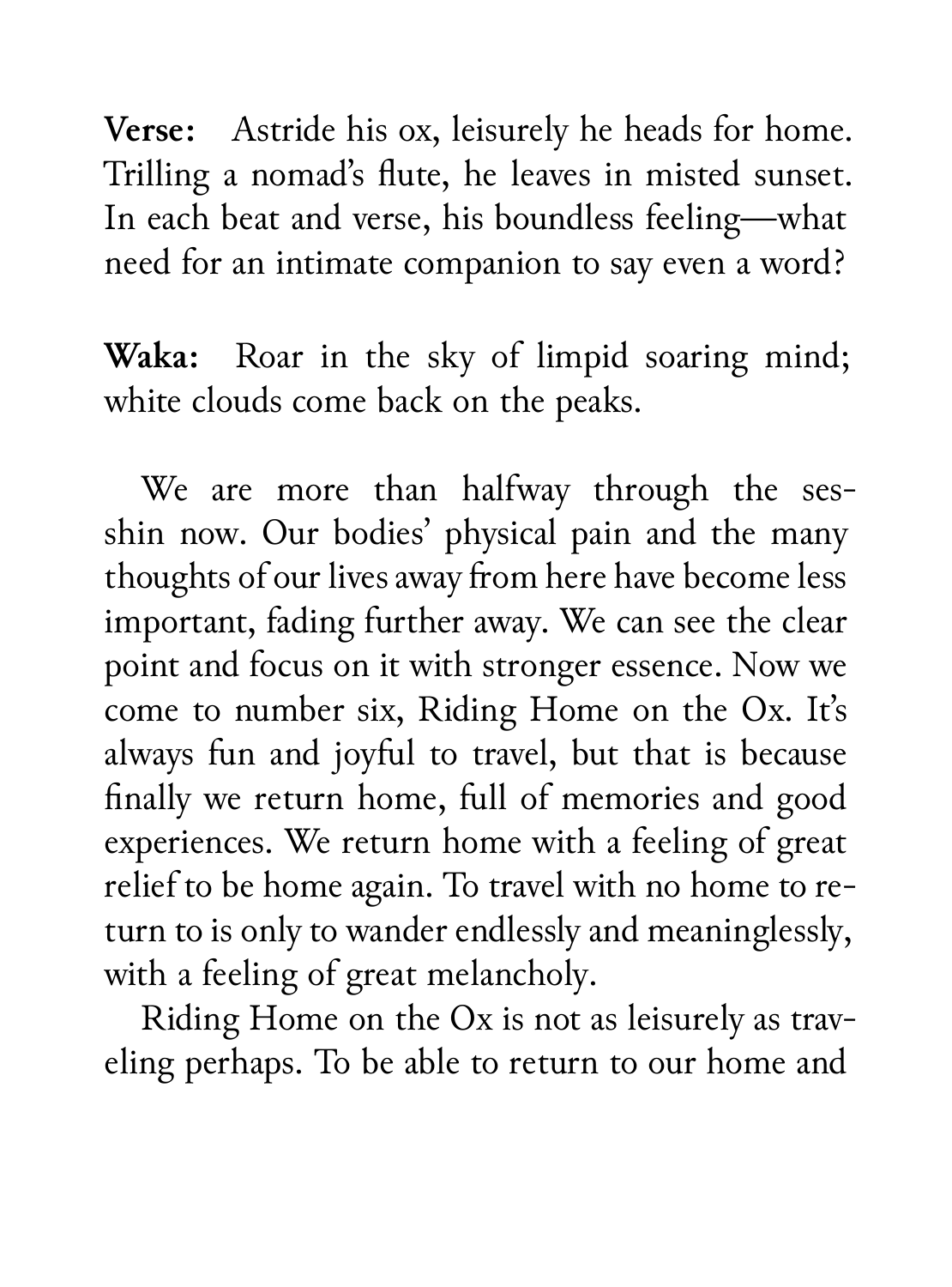**Verse:** Astride his ox, leisurely he heads for home. Trilling a nomad's flute, he leaves in misted sunset. In each beat and verse, his boundless feeling—what need for an intimate companion to say even a word?

**Waka:** Roar in the sky of limpid soaring mind; white clouds come back on the peaks.

We are more than halfway through the sesshin now. Our bodies' physical pain and the many thoughts of our lives away from here have become less important, fading further away. We can see the clear point and focus on it with stronger essence. Now we come to number six, Riding Home on the Ox. It's always fun and joyful to travel, but that is because finally we return home, full of memories and good experiences. We return home with a feeling of great relief to be home again. To travel with no home to return to is only to wander endlessly and meaninglessly, with a feeling of great melancholy.

Riding Home on the Ox is not as leisurely as traveling perhaps. To be able to return to our home and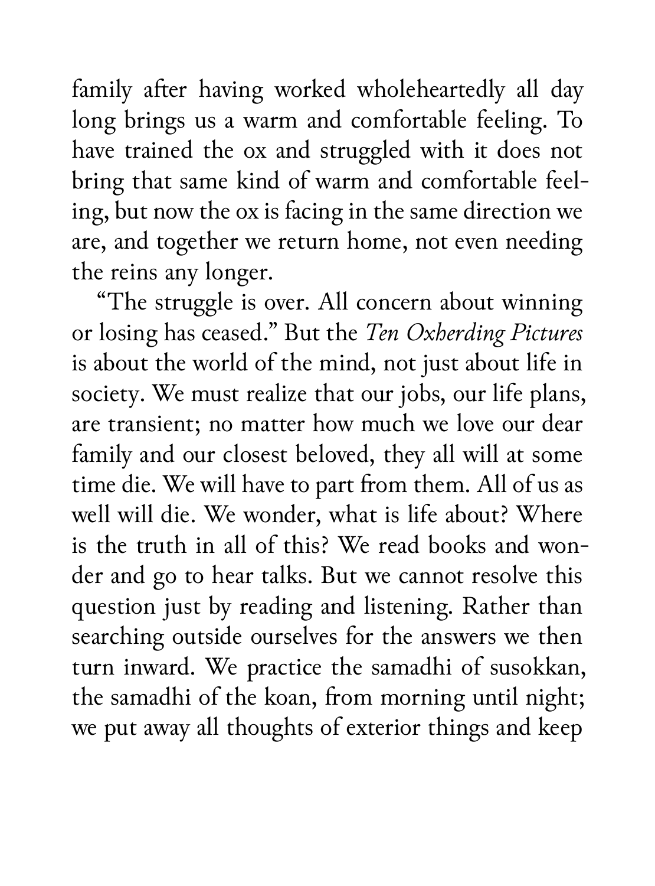family after having worked wholeheartedly all day long brings us a warm and comfortable feeling. To have trained the ox and struggled with it does not bring that same kind of warm and comfortable feeling, but now the ox is facing in the same direction we are, and together we return home, not even needing the reins any longer.

"The struggle is over. All concern about winning or losing has ceased." But the *Ten Oxherding Pictures* is about the world of the mind, not just about life in society. We must realize that our jobs, our life plans, are transient; no matter how much we love our dear family and our closest beloved, they all will at some time die. We will have to part from them. All of us as well will die. We wonder, what is life about? Where is the truth in all of this? We read books and wonder and go to hear talks. But we cannot resolve this question just by reading and listening. Rather than searching outside ourselves for the answers we then turn inward. We practice the samadhi of susokkan, the samadhi of the koan, from morning until night; we put away all thoughts of exterior things and keep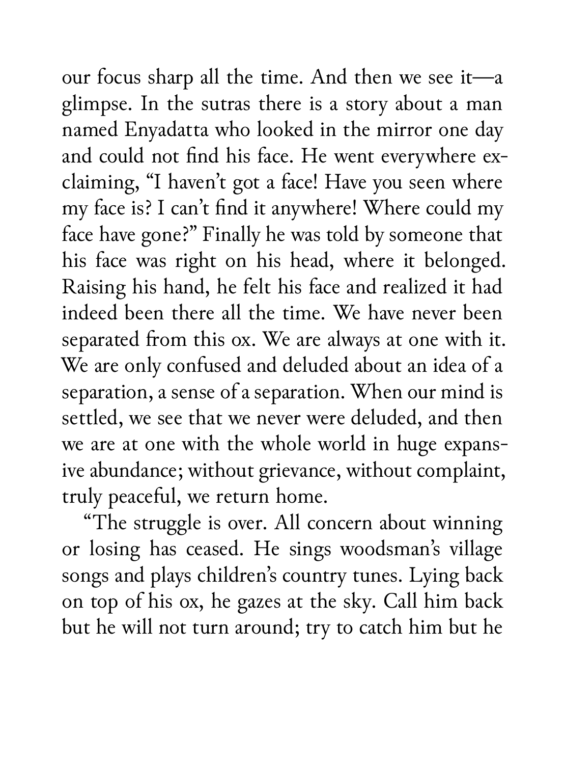our focus sharp all the time. And then we see it—a glimpse. In the sutras there is a story about a man named Enyadatta who looked in the mirror one day and could not find his face. He went everywhere exclaiming, "I haven't got a face! Have you seen where my face is? I can't find it anywhere! Where could my face have gone?" Finally he was told by someone that his face was right on his head, where it belonged. Raising his hand, he felt his face and realized it had indeed been there all the time. We have never been separated from this ox. We are always at one with it. We are only confused and deluded about an idea of a separation, a sense of a separation. When our mind is settled, we see that we never were deluded, and then we are at one with the whole world in huge expansive abundance; without grievance, without complaint, truly peaceful, we return home.

"The struggle is over. All concern about winning or losing has ceased. He sings woodsman's village songs and plays children's country tunes. Lying back on top of his ox, he gazes at the sky. Call him back but he will not turn around; try to catch him but he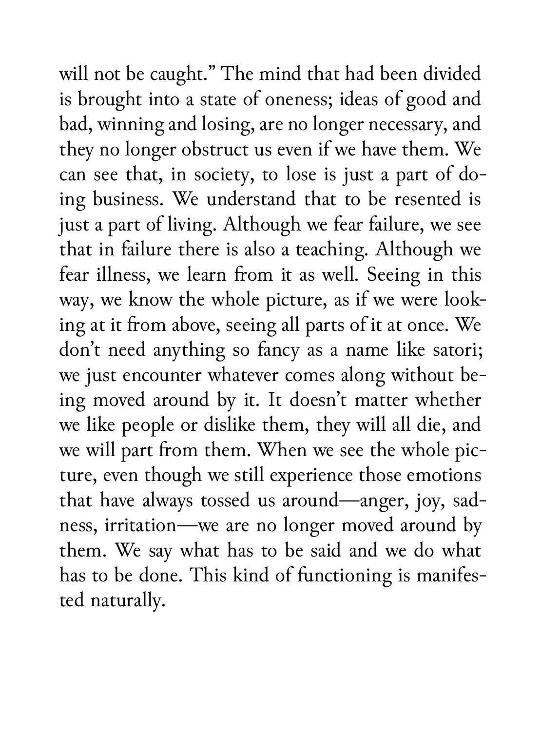will not be caught." The mind that had been divided is brought into a state of oneness; ideas of good and bad, winning and losing, are no longer necessary, and they no longer obstruct us even if we have them. We can see that, in society, to lose is just a part of doing business. We understand that to be resented is just a part of living. Although we fear failure, we see that in failure there is also a teaching. Although we fear illness, we learn from it as well. Seeing in this way, we know the whole picture, as if we were looking at it from above, seeing all parts of it at once. We don't need anything so fancy as a name like satori; we just encounter whatever comes along without being moved around by it. It doesn't matter whether we like people or dislike them, they will all die, and we will part from them. When we see the whole picture, even though we still experience those emotions that have always tossed us around—anger, joy, sadness, irritation—we are no longer moved around by them. We say what has to be said and we do what has to be done. This kind of functioning is manifested naturally.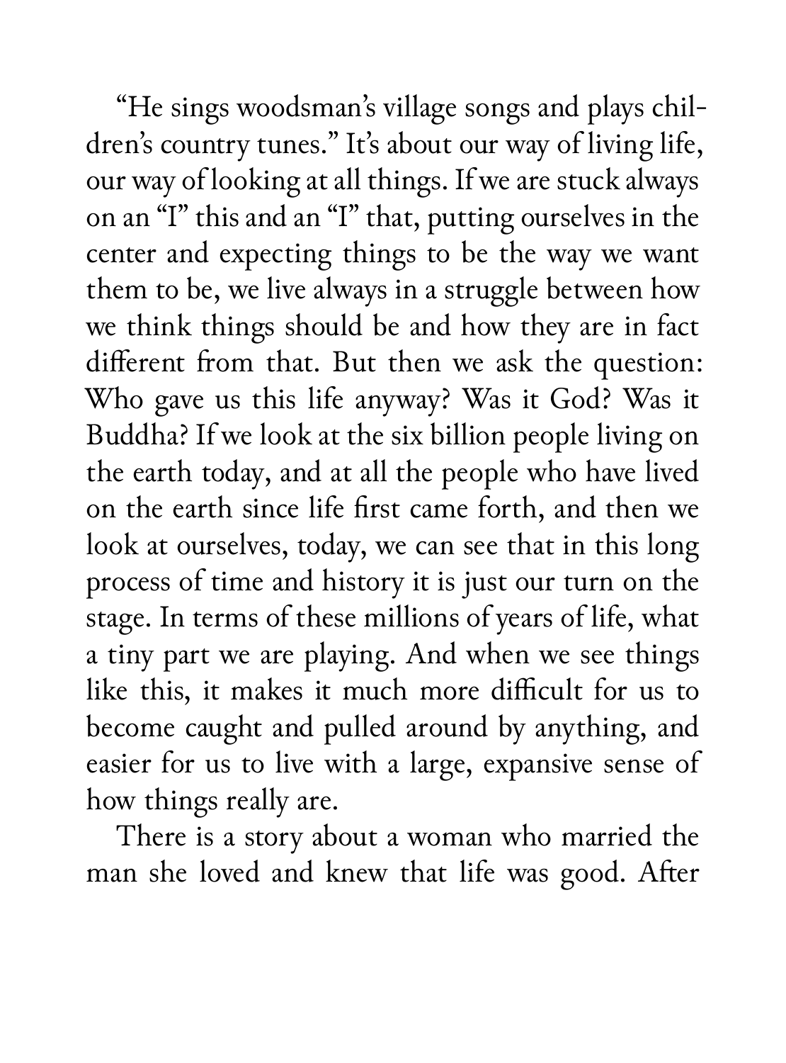"He sings woodsman's village songs and plays children's country tunes." It's about our way of living life, our way of looking at all things. If we are stuck always on an "I" this and an "I" that, putting ourselves in the center and expecting things to be the way we want them to be, we live always in a struggle between how we think things should be and how they are in fact different from that. But then we ask the question: Who gave us this life anyway? Was it God? Was it Buddha? If we look at the six billion people living on the earth today, and at all the people who have lived on the earth since life first came forth, and then we look at ourselves, today, we can see that in this long process of time and history it is just our turn on the stage. In terms of these millions of years of life, what a tiny part we are playing. And when we see things like this, it makes it much more difficult for us to become caught and pulled around by anything, and easier for us to live with a large, expansive sense of how things really are.

There is a story about a woman who married the man she loved and knew that life was good. After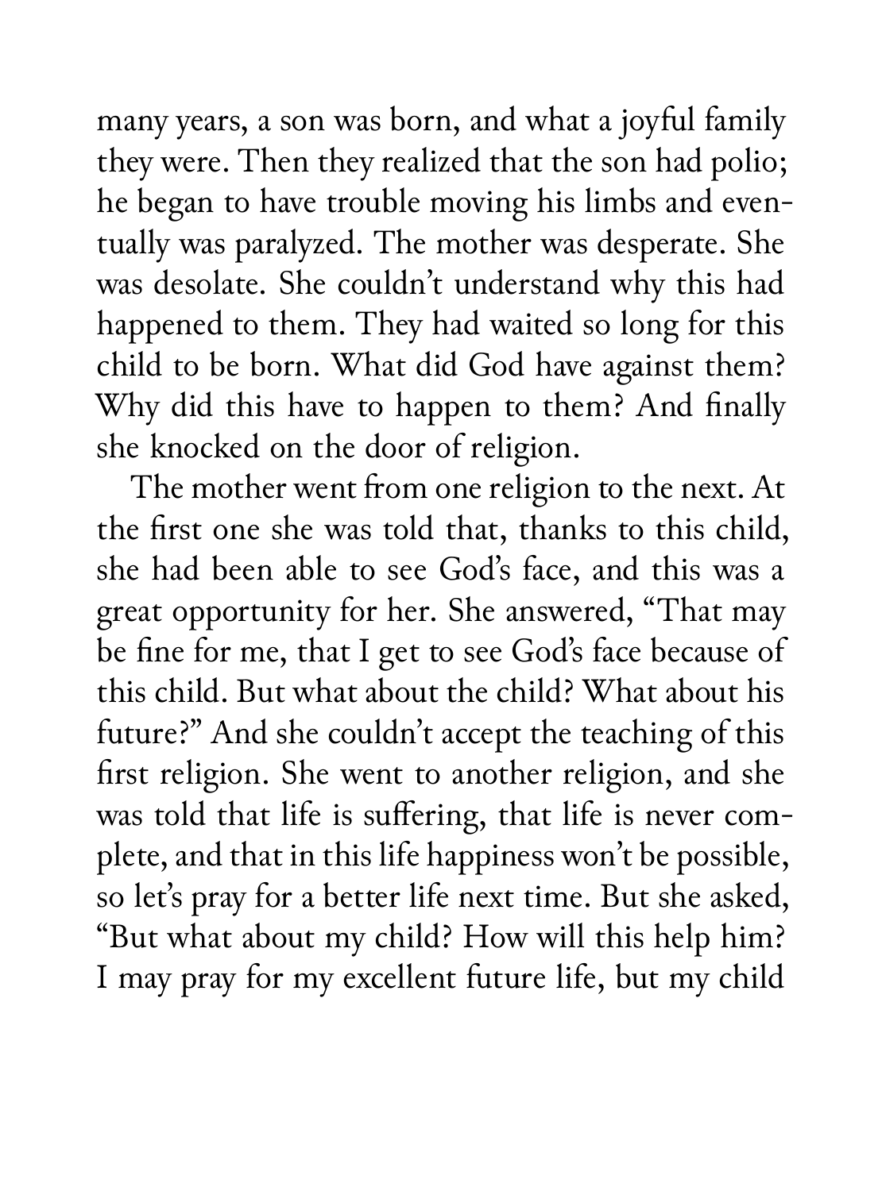many years, a son was born, and what a joyful family they were. Then they realized that the son had polio; he began to have trouble moving his limbs and eventually was paralyzed. The mother was desperate. She was desolate. She couldn't understand why this had happened to them. They had waited so long for this child to be born. What did God have against them? Why did this have to happen to them? And finally she knocked on the door of religion.

The mother went from one religion to the next. At the first one she was told that, thanks to this child, she had been able to see God's face, and this was a great opportunity for her. She answered, "That may be fine for me, that I get to see God's face because of this child. But what about the child? What about his future?" And she couldn't accept the teaching of this first religion. She went to another religion, and she was told that life is suffering, that life is never complete, and that in this life happiness won't be possible, so let's pray for a better life next time. But she asked, "But what about my child? How will this help him? I may pray for my excellent future life, but my child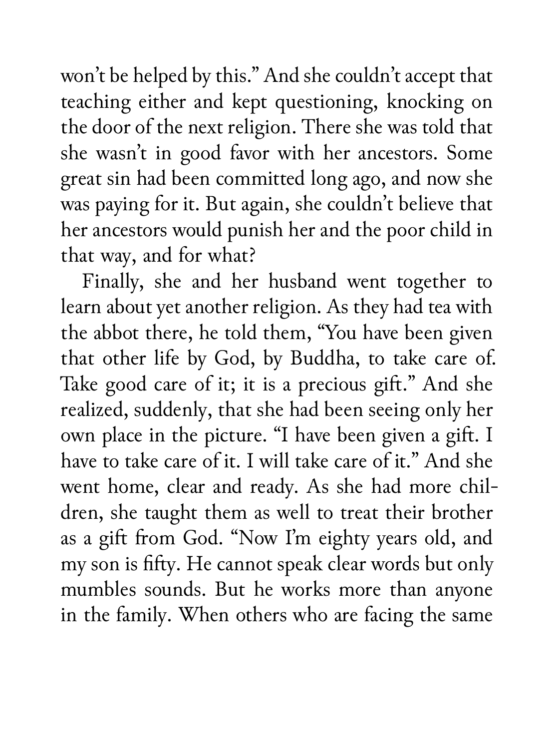won't be helped by this." And she couldn't accept that teaching either and kept questioning, knocking on the door of the next religion. There she was told that she wasn't in good favor with her ancestors. Some great sin had been committed long ago, and now she was paying for it. But again, she couldn't believe that her ancestors would punish her and the poor child in that way, and for what?

Finally, she and her husband went together to learn about yet another religion. As they had tea with the abbot there, he told them, "You have been given that other life by God, by Buddha, to take care of. Take good care of it; it is a precious gift." And she realized, suddenly, that she had been seeing only her own place in the picture. "I have been given a gift. I have to take care of it. I will take care of it." And she went home, clear and ready. As she had more children, she taught them as well to treat their brother as a gift from God. "Now I'm eighty years old, and my son is fifty. He cannot speak clear words but only mumbles sounds. But he works more than anyone in the family. When others who are facing the same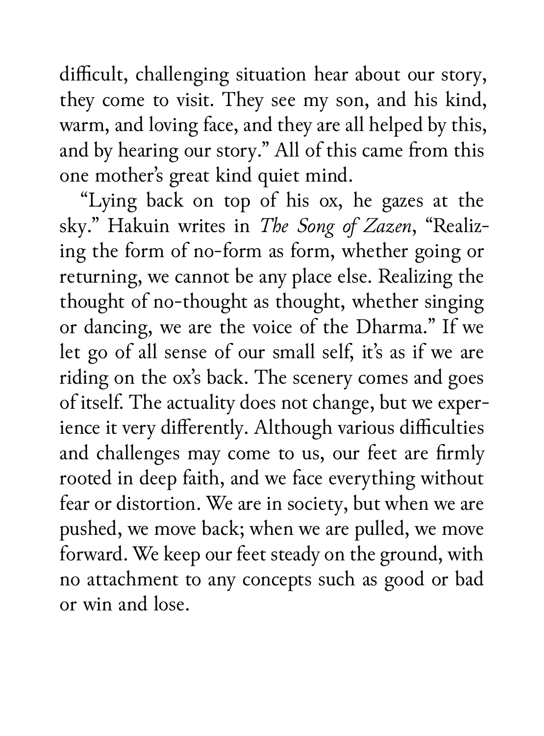difficult, challenging situation hear about our story, they come to visit. They see my son, and his kind, warm, and loving face, and they are all helped by this, and by hearing our story." All of this came from this one mother's great kind quiet mind.

"Lying back on top of his ox, he gazes at the sky." Hakuin writes in *The Song of Zazen*, "Realizing the form of no-form as form, whether going or returning, we cannot be any place else. Realizing the thought of no-thought as thought, whether singing or dancing, we are the voice of the Dharma." If we let go of all sense of our small self, it's as if we are riding on the ox's back. The scenery comes and goes of itself. The actuality does not change, but we experience it very differently. Although various difficulties and challenges may come to us, our feet are firmly rooted in deep faith, and we face everything without fear or distortion. We are in society, but when we are pushed, we move back; when we are pulled, we move forward. We keep our feet steady on the ground, with no attachment to any concepts such as good or bad or win and lose.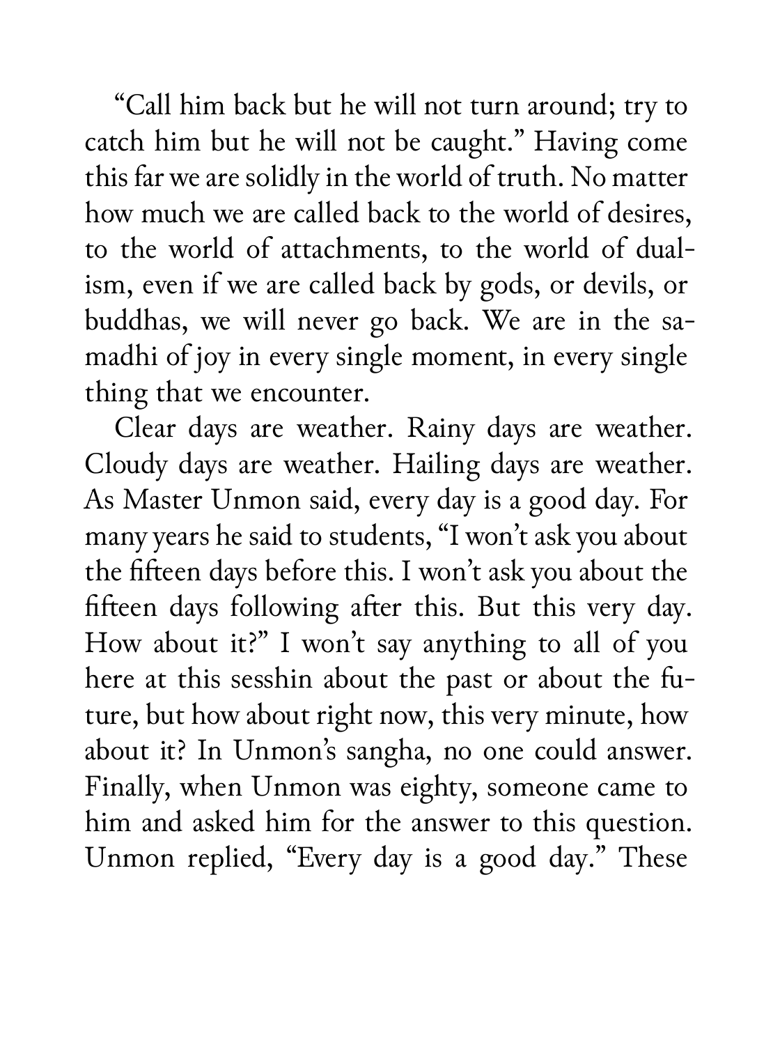"Call him back but he will not turn around; try to catch him but he will not be caught." Having come this far we are solidly in the world of truth. No matter how much we are called back to the world of desires, to the world of attachments, to the world of dualism, even if we are called back by gods, or devils, or buddhas, we will never go back. We are in the samadhi of joy in every single moment, in every single thing that we encounter.

Clear days are weather. Rainy days are weather. Cloudy days are weather. Hailing days are weather. As Master Unmon said, every day is a good day. For many years he said to students, "I won't ask you about the fifteen days before this. I won't ask you about the fifteen days following after this. But this very day. How about it?" I won't say anything to all of you here at this sesshin about the past or about the future, but how about right now, this very minute, how about it? In Unmon's sangha, no one could answer. Finally, when Unmon was eighty, someone came to him and asked him for the answer to this question. Unmon replied, "Every day is a good day." These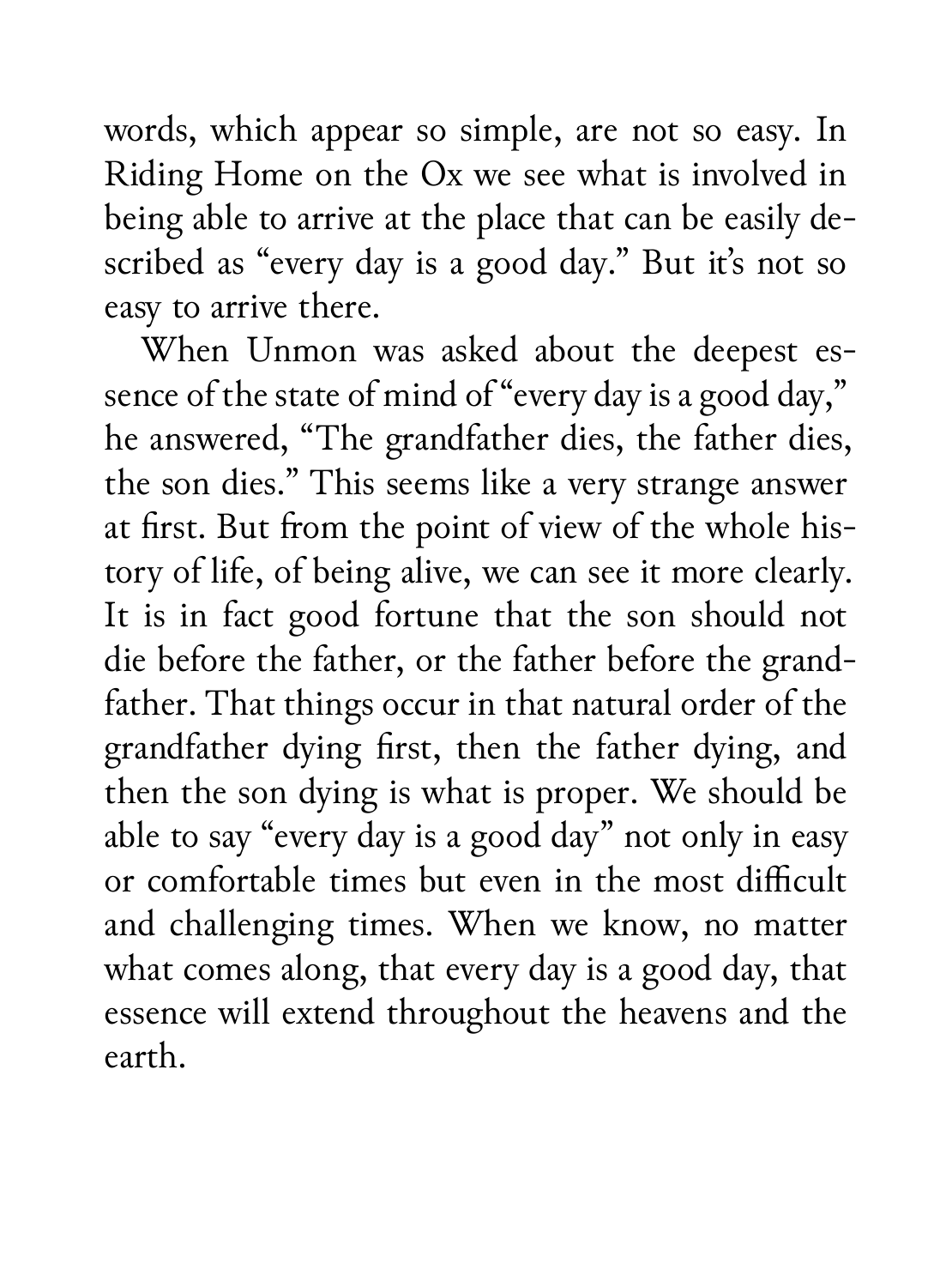words, which appear so simple, are not so easy. In Riding Home on the Ox we see what is involved in being able to arrive at the place that can be easily described as "every day is a good day." But it's not so easy to arrive there.

When Unmon was asked about the deepest essence of the state of mind of "every day is a good day," he answered, "The grandfather dies, the father dies, the son dies." This seems like a very strange answer at first. But from the point of view of the whole history of life, of being alive, we can see it more clearly. It is in fact good fortune that the son should not die before the father, or the father before the grandfather. That things occur in that natural order of the grandfather dying first, then the father dying, and then the son dying is what is proper. We should be able to say "every day is a good day" not only in easy or comfortable times but even in the most difficult and challenging times. When we know, no matter what comes along, that every day is a good day, that essence will extend throughout the heavens and the earth.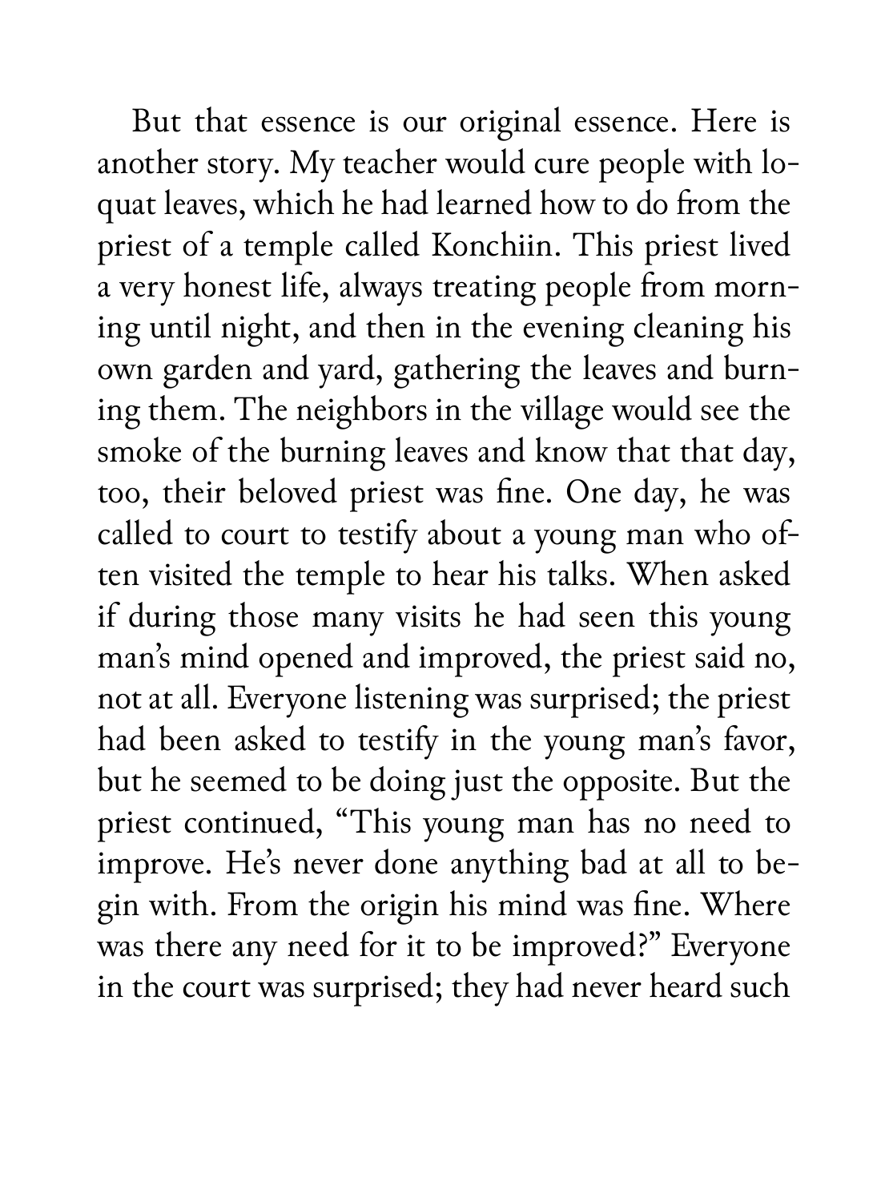But that essence is our original essence. Here is another story. My teacher would cure people with loquat leaves, which he had learned how to do from the priest of a temple called Konchiin. This priest lived a very honest life, always treating people from morning until night, and then in the evening cleaning his own garden and yard, gathering the leaves and burning them. The neighbors in the village would see the smoke of the burning leaves and know that that day, too, their beloved priest was fine. One day, he was called to court to testify about a young man who often visited the temple to hear his talks. When asked if during those many visits he had seen this young man's mind opened and improved, the priest said no, not at all. Everyone listening was surprised; the priest had been asked to testify in the young man's favor, but he seemed to be doing just the opposite. But the priest continued, "This young man has no need to improve. He's never done anything bad at all to begin with. From the origin his mind was fine. Where was there any need for it to be improved?" Everyone in the court was surprised; they had never heard such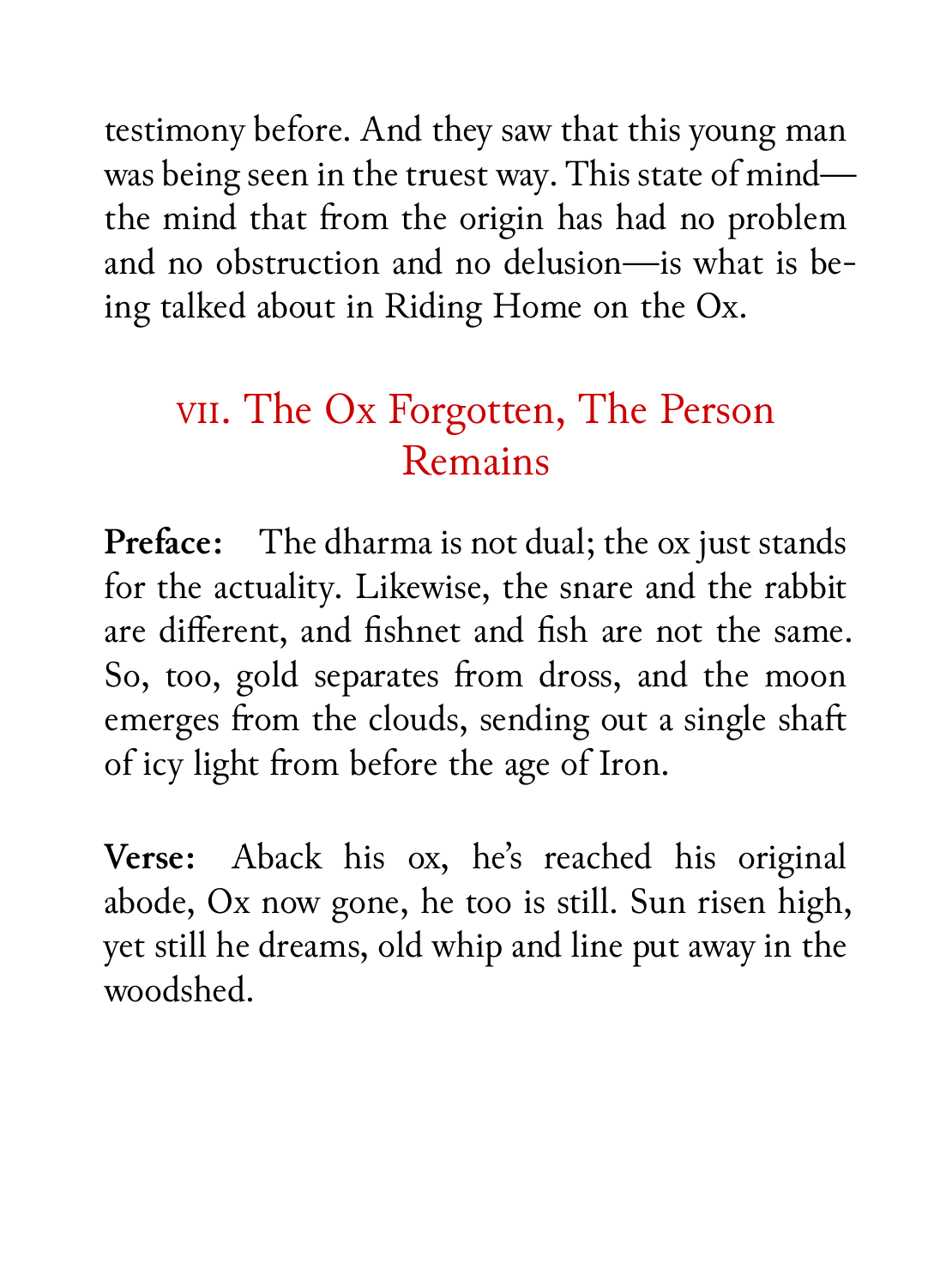testimony before. And they saw that this young man was being seen in the truest way. This state of mind—the mind that from the origin has had no problem and no obstruction and no delusion—is what is being talked about in Riding Home on the Ox.

## VII. The Ox Forgotten, The Person Remains

**Preface:** The dharma is not dual; the ox just stands for the actuality. Likewise, the snare and the rabbit are different, and fishnet and fish are not the same. So, too, gold separates from dross, and the moon emerges from the clouds, sending out a single shaft of icy light from before the age of Iron.

**Verse:** Aback his ox, he's reached his original abode, Ox now gone, he too is still. Sun risen high, yet still he dreams, old whip and line put away in the woodshed.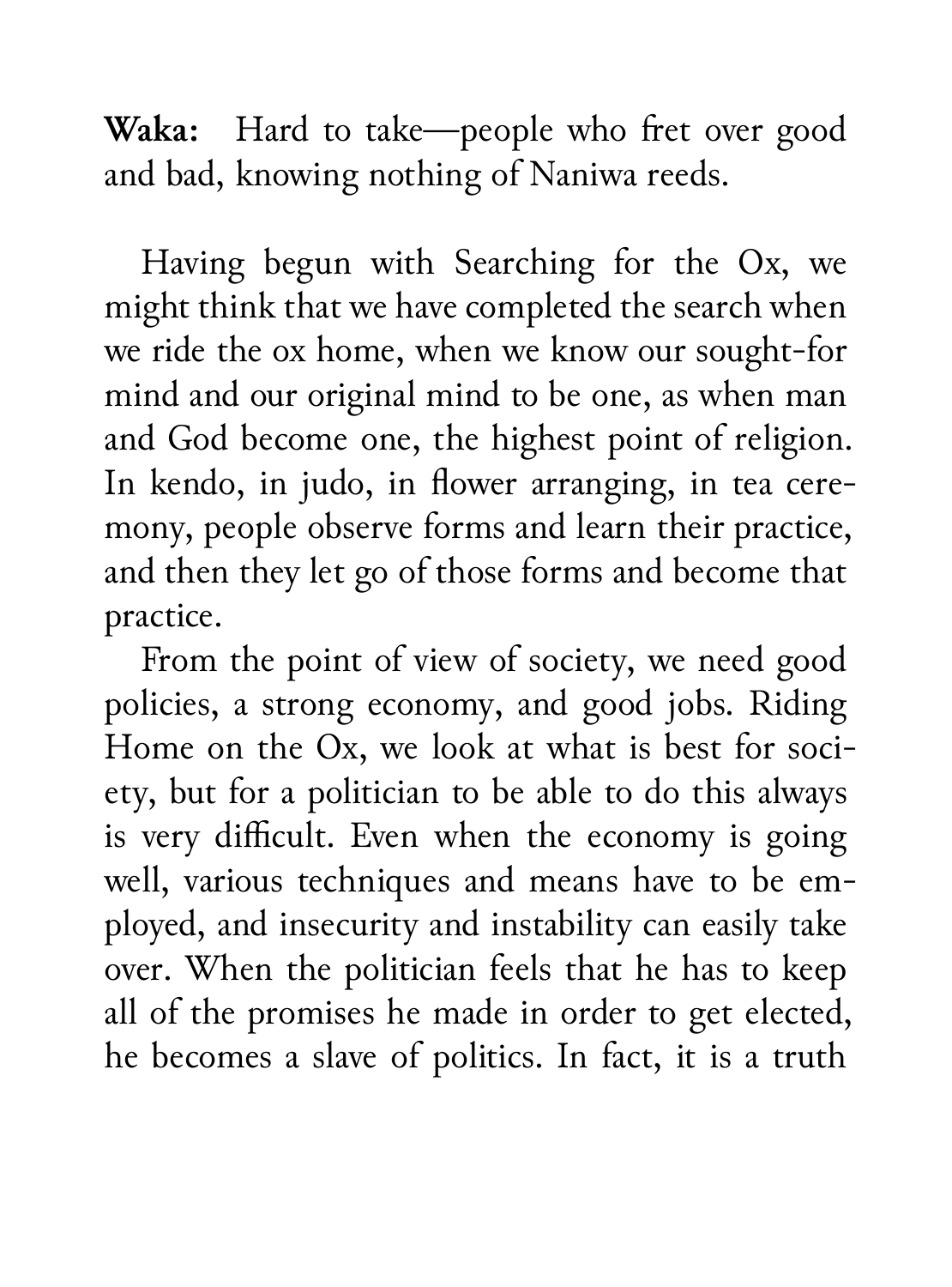**Waka:** Hard to take—people who fret over good and bad, knowing nothing of Naniwa reeds.

Having begun with Searching for the Ox, we might think that we have completed the search when we ride the ox home, when we know our sought-for mind and our original mind to be one, as when man and God become one, the highest point of religion. In kendo, in judo, in flower arranging, in tea ceremony, people observe forms and learn their practice, and then they let go of those forms and become that practice.

From the point of view of society, we need good policies, a strong economy, and good jobs. Riding Home on the Ox, we look at what is best for society, but for a politician to be able to do this always is very difficult. Even when the economy is going well, various techniques and means have to be employed, and insecurity and instability can easily take over. When the politician feels that he has to keep all of the promises he made in order to get elected, he becomes a slave of politics. In fact, it is a truth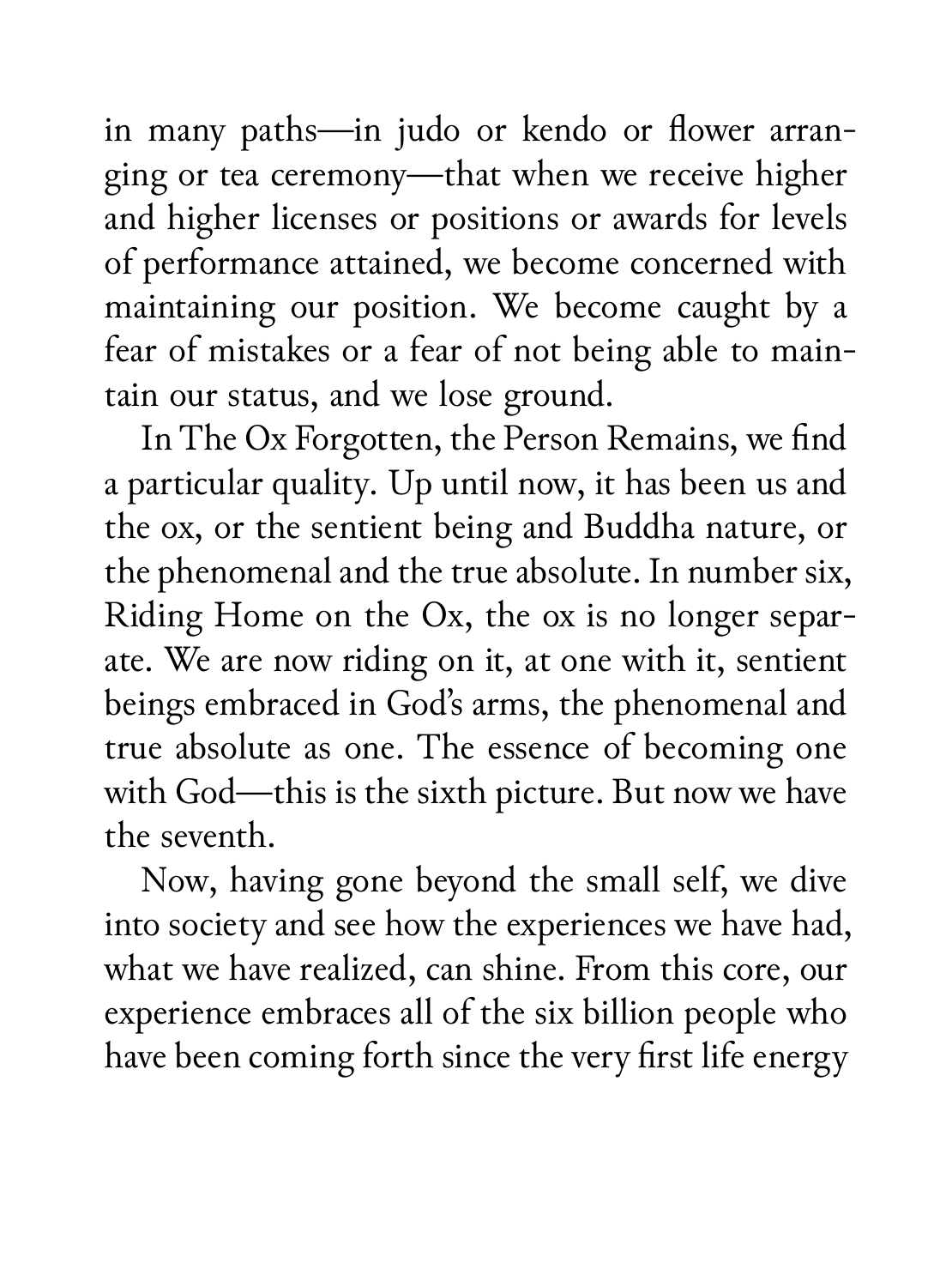in many paths—in judo or kendo or flower arranging or tea ceremony—that when we receive higher and higher licenses or positions or awards for levels of performance attained, we become concerned with maintaining our position. We become caught by a fear of mistakes or a fear of not being able to maintain our status, and we lose ground.

In The Ox Forgotten, the Person Remains, we find a particular quality. Up until now, it has been us and the ox, or the sentient being and Buddha nature, or the phenomenal and the true absolute. In number six, Riding Home on the Ox, the ox is no longer separate. We are now riding on it, at one with it, sentient beings embraced in God's arms, the phenomenal and true absolute as one. The essence of becoming one with God—this is the sixth picture. But now we have the seventh.

Now, having gone beyond the small self, we dive into society and see how the experiences we have had, what we have realized, can shine. From this core, our experience embraces all of the six billion people who have been coming forth since the very first life energy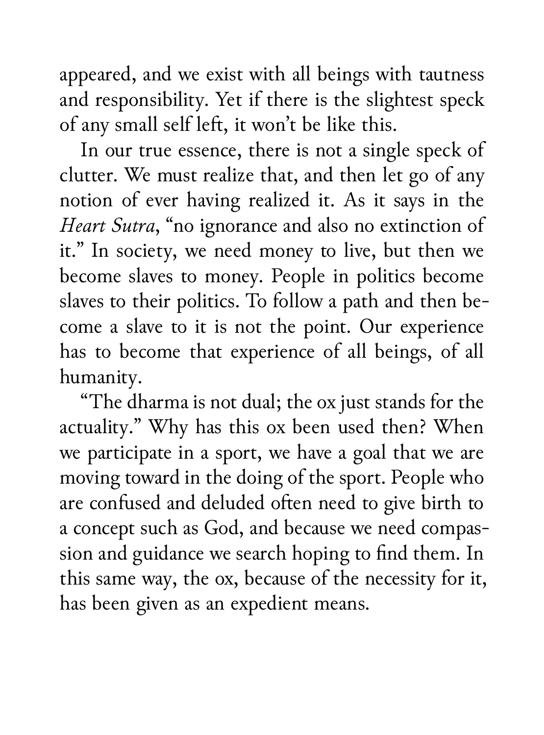appeared, and we exist with all beings with tautness and responsibility. Yet if there is the slightest speck of any small self left, it won't be like this.

In our true essence, there is not a single speck of clutter. We must realize that, and then let go of any notion of ever having realized it. As it says in the *Heart Sutra*, "no ignorance and also no extinction of it." In society, we need money to live, but then we become slaves to money. People in politics become slaves to their politics. To follow a path and then become a slave to it is not the point. Our experience has to become that experience of all beings, of all humanity.

"The dharma is not dual; the ox just stands for the actuality." Why has this ox been used then? When we participate in a sport, we have a goal that we are moving toward in the doing of the sport. People who are confused and deluded often need to give birth to a concept such as God, and because we need compassion and guidance we search hoping to find them. In this same way, the ox, because of the necessity for it, has been given as an expedient means.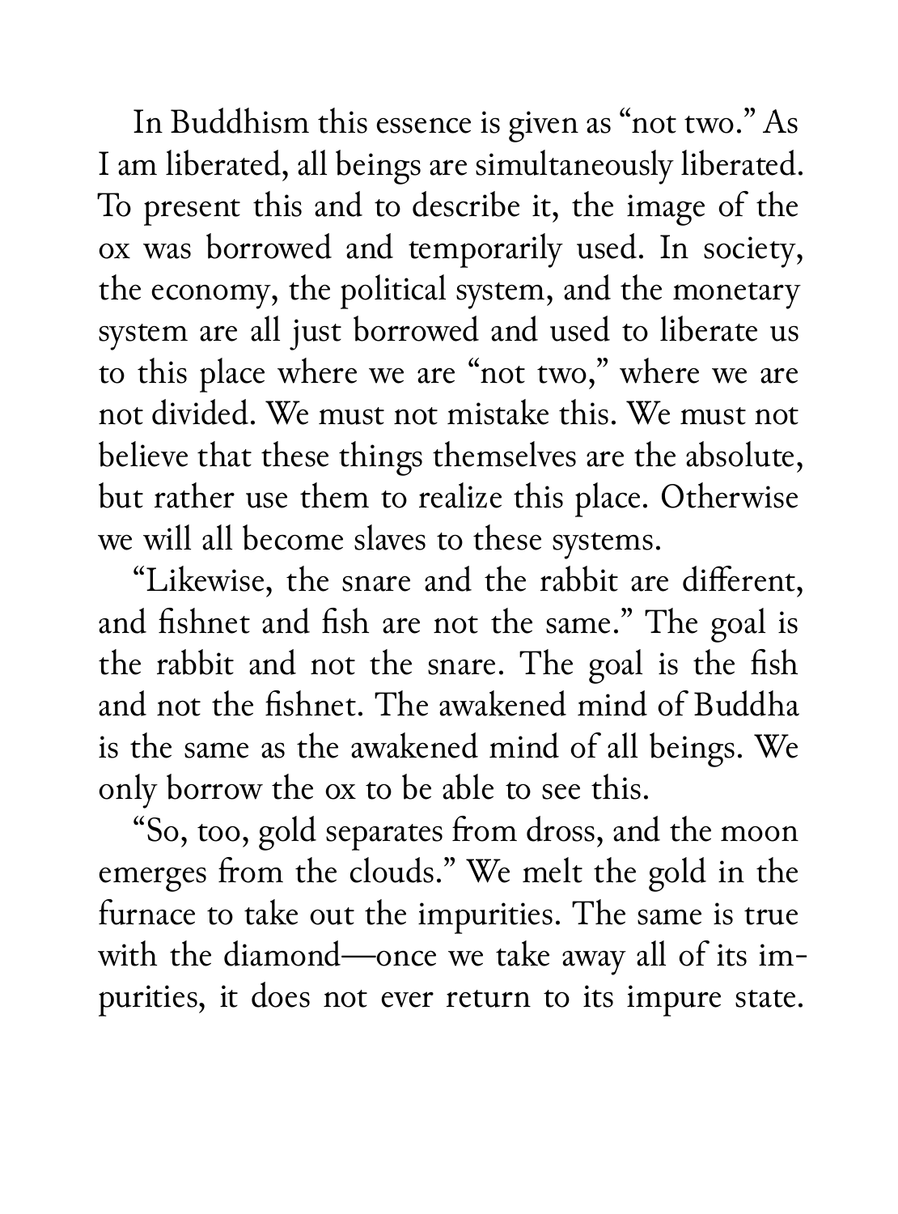In Buddhism this essence is given as "not two." As I am liberated, all beings are simultaneously liberated. To present this and to describe it, the image of the ox was borrowed and temporarily used. In society, the economy, the political system, and the monetary system are all just borrowed and used to liberate us to this place where we are "not two," where we are not divided. We must not mistake this. We must not believe that these things themselves are the absolute, but rather use them to realize this place. Otherwise we will all become slaves to these systems.

"Likewise, the snare and the rabbit are different, and fishnet and fish are not the same." The goal is the rabbit and not the snare. The goal is the fish and not the fishnet. The awakened mind of Buddha is the same as the awakened mind of all beings. We only borrow the ox to be able to see this.

"So, too, gold separates from dross, and the moon emerges from the clouds." We melt the gold in the furnace to take out the impurities. The same is true with the diamond—once we take away all of its impurities, it does not ever return to its impure state.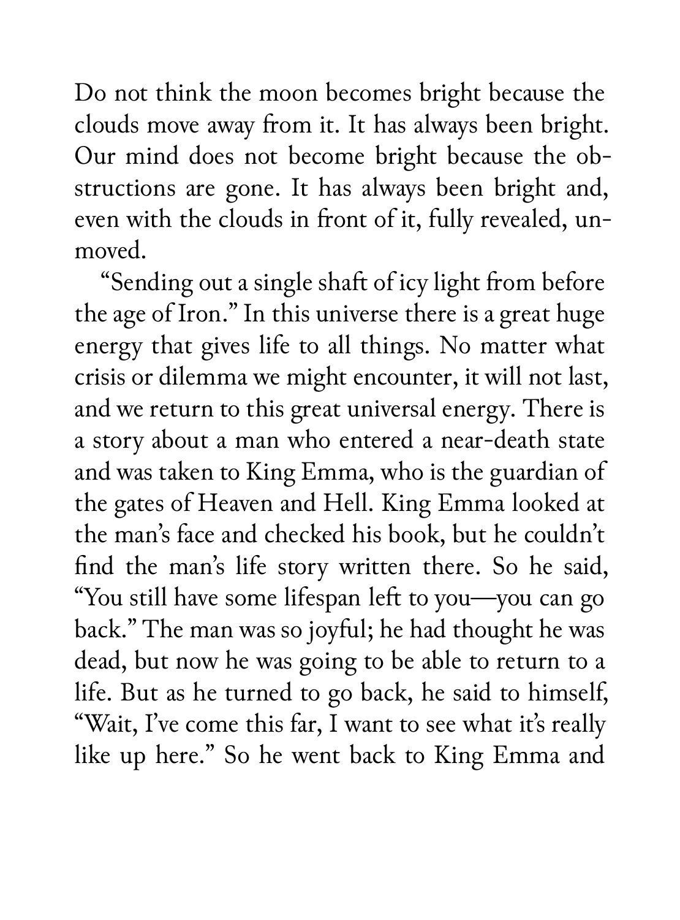Do not think the moon becomes bright because the clouds move away from it. It has always been bright. Our mind does not become bright because the obstructions are gone. It has always been bright and, even with the clouds in front of it, fully revealed, unmoved.

"Sending out a single shaft of icy light from before the age of Iron." In this universe there is a great huge energy that gives life to all things. No matter what crisis or dilemma we might encounter, it will not last, and we return to this great universal energy. There is a story about a man who entered a near-death state and was taken to King Emma, who is the guardian of the gates of Heaven and Hell. King Emma looked at the man's face and checked his book, but he couldn't find the man's life story written there. So he said, "You still have some lifespan left to you—you can go back." The man was so joyful; he had thought he was dead, but now he was going to be able to return to a life. But as he turned to go back, he said to himself, "Wait, I've come this far, I want to see what it's really like up here." So he went back to King Emma and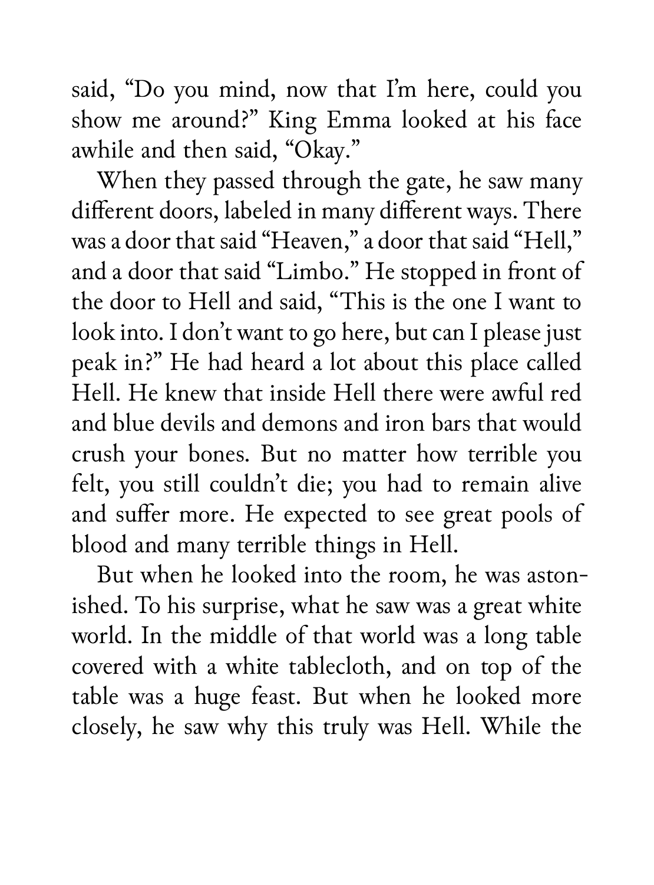said, "Do you mind, now that I'm here, could you show me around?" King Emma looked at his face awhile and then said, "Okay."

When they passed through the gate, he saw many different doors, labeled in many different ways. There was a door that said "Heaven," a door that said "Hell," and a door that said "Limbo." He stopped in front of the door to Hell and said, "This is the one I want to look into. I don't want to go here, but can I please just peak in?" He had heard a lot about this place called Hell. He knew that inside Hell there were awful red and blue devils and demons and iron bars that would crush your bones. But no matter how terrible you felt, you still couldn't die; you had to remain alive and suffer more. He expected to see great pools of blood and many terrible things in Hell.

But when he looked into the room, he was astonished. To his surprise, what he saw was a great white world. In the middle of that world was a long table covered with a white tablecloth, and on top of the table was a huge feast. But when he looked more closely, he saw why this truly was Hell. While the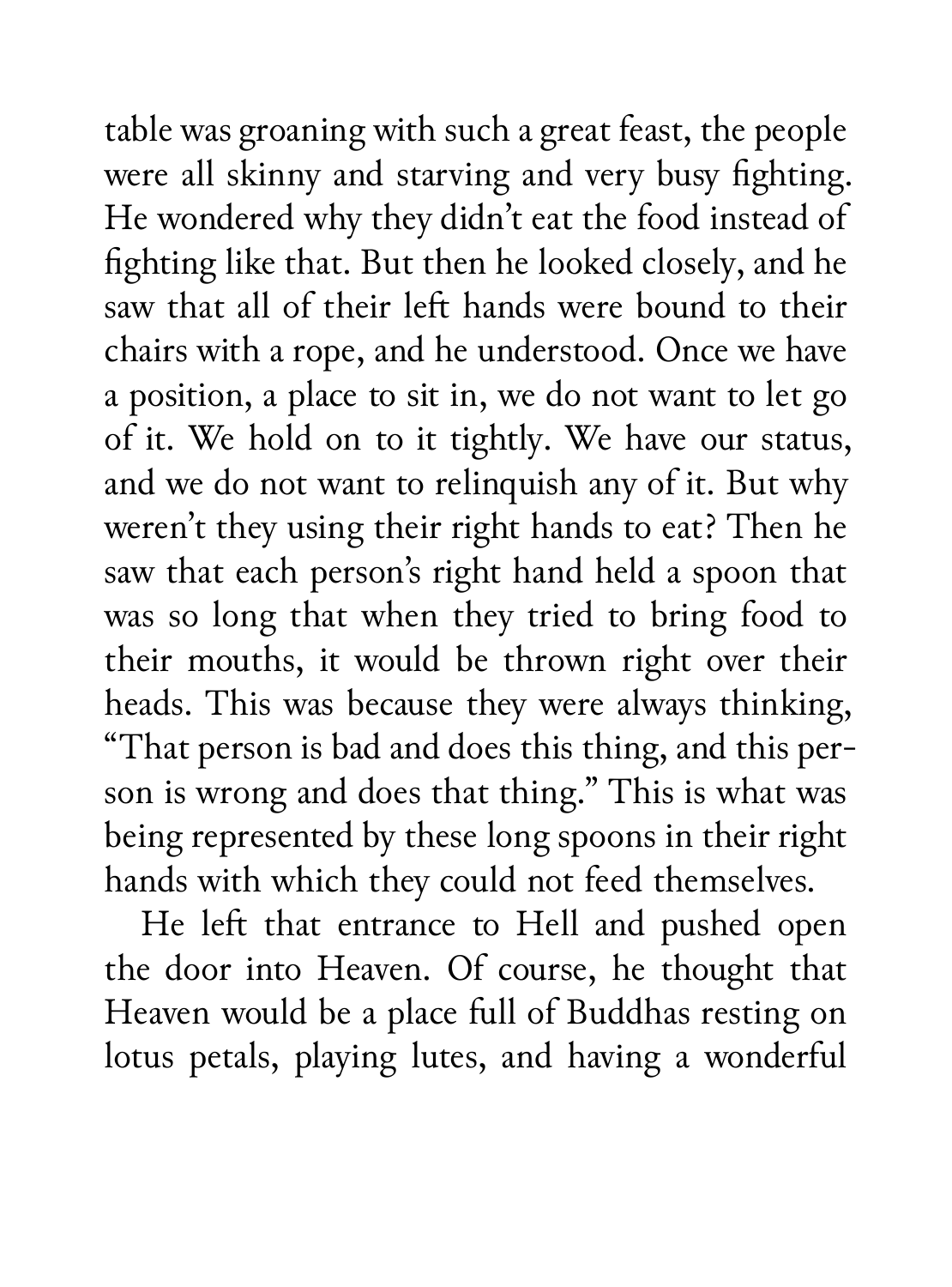table was groaning with such a great feast, the people were all skinny and starving and very busy fighting. He wondered why they didn't eat the food instead of fighting like that. But then he looked closely, and he saw that all of their left hands were bound to their chairs with a rope, and he understood. Once we have a position, a place to sit in, we do not want to let go of it. We hold on to it tightly. We have our status, and we do not want to relinquish any of it. But why weren't they using their right hands to eat? Then he saw that each person's right hand held a spoon that was so long that when they tried to bring food to their mouths, it would be thrown right over their heads. This was because they were always thinking, "That person is bad and does this thing, and this person is wrong and does that thing." This is what was being represented by these long spoons in their right hands with which they could not feed themselves.

He left that entrance to Hell and pushed open the door into Heaven. Of course, he thought that Heaven would be a place full of Buddhas resting on lotus petals, playing lutes, and having a wonderful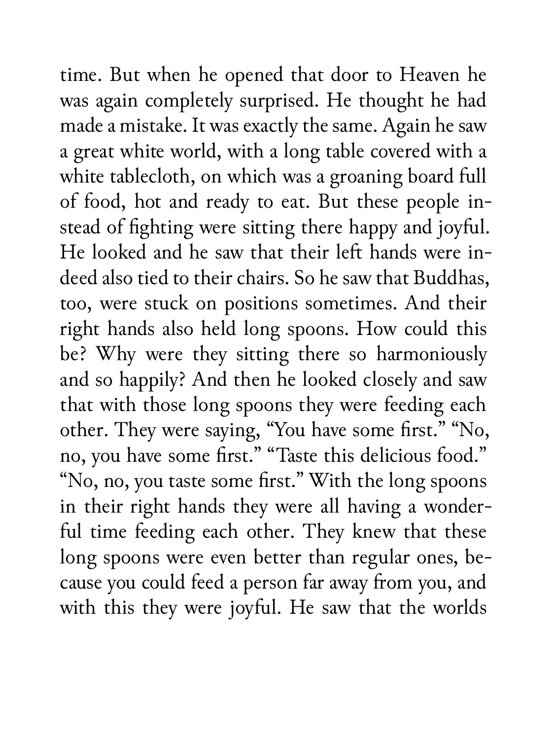time. But when he opened that door to Heaven he was again completely surprised. He thought he had made a mistake. It was exactly the same. Again he saw a great white world, with a long table covered with a white tablecloth, on which was a groaning board full of food, hot and ready to eat. But these people instead of fighting were sitting there happy and joyful. He looked and he saw that their left hands were indeed also tied to their chairs. So he saw that Buddhas, too, were stuck on positions sometimes. And their right hands also held long spoons. How could this be? Why were they sitting there so harmoniously and so happily? And then he looked closely and saw that with those long spoons they were feeding each other. They were saying, "You have some first." "No, no, you have some first." "Taste this delicious food." "No, no, you taste some first." With the long spoons in their right hands they were all having a wonderful time feeding each other. They knew that these long spoons were even better than regular ones, because you could feed a person far away from you, and with this they were joyful. He saw that the worlds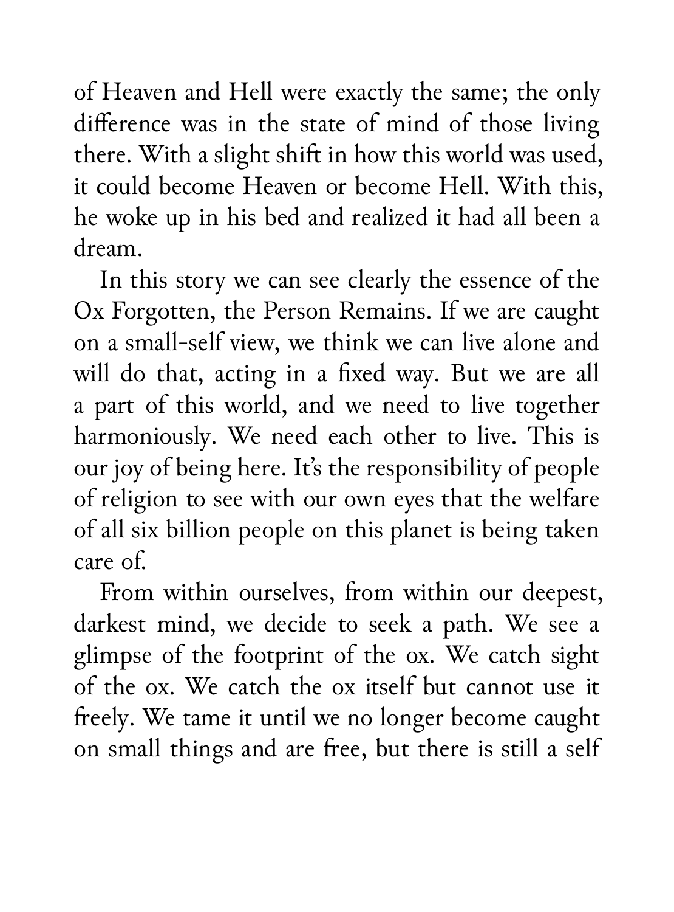of Heaven and Hell were exactly the same; the only difference was in the state of mind of those living there. With a slight shift in how this world was used, it could become Heaven or become Hell. With this, he woke up in his bed and realized it had all been a dream.

In this story we can see clearly the essence of the Ox Forgotten, the Person Remains. If we are caught on a small-self view, we think we can live alone and will do that, acting in a fixed way. But we are all a part of this world, and we need to live together harmoniously. We need each other to live. This is our joy of being here. It's the responsibility of people of religion to see with our own eyes that the welfare of all six billion people on this planet is being taken care of.

From within ourselves, from within our deepest, darkest mind, we decide to seek a path. We see a glimpse of the footprint of the ox. We catch sight of the ox. We catch the ox itself but cannot use it freely. We tame it until we no longer become caught on small things and are free, but there is still a self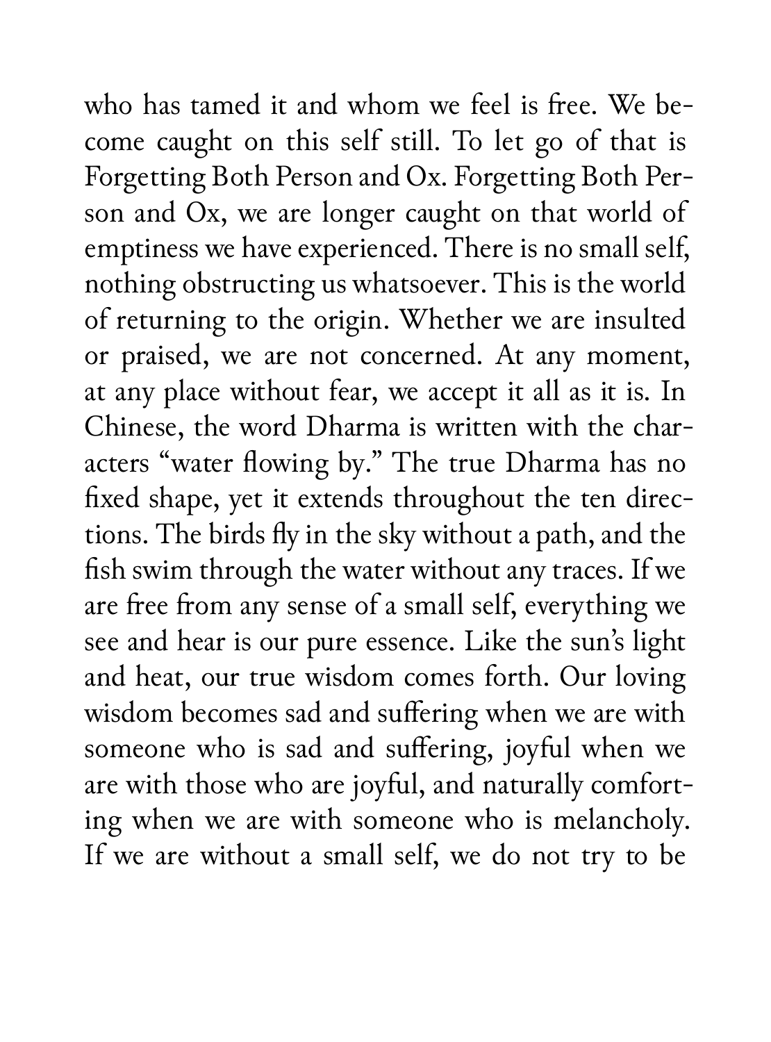who has tamed it and whom we feel is free. We become caught on this self still. To let go of that is Forgetting Both Person and Ox. Forgetting Both Person and Ox, we are longer caught on that world of emptiness we have experienced. There is no small self, nothing obstructing us whatsoever. This is the world of returning to the origin. Whether we are insulted or praised, we are not concerned. At any moment, at any place without fear, we accept it all as it is. In Chinese, the word Dharma is written with the characters "water flowing by." The true Dharma has no fixed shape, yet it extends throughout the ten directions. The birds fly in the sky without a path, and the fish swim through the water without any traces. If we are free from any sense of a small self, everything we see and hear is our pure essence. Like the sun's light and heat, our true wisdom comes forth. Our loving wisdom becomes sad and suffering when we are with someone who is sad and suffering, joyful when we are with those who are joyful, and naturally comforting when we are with someone who is melancholy. If we are without a small self, we do not try to be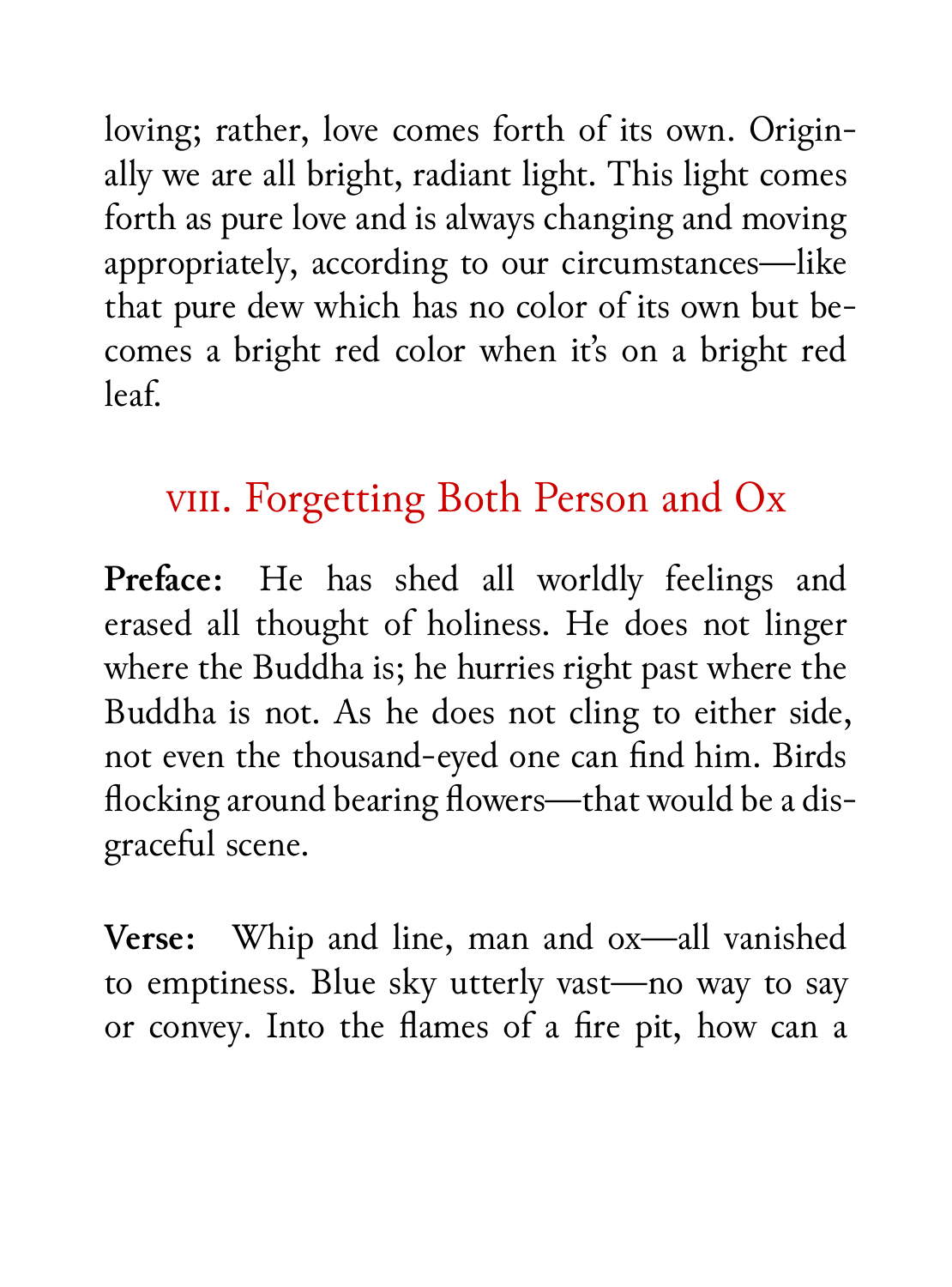loving; rather, love comes forth of its own. Originally we are all bright, radiant light. This light comes forth as pure love and is always changing and moving appropriately, according to our circumstances—like that pure dew which has no color of its own but becomes a bright red color when it's on a bright red leaf.

## VIII. Forgetting Both Person and Ox

**Preface:** He has shed all worldly feelings and erased all thought of holiness. He does not linger where the Buddha is; he hurries right past where the Buddha is not. As he does not cling to either side, not even the thousand-eyed one can find him. Birds flocking around bearing flowers—that would be a disgraceful scene.

**Verse:** Whip and line, man and ox—all vanished to emptiness. Blue sky utterly vast—no way to say or convey. Into the flames of a fire pit, how can a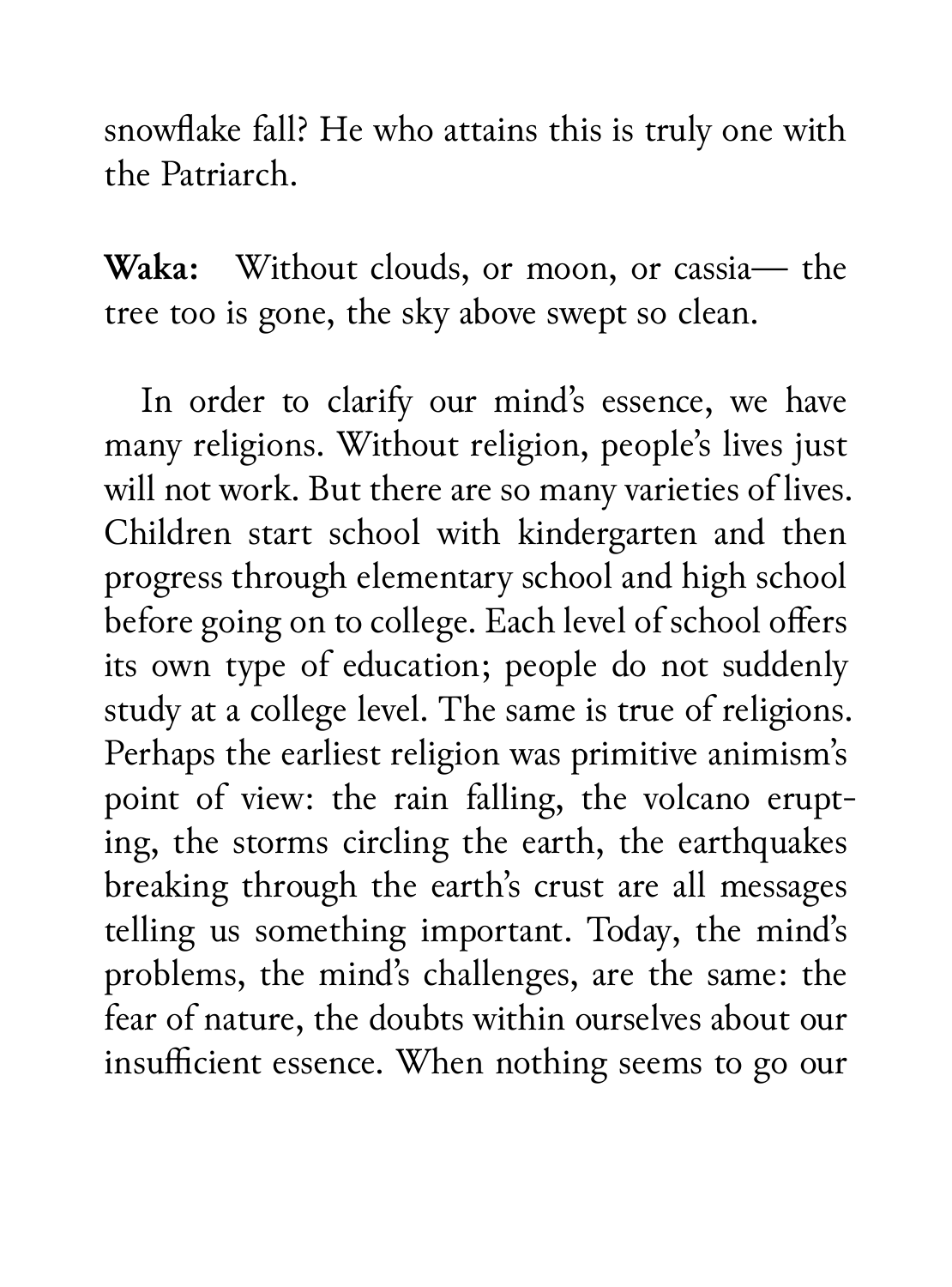snowflake fall? He who attains this is truly one with the Patriarch.

**Waka:** Without clouds, or moon, or cassia— the tree too is gone, the sky above swept so clean.

In order to clarify our mind's essence, we have many religions. Without religion, people's lives just will not work. But there are so many varieties of lives. Children start school with kindergarten and then progress through elementary school and high school before going on to college. Each level of school offers its own type of education; people do not suddenly study at a college level. The same is true of religions. Perhaps the earliest religion was primitive animism's point of view: the rain falling, the volcano erupting, the storms circling the earth, the earthquakes breaking through the earth's crust are all messages telling us something important. Today, the mind's problems, the mind's challenges, are the same: the fear of nature, the doubts within ourselves about our insufficient essence. When nothing seems to go our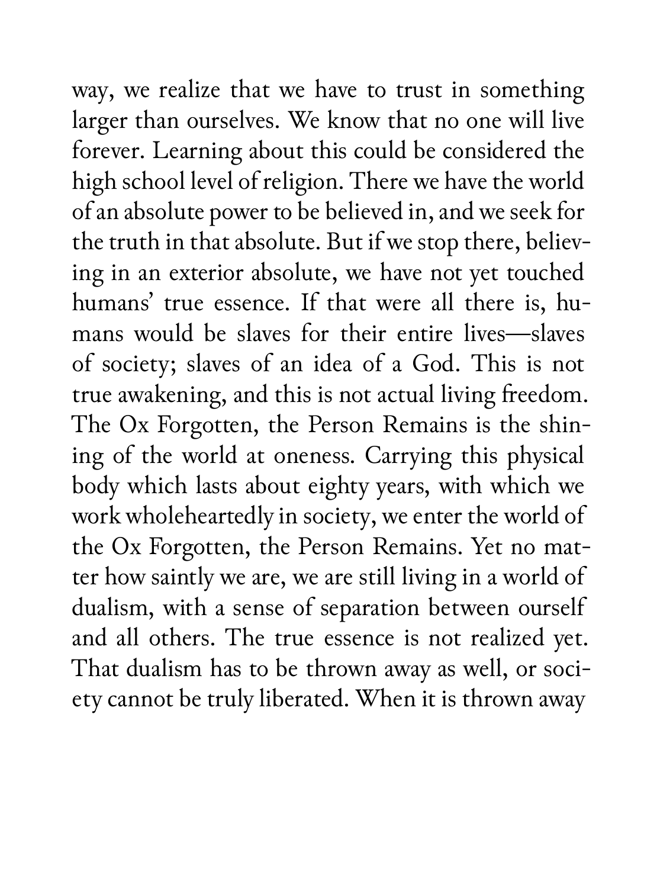way, we realize that we have to trust in something larger than ourselves. We know that no one will live forever. Learning about this could be considered the high school level of religion. There we have the world of an absolute power to be believed in, and we seek for the truth in that absolute. But if we stop there, believing in an exterior absolute, we have not yet touched humans' true essence. If that were all there is, humans would be slaves for their entire lives—slaves of society; slaves of an idea of a God. This is not true awakening, and this is not actual living freedom. The Ox Forgotten, the Person Remains is the shining of the world at oneness. Carrying this physical body which lasts about eighty years, with which we work wholeheartedly in society, we enter the world of the Ox Forgotten, the Person Remains. Yet no matter how saintly we are, we are still living in a world of dualism, with a sense of separation between ourself and all others. The true essence is not realized yet. That dualism has to be thrown away as well, or society cannot be truly liberated. When it is thrown away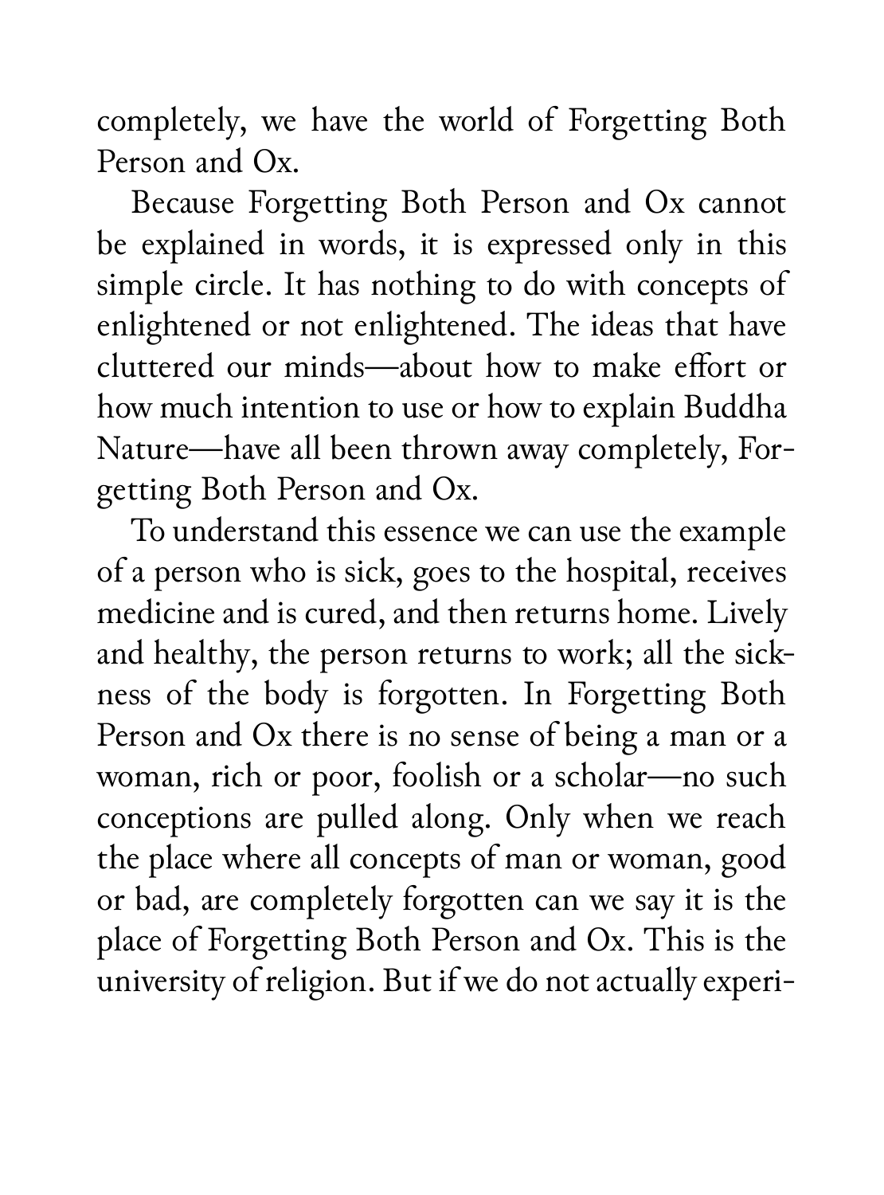completely, we have the world of Forgetting Both Person and Ox.

Because Forgetting Both Person and Ox cannot be explained in words, it is expressed only in this simple circle. It has nothing to do with concepts of enlightened or not enlightened. The ideas that have cluttered our minds—about how to make effort or how much intention to use or how to explain Buddha Nature—have all been thrown away completely, Forgetting Both Person and Ox.

To understand this essence we can use the example of a person who is sick, goes to the hospital, receives medicine and is cured, and then returns home. Lively and healthy, the person returns to work; all the sickness of the body is forgotten. In Forgetting Both Person and Ox there is no sense of being a man or a woman, rich or poor, foolish or a scholar—no such conceptions are pulled along. Only when we reach the place where all concepts of man or woman, good or bad, are completely forgotten can we say it is the place of Forgetting Both Person and Ox. This is the university of religion. But if we do not actually experi-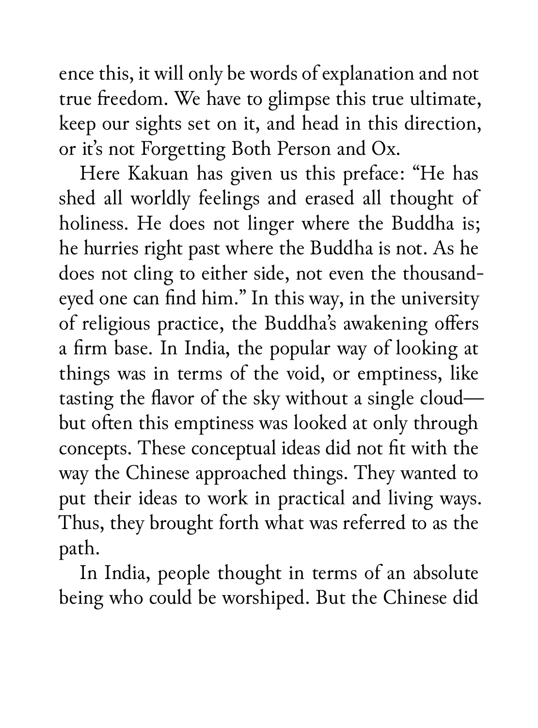ence this, it will only be words of explanation and not true freedom. We have to glimpse this true ultimate, keep our sights set on it, and head in this direction, or it's not Forgetting Both Person and Ox.

Here Kakuan has given us this preface: "He has shed all worldly feelings and erased all thought of holiness. He does not linger where the Buddha is; he hurries right past where the Buddha is not. As he does not cling to either side, not even the thousand-eyed one can find him." In this way, in the university of religious practice, the Buddha's awakening offers a firm base. In India, the popular way of looking at things was in terms of the void, or emptiness, like tasting the flavor of the sky without a single cloud—but often this emptiness was looked at only through concepts. These conceptual ideas did not fit with the way the Chinese approached things. They wanted to put their ideas to work in practical and living ways. Thus, they brought forth what was referred to as the path.

In India, people thought in terms of an absolute being who could be worshiped. But the Chinese did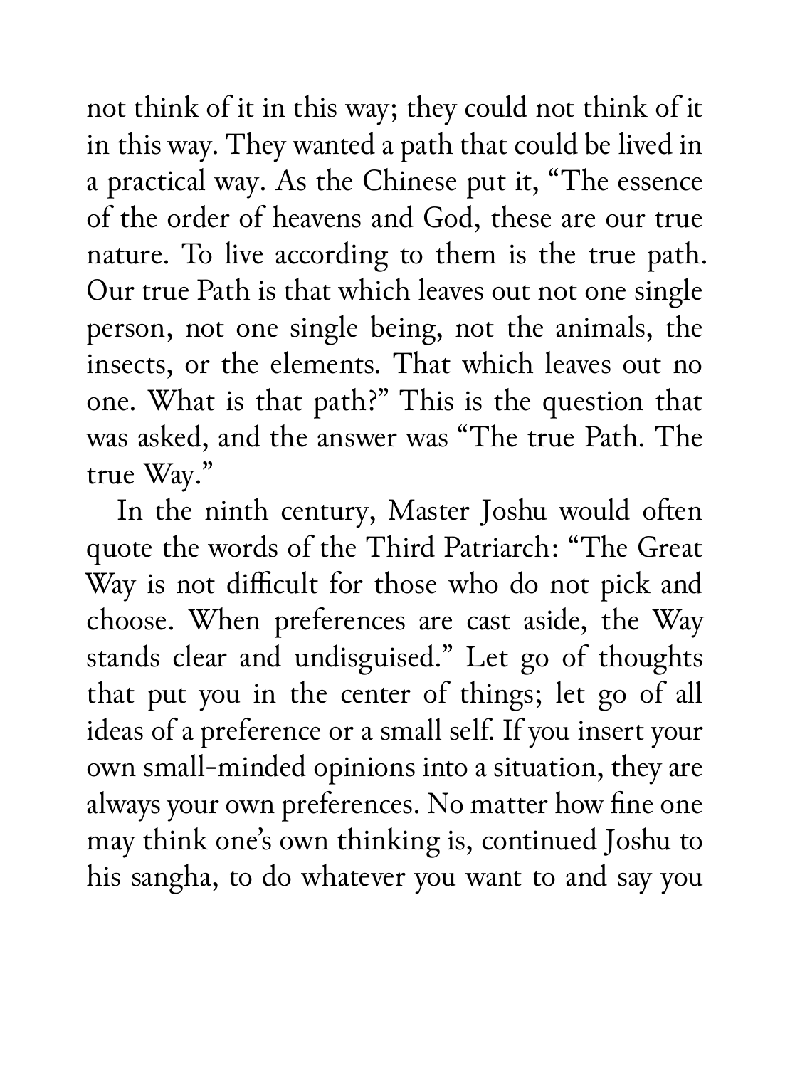not think of it in this way; they could not think of it in this way. They wanted a path that could be lived in a practical way. As the Chinese put it, "The essence of the order of heavens and God, these are our true nature. To live according to them is the true path. Our true Path is that which leaves out not one single person, not one single being, not the animals, the insects, or the elements. That which leaves out no one. What is that path?" This is the question that was asked, and the answer was "The true Path. The true Way."

In the ninth century, Master Joshu would often quote the words of the Third Patriarch: "The Great Way is not difficult for those who do not pick and choose. When preferences are cast aside, the Way stands clear and undisguised." Let go of thoughts that put you in the center of things; let go of all ideas of a preference or a small self. If you insert your own small-minded opinions into a situation, they are always your own preferences. No matter how fine one may think one's own thinking is, continued Joshu to his sangha, to do whatever you want to and say you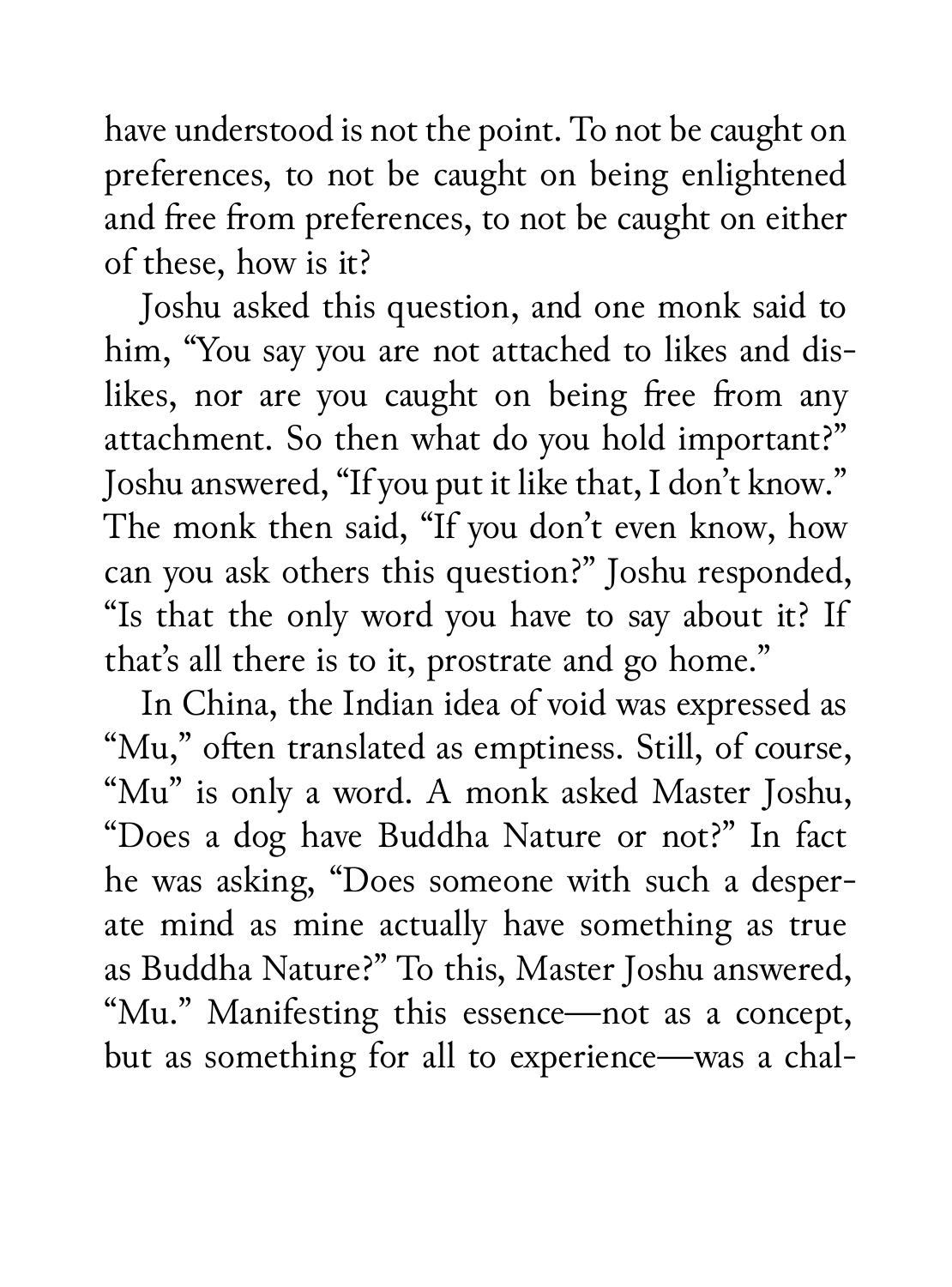have understood is not the point. To not be caught on preferences, to not be caught on being enlightened and free from preferences, to not be caught on either of these, how is it?

Joshu asked this question, and one monk said to him, "You say you are not attached to likes and dislikes, nor are you caught on being free from any attachment. So then what do you hold important?" Joshu answered, "If you put it like that, I don't know." The monk then said, "If you don't even know, how can you ask others this question?" Joshu responded, "Is that the only word you have to say about it? If that's all there is to it, prostrate and go home."

In China, the Indian idea of void was expressed as "Mu," often translated as emptiness. Still, of course, "Mu" is only a word. A monk asked Master Joshu, "Does a dog have Buddha Nature or not?" In fact he was asking, "Does someone with such a desperate mind as mine actually have something as true as Buddha Nature?" To this, Master Joshu answered, "Mu." Manifesting this essence—not as a concept, but as something for all to experience—was a chal-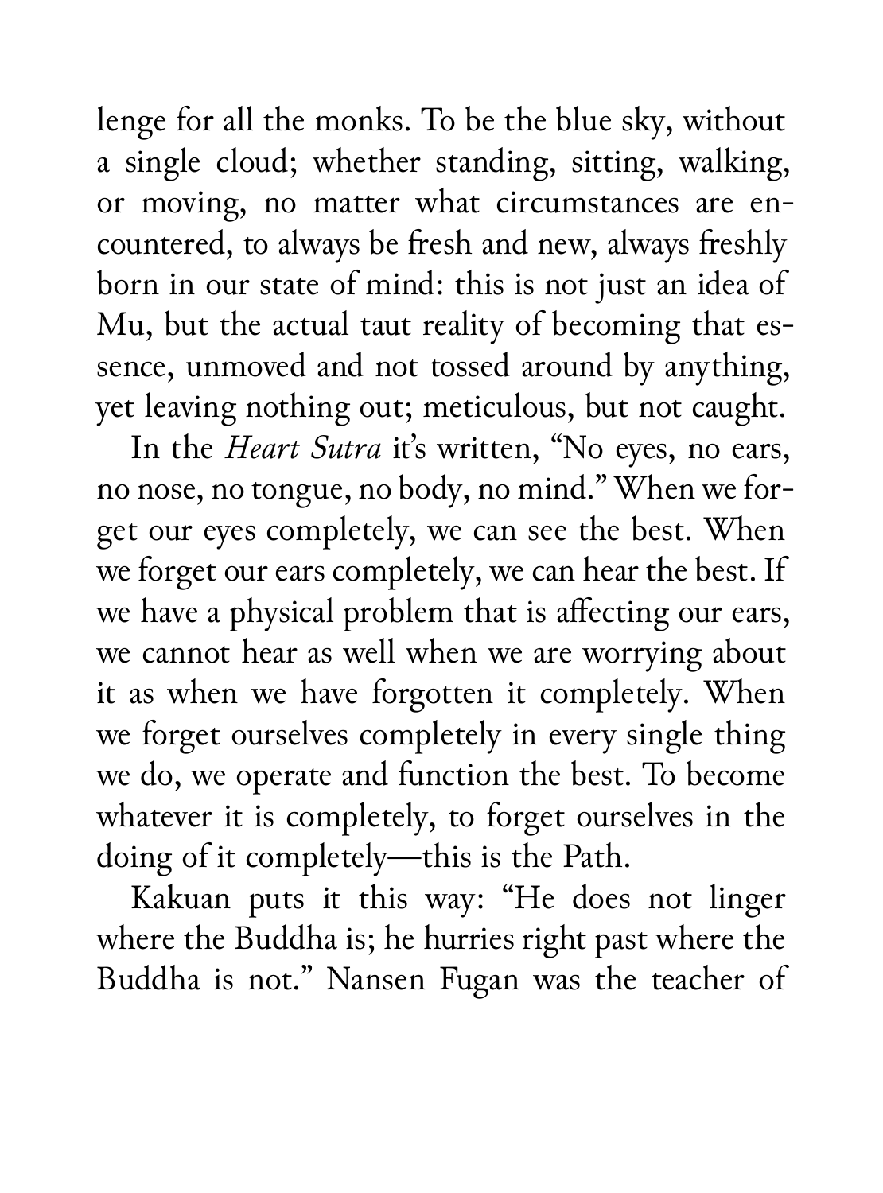lenge for all the monks. To be the blue sky, without a single cloud; whether standing, sitting, walking, or moving, no matter what circumstances are encountered, to always be fresh and new, always freshly born in our state of mind: this is not just an idea of Mu, but the actual taut reality of becoming that essence, unmoved and not tossed around by anything, yet leaving nothing out; meticulous, but not caught.

In the *Heart Sutra* it's written, "No eyes, no ears, no nose, no tongue, no body, no mind." When we forget our eyes completely, we can see the best. When we forget our ears completely, we can hear the best. If we have a physical problem that is affecting our ears, we cannot hear as well when we are worrying about it as when we have forgotten it completely. When we forget ourselves completely in every single thing we do, we operate and function the best. To become whatever it is completely, to forget ourselves in the doing of it completely—this is the Path.

Kakuan puts it this way: "He does not linger where the Buddha is; he hurries right past where the Buddha is not." Nansen Fugan was the teacher of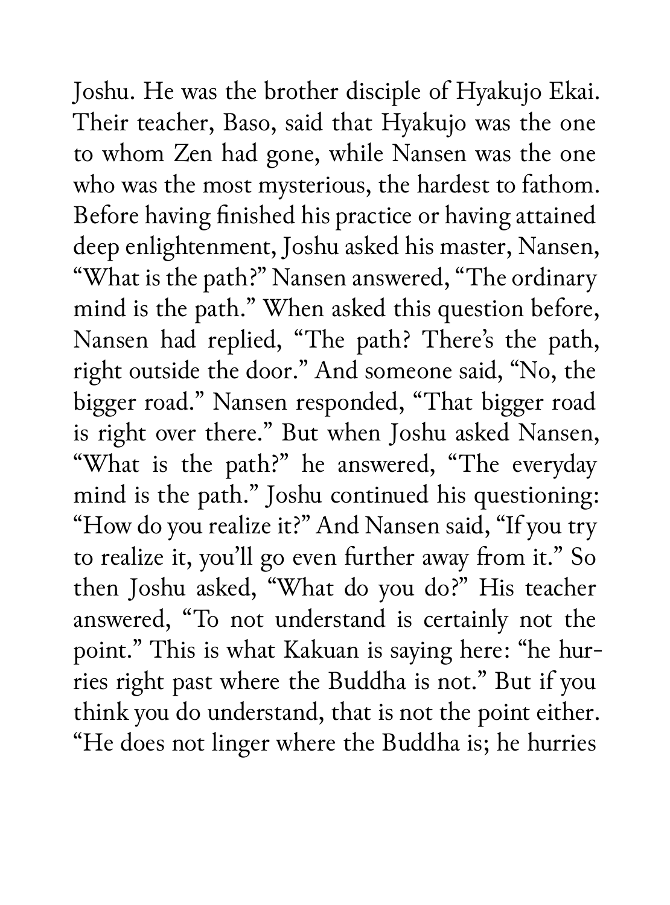Joshu. He was the brother disciple of Hyakujo Ekai. Their teacher, Baso, said that Hyakujo was the one to whom Zen had gone, while Nansen was the one who was the most mysterious, the hardest to fathom. Before having finished his practice or having attained deep enlightenment, Joshu asked his master, Nansen, "What is the path?" Nansen answered, "The ordinary mind is the path." When asked this question before, Nansen had replied, "The path? There's the path, right outside the door." And someone said, "No, the bigger road." Nansen responded, "That bigger road is right over there." But when Joshu asked Nansen, "What is the path?" he answered, "The everyday mind is the path." Joshu continued his questioning: "How do you realize it?" And Nansen said, "If you try to realize it, you'll go even further away from it." So then Joshu asked, "What do you do?" His teacher answered, "To not understand is certainly not the point." This is what Kakuan is saying here: "he hurries right past where the Buddha is not." But if you think you do understand, that is not the point either. "He does not linger where the Buddha is; he hurries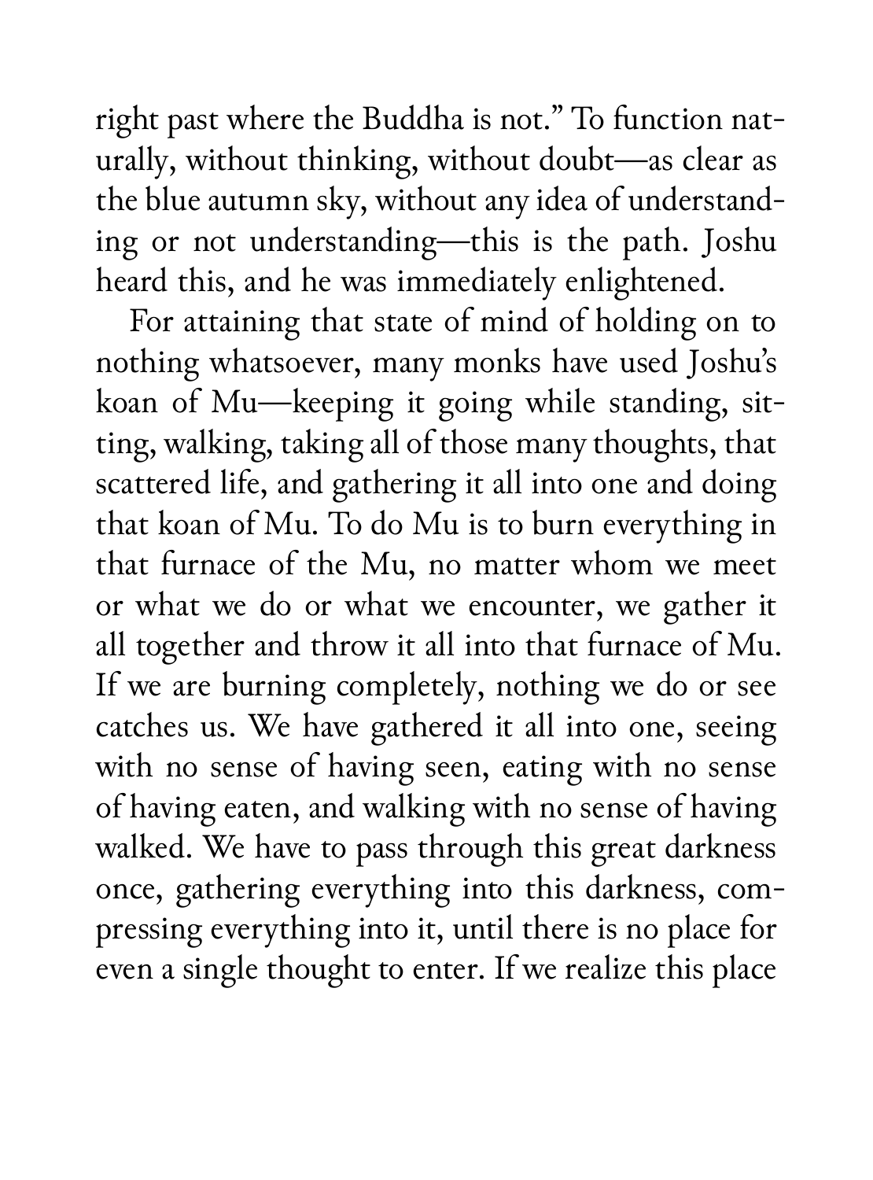right past where the Buddha is not." To function naturally, without thinking, without doubt—as clear as the blue autumn sky, without any idea of understanding or not understanding—this is the path. Joshu heard this, and he was immediately enlightened.

For attaining that state of mind of holding on to nothing whatsoever, many monks have used Joshu's koan of Mu—keeping it going while standing, sitting, walking, taking all of those many thoughts, that scattered life, and gathering it all into one and doing that koan of Mu. To do Mu is to burn everything in that furnace of the Mu, no matter whom we meet or what we do or what we encounter, we gather it all together and throw it all into that furnace of Mu. If we are burning completely, nothing we do or see catches us. We have gathered it all into one, seeing with no sense of having seen, eating with no sense of having eaten, and walking with no sense of having walked. We have to pass through this great darkness once, gathering everything into this darkness, compressing everything into it, until there is no place for even a single thought to enter. If we realize this place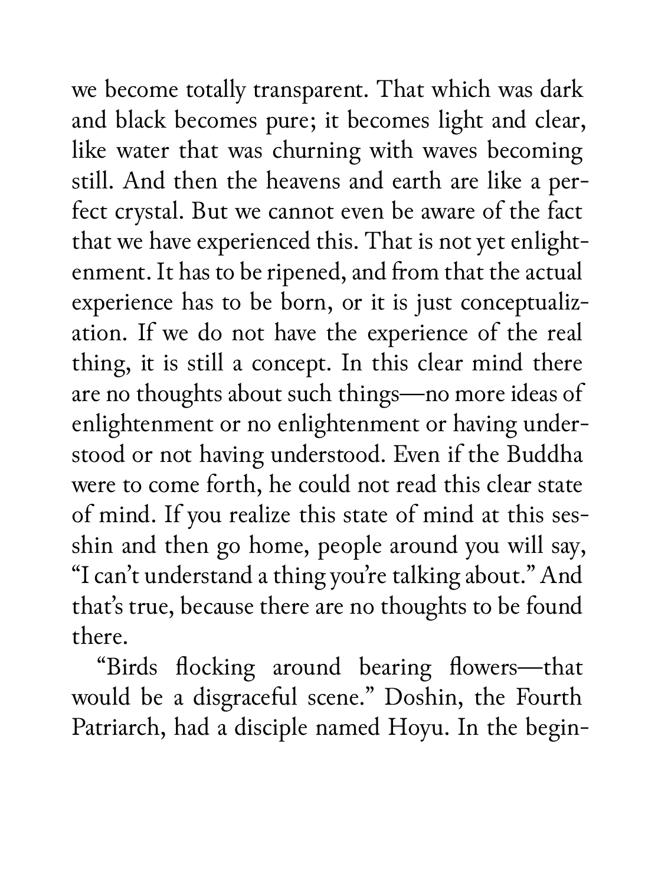we become totally transparent. That which was dark and black becomes pure; it becomes light and clear, like water that was churning with waves becoming still. And then the heavens and earth are like a perfect crystal. But we cannot even be aware of the fact that we have experienced this. That is not yet enlightenment. It has to be ripened, and from that the actual experience has to be born, or it is just conceptualization. If we do not have the experience of the real thing, it is still a concept. In this clear mind there are no thoughts about such things—no more ideas of enlightenment or no enlightenment or having understood or not having understood. Even if the Buddha were to come forth, he could not read this clear state of mind. If you realize this state of mind at this sesshin and then go home, people around you will say, "I can't understand a thing you're talking about." And that's true, because there are no thoughts to be found there.

"Birds flocking around bearing flowers—that would be a disgraceful scene." Doshin, the Fourth Patriarch, had a disciple named Hoyu. In the begin-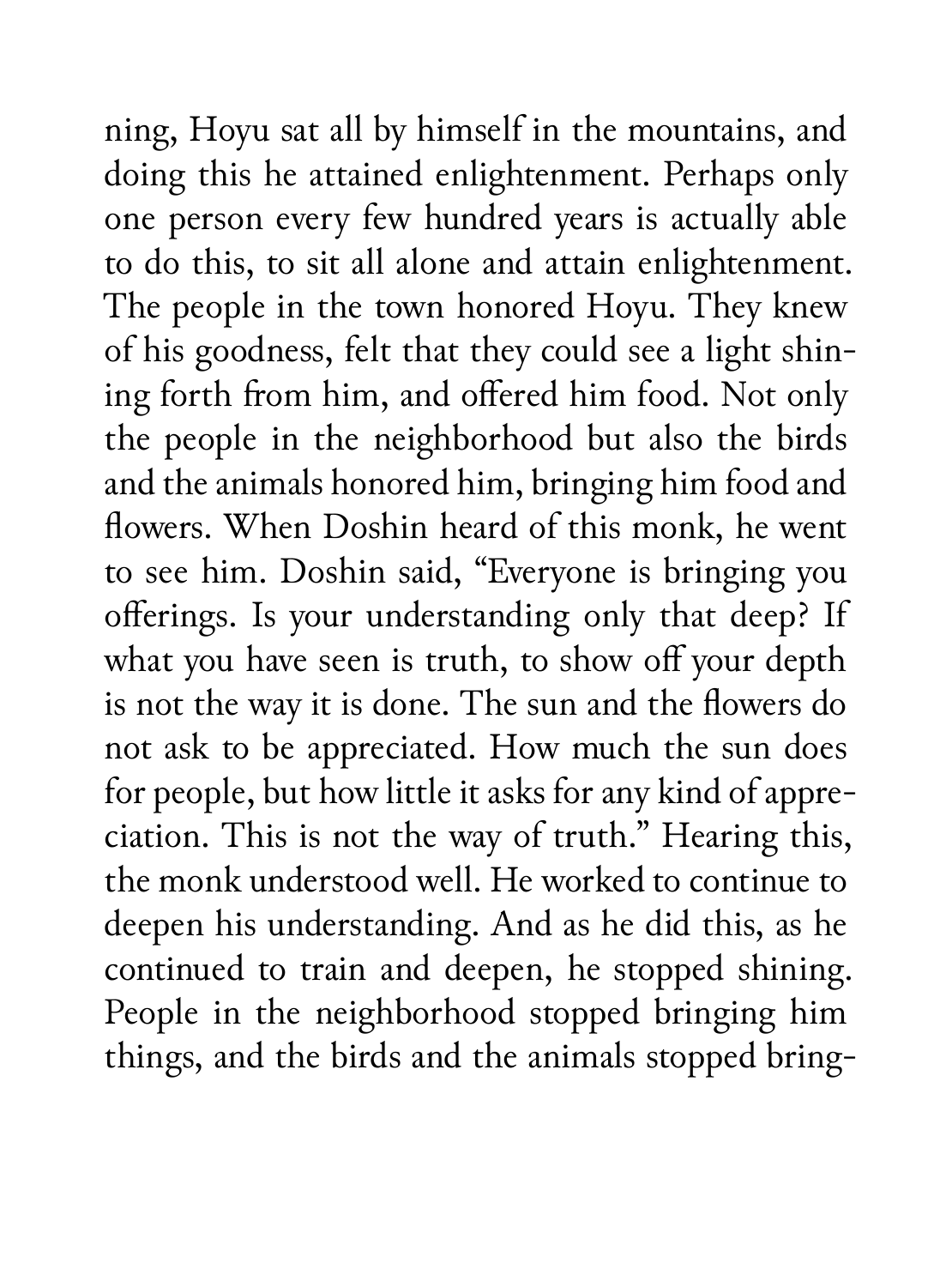ning, Hoyu sat all by himself in the mountains, and doing this he attained enlightenment. Perhaps only one person every few hundred years is actually able to do this, to sit all alone and attain enlightenment. The people in the town honored Hoyu. They knew of his goodness, felt that they could see a light shining forth from him, and offered him food. Not only the people in the neighborhood but also the birds and the animals honored him, bringing him food and flowers. When Doshin heard of this monk, he went to see him. Doshin said, "Everyone is bringing you offerings. Is your understanding only that deep? If what you have seen is truth, to show off your depth is not the way it is done. The sun and the flowers do not ask to be appreciated. How much the sun does for people, but how little it asks for any kind of appreciation. This is not the way of truth." Hearing this, the monk understood well. He worked to continue to deepen his understanding. And as he did this, as he continued to train and deepen, he stopped shining. People in the neighborhood stopped bringing him things, and the birds and the animals stopped bring-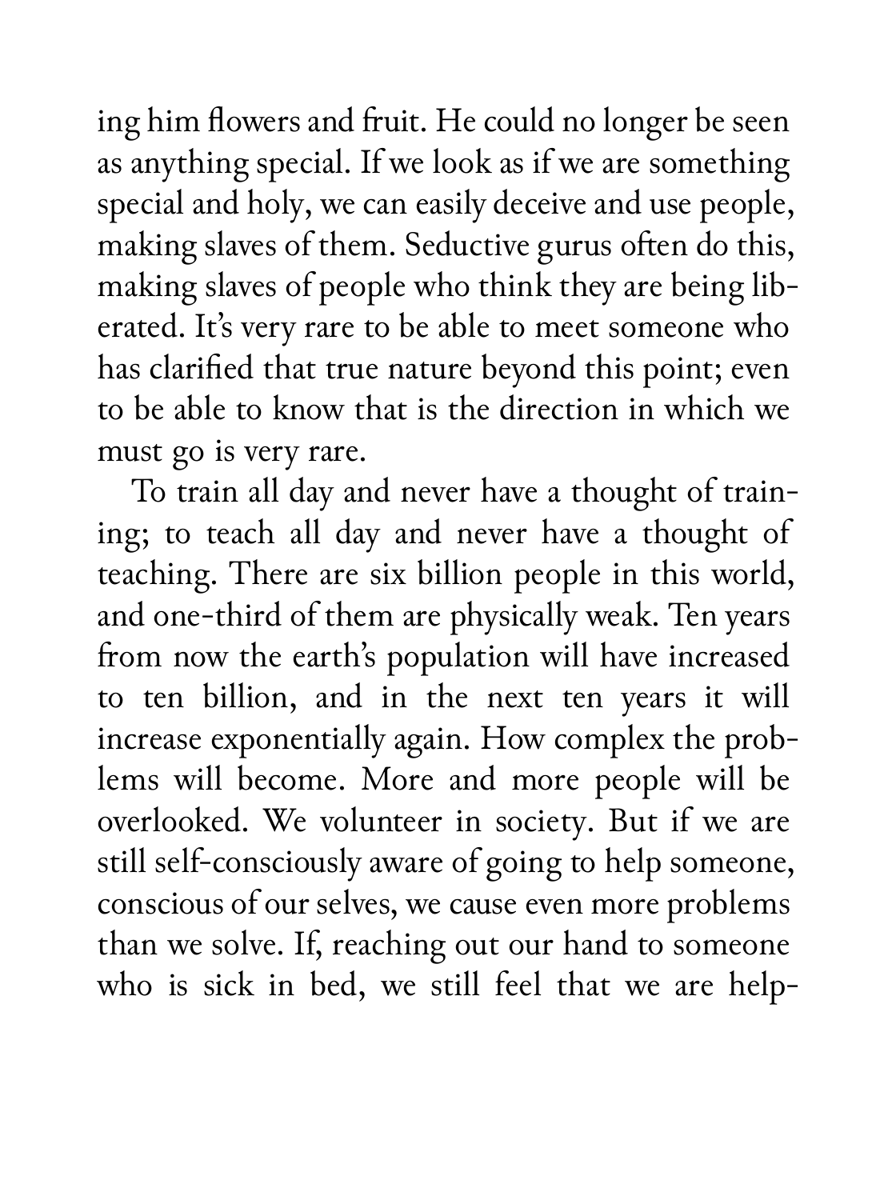ing him flowers and fruit. He could no longer be seen as anything special. If we look as if we are something special and holy, we can easily deceive and use people, making slaves of them. Seductive gurus often do this, making slaves of people who think they are being liberated. It's very rare to be able to meet someone who has clarified that true nature beyond this point; even to be able to know that is the direction in which we must go is very rare.

To train all day and never have a thought of training; to teach all day and never have a thought of teaching. There are six billion people in this world, and one-third of them are physically weak. Ten years from now the earth's population will have increased to ten billion, and in the next ten years it will increase exponentially again. How complex the problems will become. More and more people will be overlooked. We volunteer in society. But if we are still self-consciously aware of going to help someone, conscious of our selves, we cause even more problems than we solve. If, reaching out our hand to someone who is sick in bed, we still feel that we are help-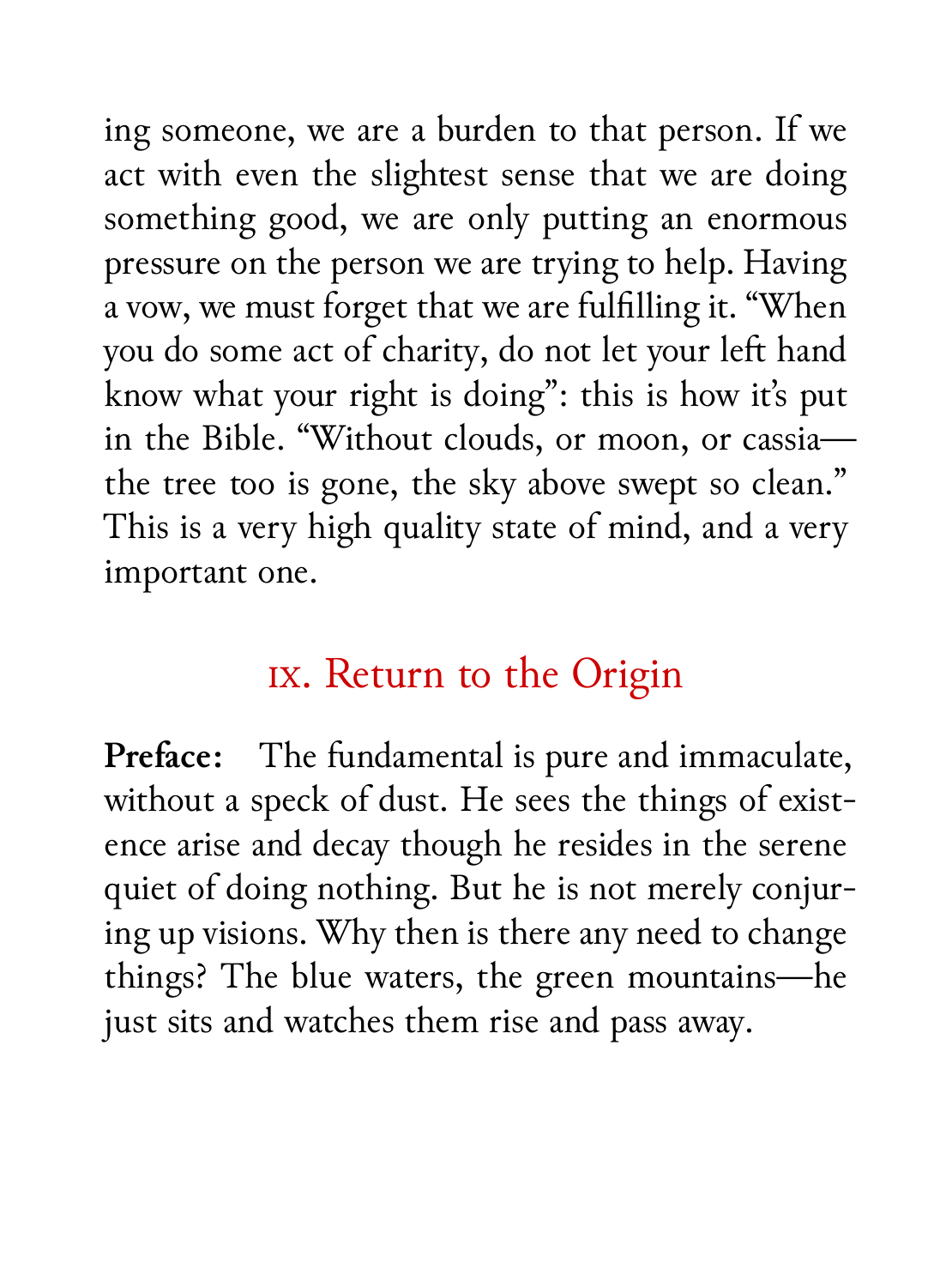ing someone, we are a burden to that person. If we act with even the slightest sense that we are doing something good, we are only putting an enormous pressure on the person we are trying to help. Having a vow, we must forget that we are fulfilling it. "When you do some act of charity, do not let your left hand know what your right is doing": this is how it's put in the Bible. "Without clouds, or moon, or cassia—the tree too is gone, the sky above swept so clean." This is a very high quality state of mind, and a very important one.

## IX. Return to the Origin

**Preface:** The fundamental is pure and immaculate, without a speck of dust. He sees the things of existence arise and decay though he resides in the serene quiet of doing nothing. But he is not merely conjuring up visions. Why then is there any need to change things? The blue waters, the green mountains—he just sits and watches them rise and pass away.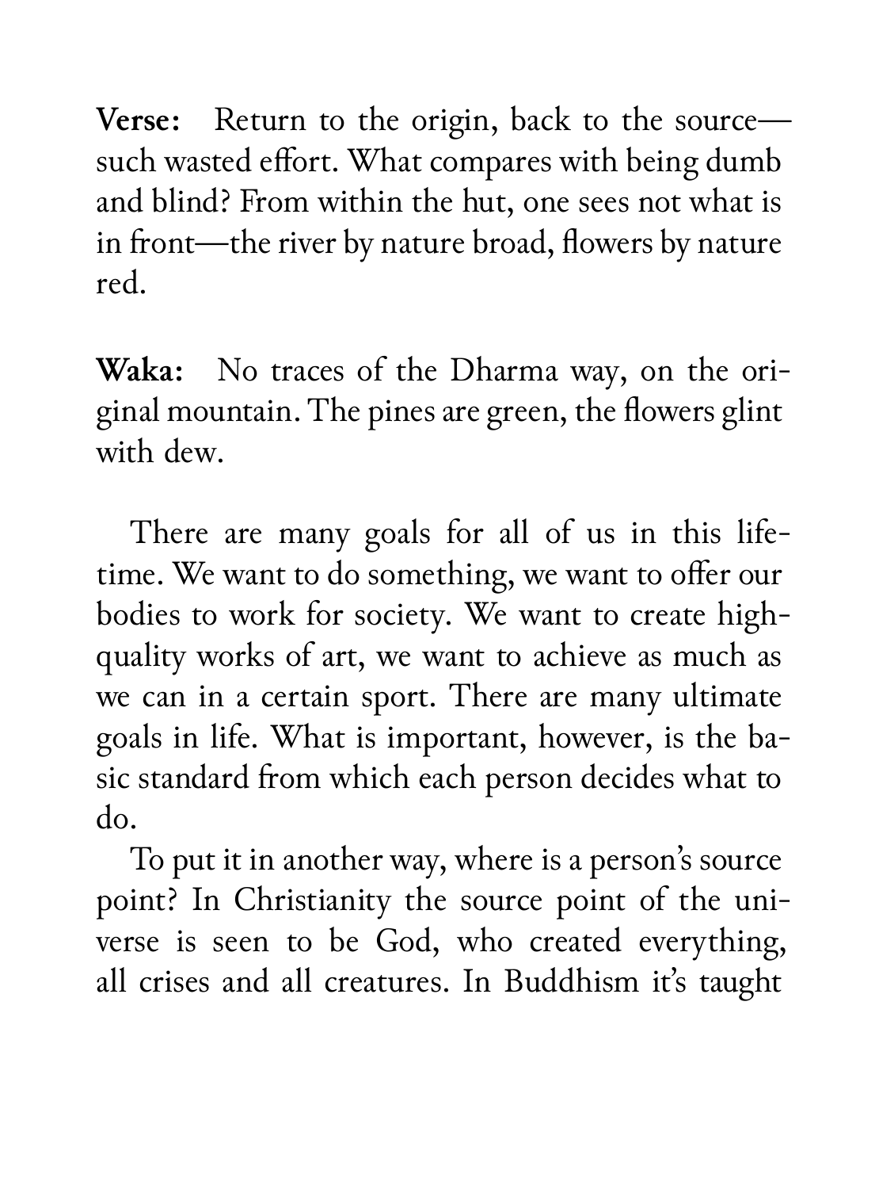**Verse:** Return to the origin, back to the source—such wasted effort. What compares with being dumb and blind? From within the hut, one sees not what is in front—the river by nature broad, flowers by nature red.

**Waka:** No traces of the Dharma way, on the original mountain. The pines are green, the flowers glint with dew.

There are many goals for all of us in this lifetime. We want to do something, we want to offer our bodies to work for society. We want to create high-quality works of art, we want to achieve as much as we can in a certain sport. There are many ultimate goals in life. What is important, however, is the basic standard from which each person decides what to do.

To put it in another way, where is a person's source point? In Christianity the source point of the universe is seen to be God, who created everything, all crises and all creatures. In Buddhism it's taught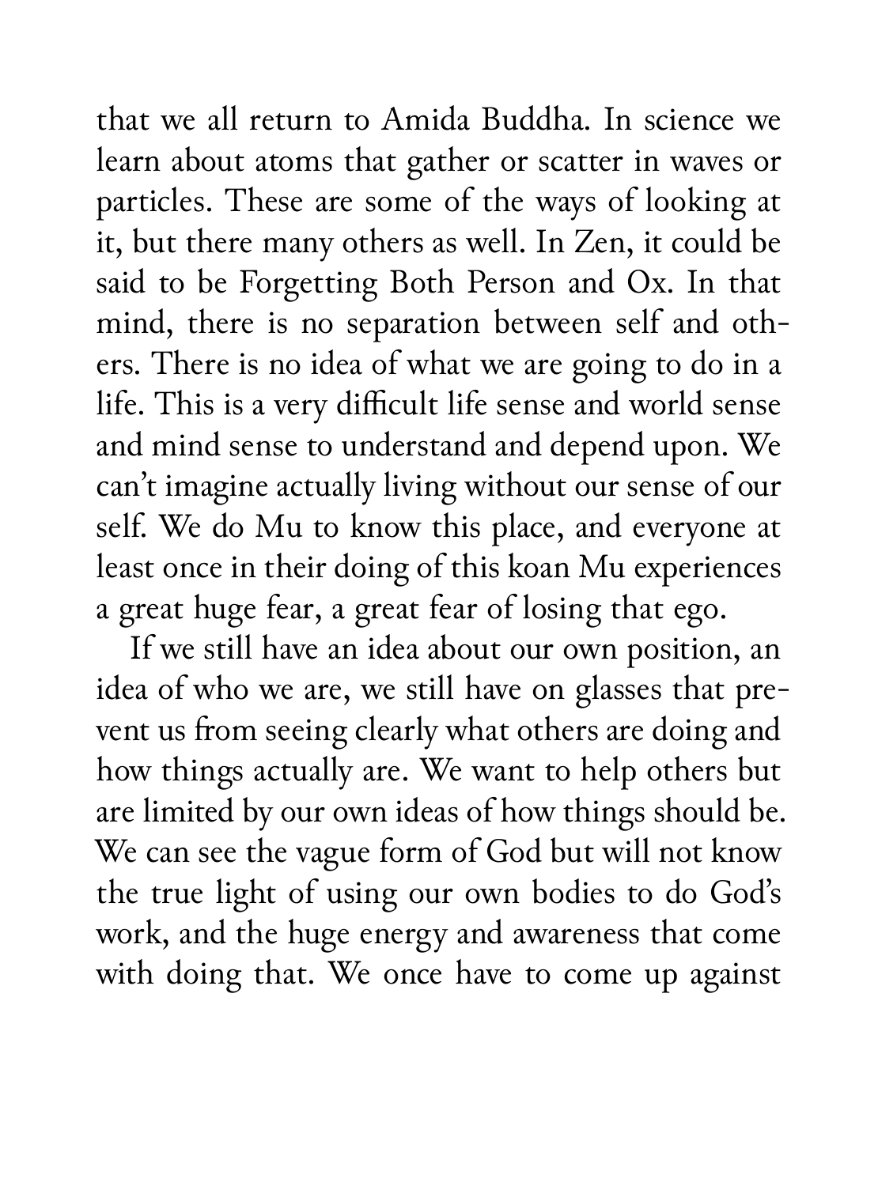that we all return to Amida Buddha. In science we learn about atoms that gather or scatter in waves or particles. These are some of the ways of looking at it, but there many others as well. In Zen, it could be said to be Forgetting Both Person and Ox. In that mind, there is no separation between self and others. There is no idea of what we are going to do in a life. This is a very difficult life sense and world sense and mind sense to understand and depend upon. We can't imagine actually living without our sense of our self. We do Mu to know this place, and everyone at least once in their doing of this koan Mu experiences a great huge fear, a great fear of losing that ego.

If we still have an idea about our own position, an idea of who we are, we still have on glasses that prevent us from seeing clearly what others are doing and how things actually are. We want to help others but are limited by our own ideas of how things should be. We can see the vague form of God but will not know the true light of using our own bodies to do God's work, and the huge energy and awareness that come with doing that. We once have to come up against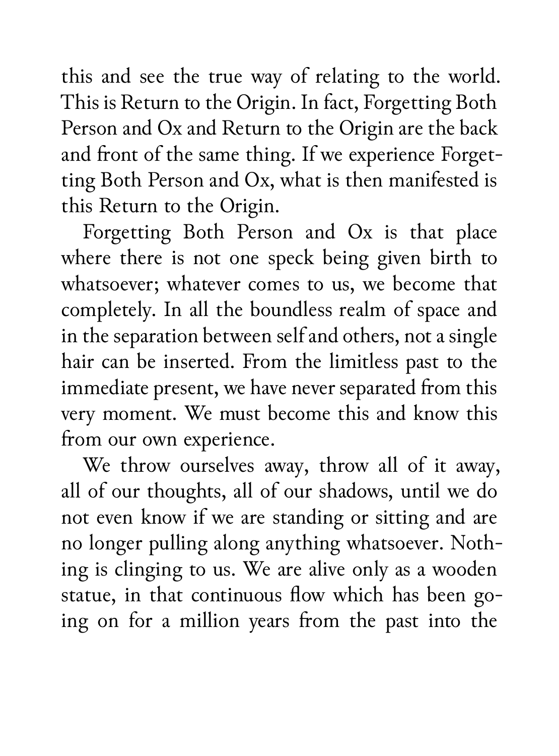this and see the true way of relating to the world. This is Return to the Origin. In fact, Forgetting Both Person and Ox and Return to the Origin are the back and front of the same thing. If we experience Forgetting Both Person and Ox, what is then manifested is this Return to the Origin.

Forgetting Both Person and Ox is that place where there is not one speck being given birth to whatsoever; whatever comes to us, we become that completely. In all the boundless realm of space and in the separation between self and others, not a single hair can be inserted. From the limitless past to the immediate present, we have never separated from this very moment. We must become this and know this from our own experience.

We throw ourselves away, throw all of it away, all of our thoughts, all of our shadows, until we do not even know if we are standing or sitting and are no longer pulling along anything whatsoever. Nothing is clinging to us. We are alive only as a wooden statue, in that continuous flow which has been going on for a million years from the past into the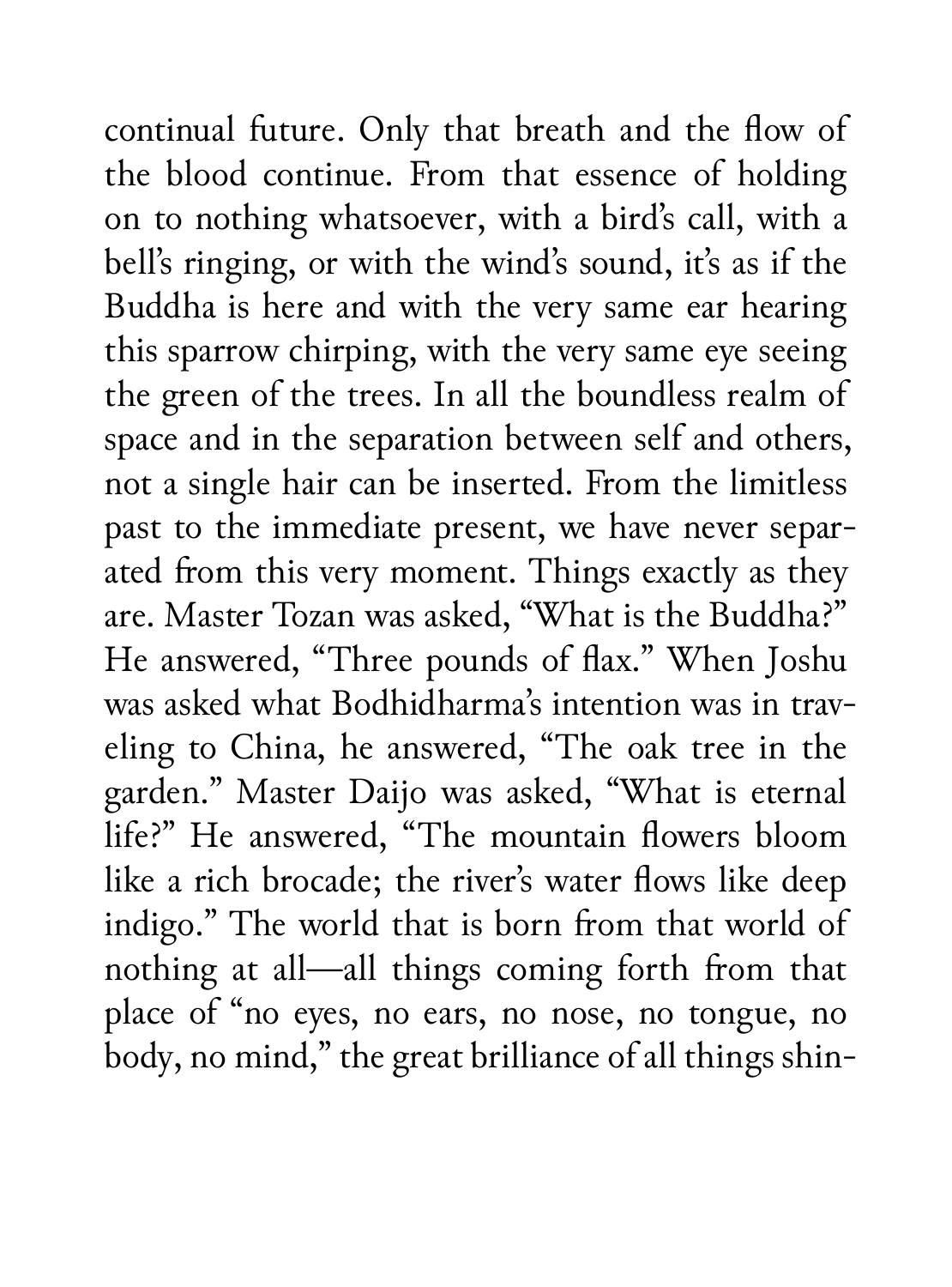continual future. Only that breath and the flow of the blood continue. From that essence of holding on to nothing whatsoever, with a bird's call, with a bell's ringing, or with the wind's sound, it's as if the Buddha is here and with the very same ear hearing this sparrow chirping, with the very same eye seeing the green of the trees. In all the boundless realm of space and in the separation between self and others, not a single hair can be inserted. From the limitless past to the immediate present, we have never separated from this very moment. Things exactly as they are. Master Tozan was asked, "What is the Buddha?" He answered, "Three pounds of flax." When Joshu was asked what Bodhidharma's intention was in traveling to China, he answered, "The oak tree in the garden." Master Daijo was asked, "What is eternal life?" He answered, "The mountain flowers bloom like a rich brocade; the river's water flows like deep indigo." The world that is born from that world of nothing at all—all things coming forth from that place of "no eyes, no ears, no nose, no tongue, no body, no mind," the great brilliance of all things shin-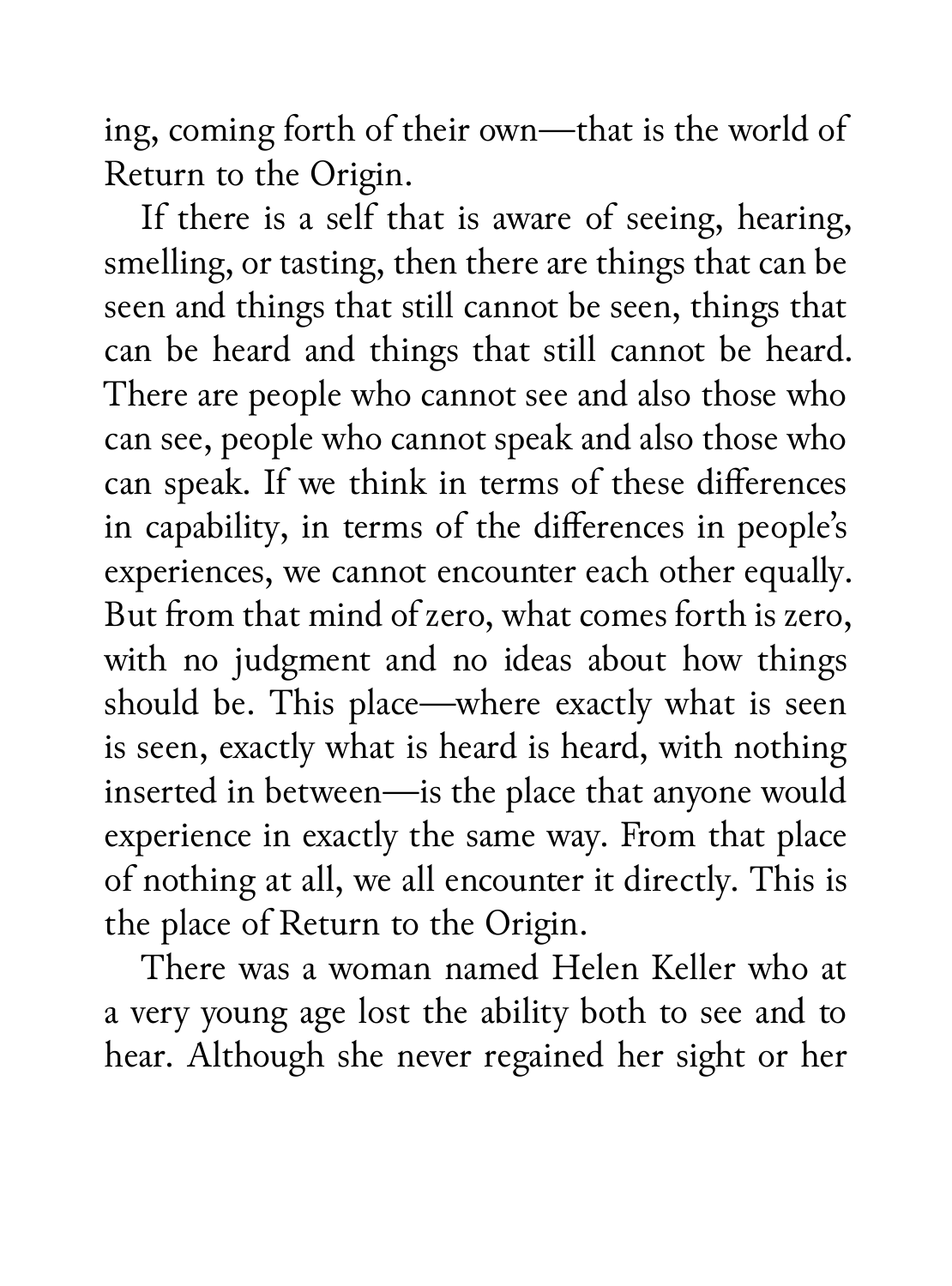ing, coming forth of their own—that is the world of Return to the Origin.

If there is a self that is aware of seeing, hearing, smelling, or tasting, then there are things that can be seen and things that still cannot be seen, things that can be heard and things that still cannot be heard. There are people who cannot see and also those who can see, people who cannot speak and also those who can speak. If we think in terms of these differences in capability, in terms of the differences in people's experiences, we cannot encounter each other equally. But from that mind of zero, what comes forth is zero, with no judgment and no ideas about how things should be. This place—where exactly what is seen is seen, exactly what is heard is heard, with nothing inserted in between—is the place that anyone would experience in exactly the same way. From that place of nothing at all, we all encounter it directly. This is the place of Return to the Origin.

There was a woman named Helen Keller who at a very young age lost the ability both to see and to hear. Although she never regained her sight or her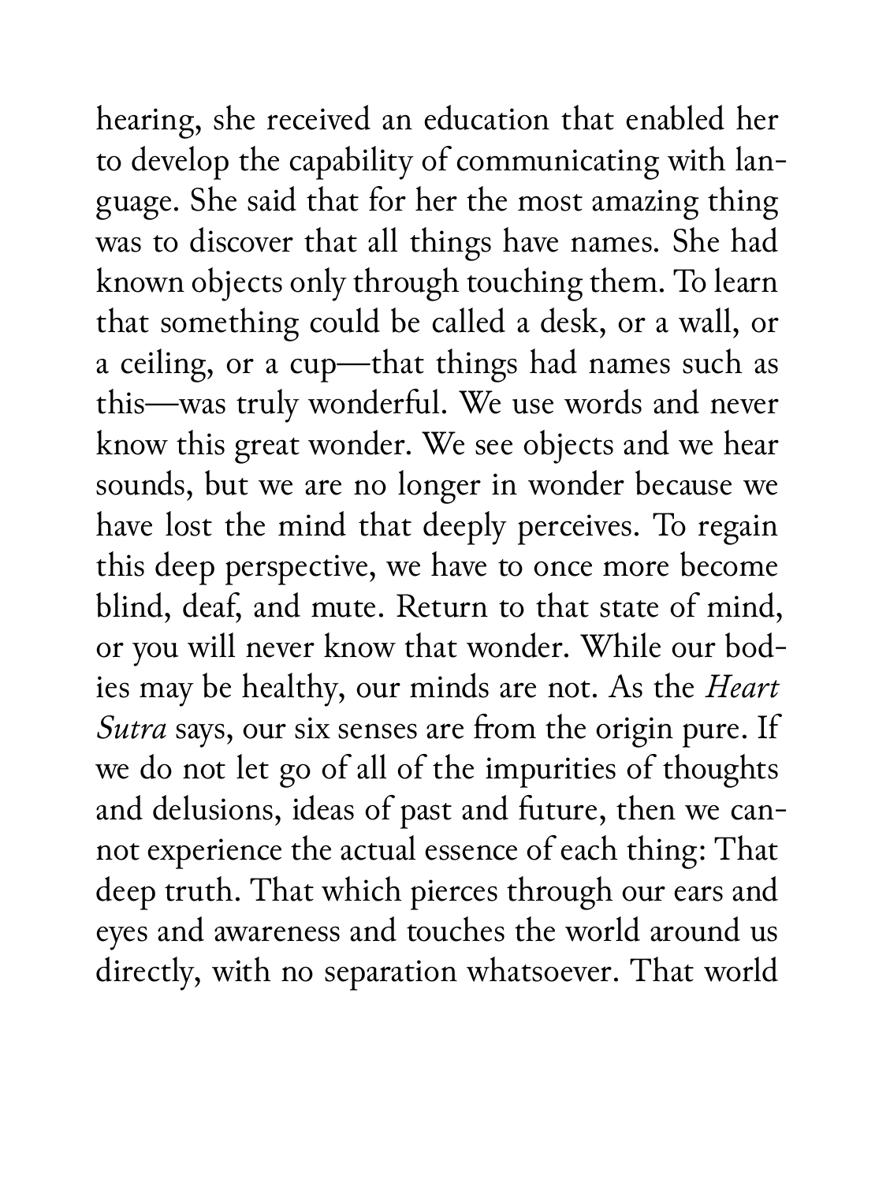hearing, she received an education that enabled her to develop the capability of communicating with language. She said that for her the most amazing thing was to discover that all things have names. She had known objects only through touching them. To learn that something could be called a desk, or a wall, or a ceiling, or a cup—that things had names such as this—was truly wonderful. We use words and never know this great wonder. We see objects and we hear sounds, but we are no longer in wonder because we have lost the mind that deeply perceives. To regain this deep perspective, we have to once more become blind, deaf, and mute. Return to that state of mind, or you will never know that wonder. While our bodies may be healthy, our minds are not. As the *Heart Sutra* says, our six senses are from the origin pure. If we do not let go of all of the impurities of thoughts and delusions, ideas of past and future, then we cannot experience the actual essence of each thing: That deep truth. That which pierces through our ears and eyes and awareness and touches the world around us directly, with no separation whatsoever. That world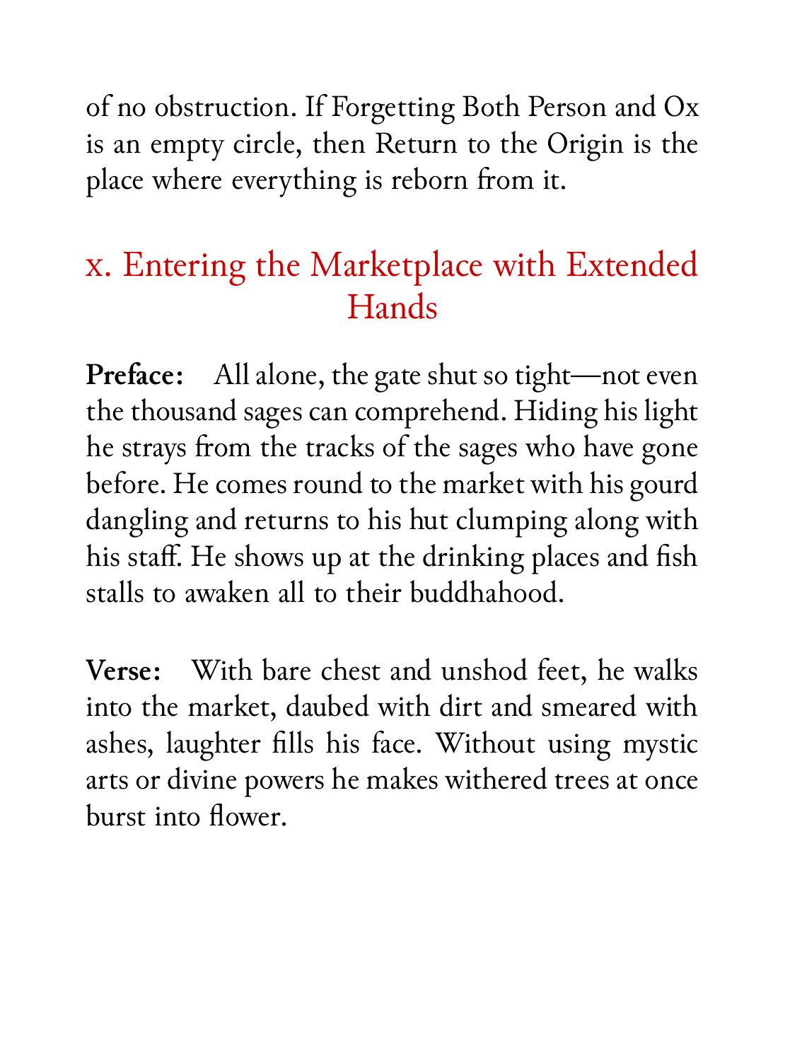of no obstruction. If Forgetting Both Person and Ox is an empty circle, then Return to the Origin is the place where everything is reborn from it.

## x. Entering the Marketplace with Extended Hands

**Preface:** All alone, the gate shut so tight—not even the thousand sages can comprehend. Hiding his light he strays from the tracks of the sages who have gone before. He comes round to the market with his gourd dangling and returns to his hut clumping along with his staff. He shows up at the drinking places and fish stalls to awaken all to their buddhahood.

**Verse:** With bare chest and unshod feet, he walks into the market, daubed with dirt and smeared with ashes, laughter fills his face. Without using mystic arts or divine powers he makes withered trees at once burst into flower.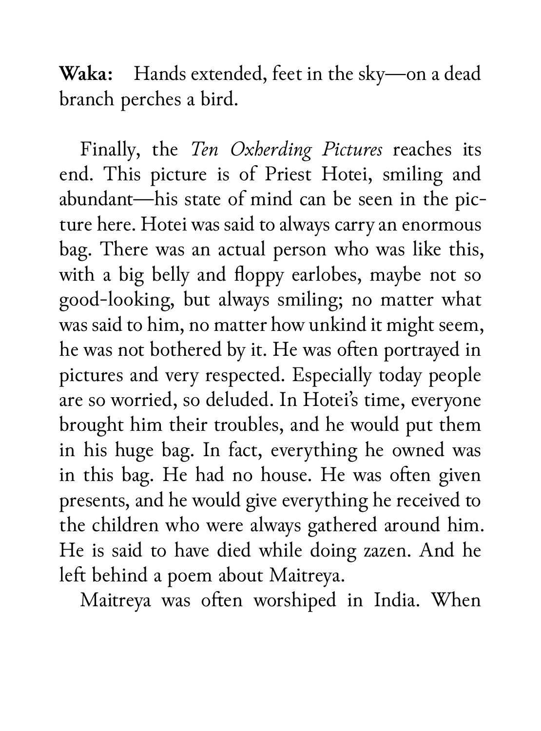**Waka:** Hands extended, feet in the sky—on a dead branch perches a bird.

Finally, the *Ten Oxherding Pictures* reaches its end. This picture is of Priest Hotei, smiling and abundant—his state of mind can be seen in the picture here. Hotei was said to always carry an enormous bag. There was an actual person who was like this, with a big belly and floppy earlobes, maybe not so good-looking, but always smiling; no matter what was said to him, no matter how unkind it might seem, he was not bothered by it. He was often portrayed in pictures and very respected. Especially today people are so worried, so deluded. In Hotei's time, everyone brought him their troubles, and he would put them in his huge bag. In fact, everything he owned was in this bag. He had no house. He was often given presents, and he would give everything he received to the children who were always gathered around him. He is said to have died while doing zazen. And he left behind a poem about Maitreya.

Maitreya was often worshiped in India. When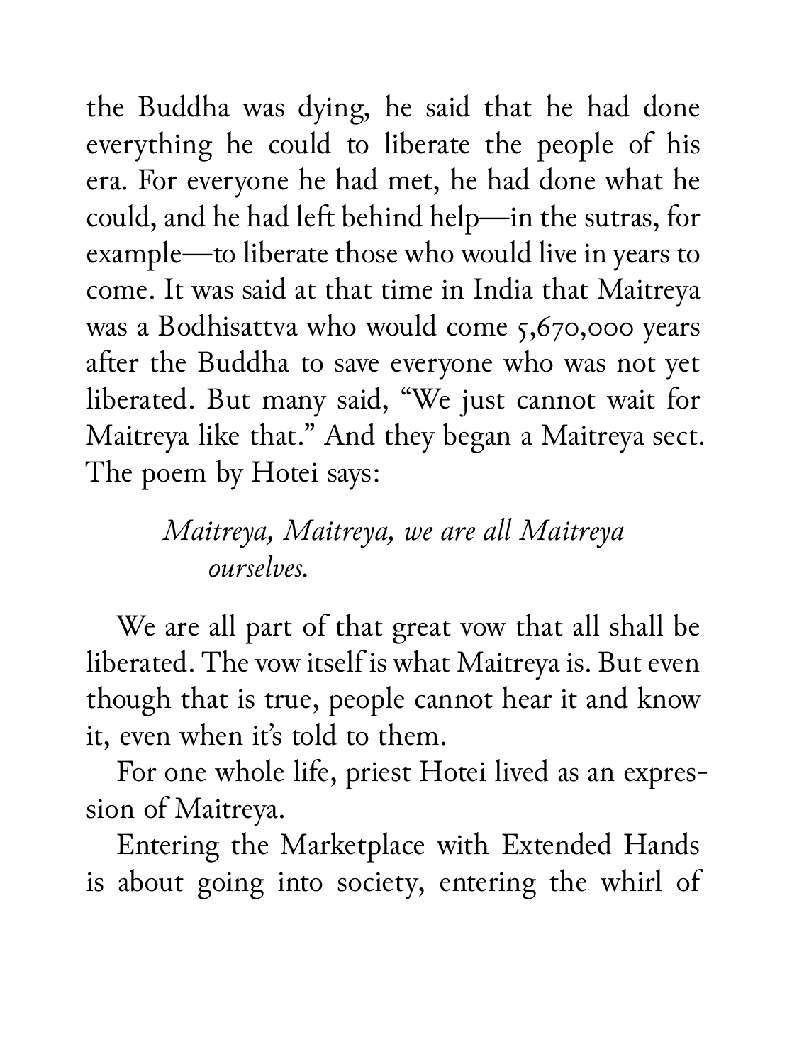the Buddha was dying, he said that he had done everything he could to liberate the people of his era. For everyone he had met, he had done what he could, and he had left behind help—in the sutras, for example—to liberate those who would live in years to come. It was said at that time in India that Maitreya was a Bodhisattva who would come 5,670,000 years after the Buddha to save everyone who was not yet liberated. But many said, "We just cannot wait for Maitreya like that." And they began a Maitreya sect. The poem by Hotei says:

> *Maitreya, Maitreya, we are all Maitreya ourselves.*

We are all part of that great vow that all shall be liberated. The vow itself is what Maitreya is. But even though that is true, people cannot hear it and know it, even when it's told to them.

For one whole life, priest Hotei lived as an expression of Maitreya.

Entering the Marketplace with Extended Hands is about going into society, entering the whirl of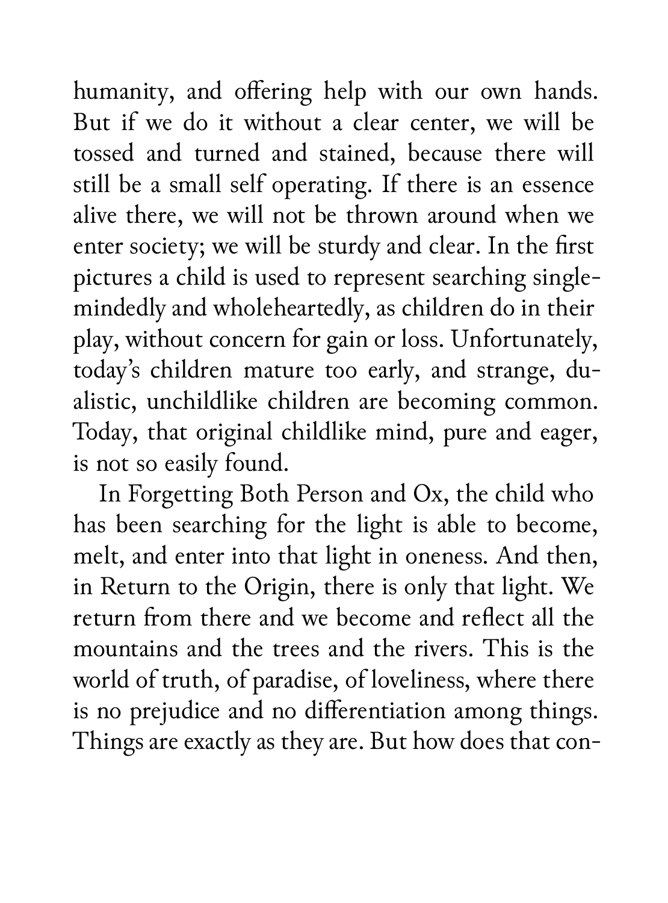humanity, and offering help with our own hands. But if we do it without a clear center, we will be tossed and turned and stained, because there will still be a small self operating. If there is an essence alive there, we will not be thrown around when we enter society; we will be sturdy and clear. In the first pictures a child is used to represent searching single-mindedly and wholeheartedly, as children do in their play, without concern for gain or loss. Unfortunately, today's children mature too early, and strange, dualistic, unchildlike children are becoming common. Today, that original childlike mind, pure and eager, is not so easily found.

In Forgetting Both Person and Ox, the child who has been searching for the light is able to become, melt, and enter into that light in oneness. And then, in Return to the Origin, there is only that light. We return from there and we become and reflect all the mountains and the trees and the rivers. This is the world of truth, of paradise, of loveliness, where there is no prejudice and no differentiation among things. Things are exactly as they are. But how does that con-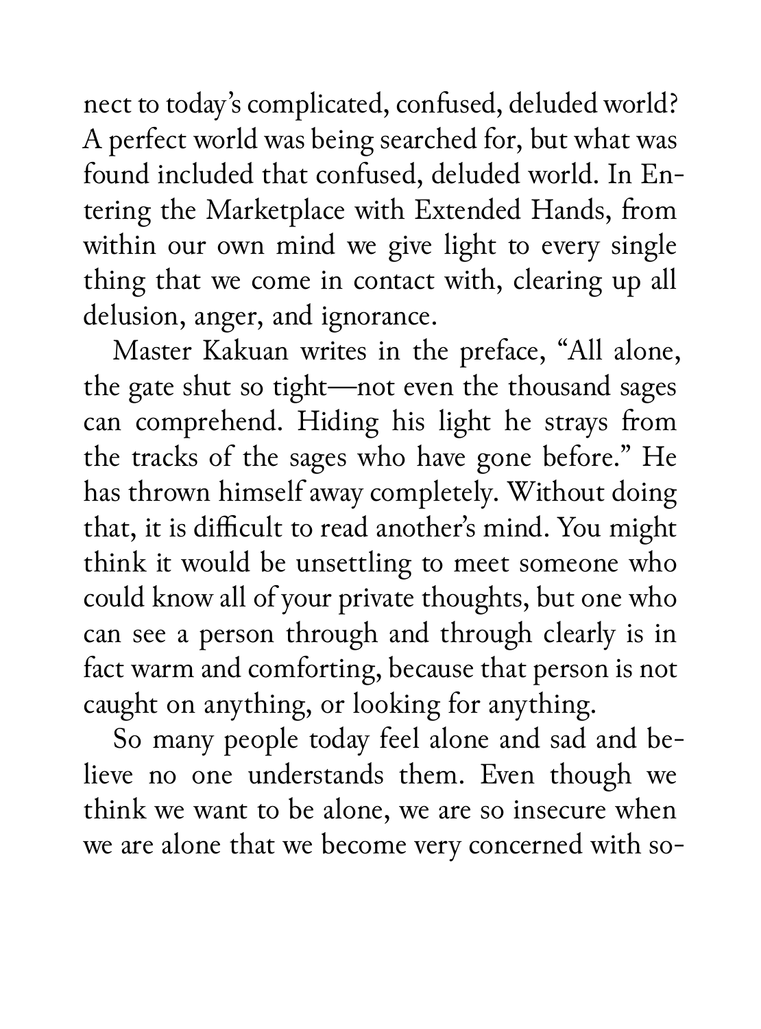nect to today's complicated, confused, deluded world? A perfect world was being searched for, but what was found included that confused, deluded world. In Entering the Marketplace with Extended Hands, from within our own mind we give light to every single thing that we come in contact with, clearing up all delusion, anger, and ignorance.

Master Kakuan writes in the preface, "All alone, the gate shut so tight—not even the thousand sages can comprehend. Hiding his light he strays from the tracks of the sages who have gone before." He has thrown himself away completely. Without doing that, it is difficult to read another's mind. You might think it would be unsettling to meet someone who could know all of your private thoughts, but one who can see a person through and through clearly is in fact warm and comforting, because that person is not caught on anything, or looking for anything.

So many people today feel alone and sad and believe no one understands them. Even though we think we want to be alone, we are so insecure when we are alone that we become very concerned with so-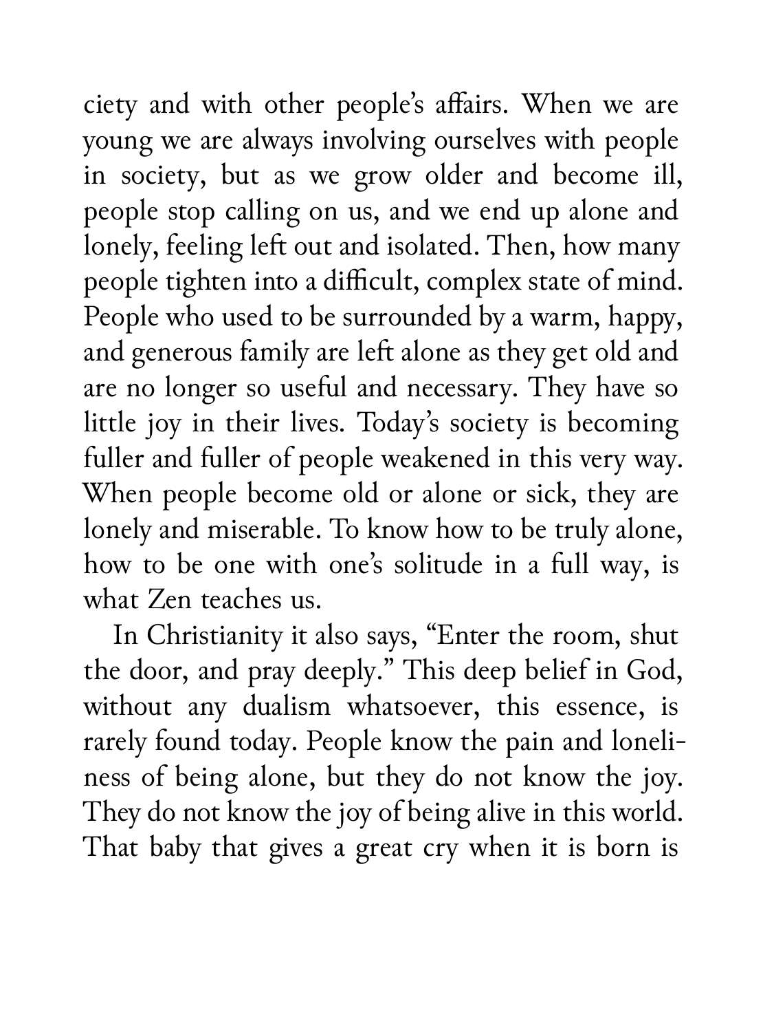ciety and with other people's affairs. When we are young we are always involving ourselves with people in society, but as we grow older and become ill, people stop calling on us, and we end up alone and lonely, feeling left out and isolated. Then, how many people tighten into a difficult, complex state of mind. People who used to be surrounded by a warm, happy, and generous family are left alone as they get old and are no longer so useful and necessary. They have so little joy in their lives. Today's society is becoming fuller and fuller of people weakened in this very way. When people become old or alone or sick, they are lonely and miserable. To know how to be truly alone, how to be one with one's solitude in a full way, is what Zen teaches us.

In Christianity it also says, "Enter the room, shut the door, and pray deeply." This deep belief in God, without any dualism whatsoever, this essence, is rarely found today. People know the pain and loneliness of being alone, but they do not know the joy. They do not know the joy of being alive in this world. That baby that gives a great cry when it is born is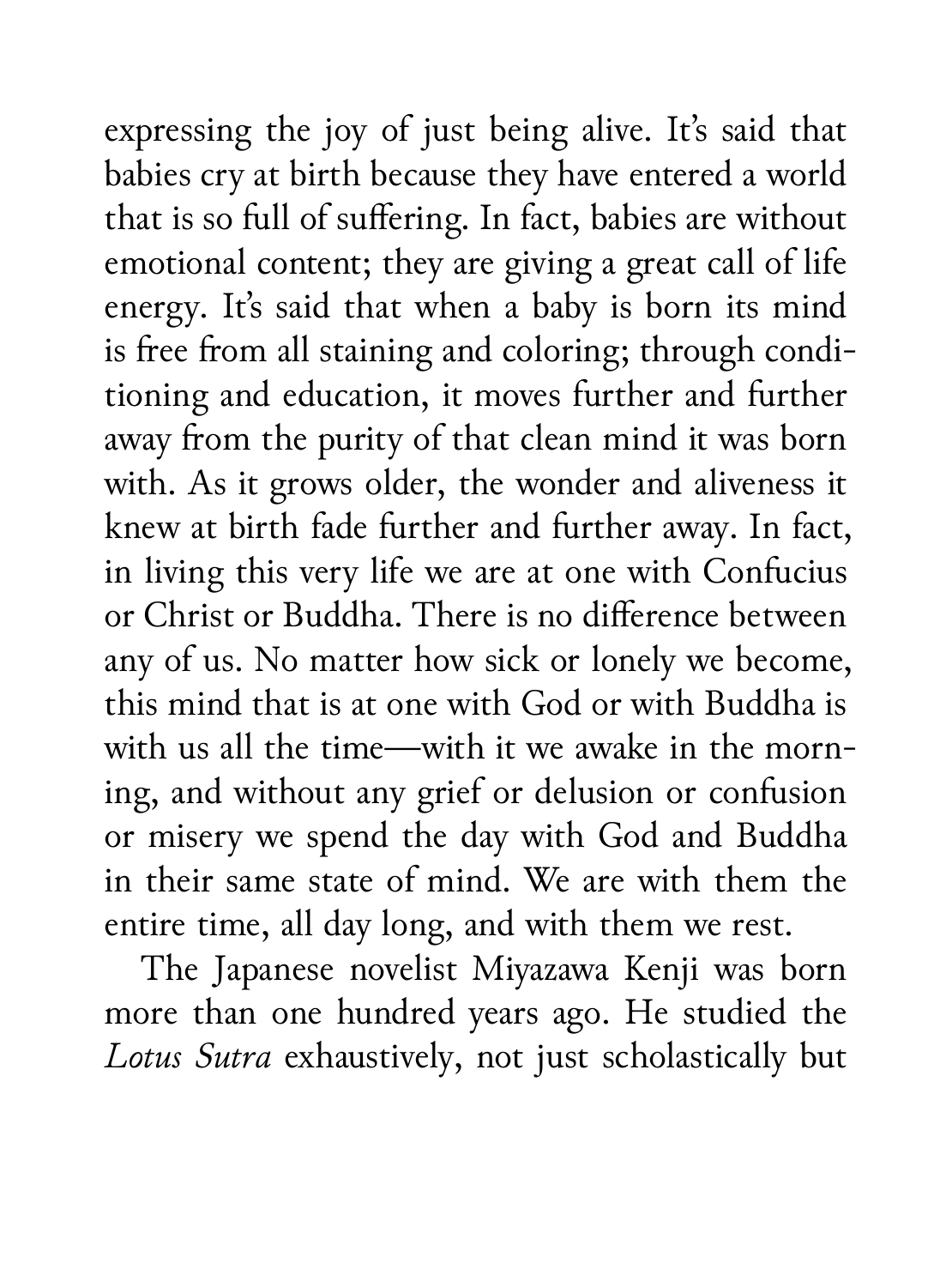expressing the joy of just being alive. It's said that babies cry at birth because they have entered a world that is so full of suffering. In fact, babies are without emotional content; they are giving a great call of life energy. It's said that when a baby is born its mind is free from all staining and coloring; through conditioning and education, it moves further and further away from the purity of that clean mind it was born with. As it grows older, the wonder and aliveness it knew at birth fade further and further away. In fact, in living this very life we are at one with Confucius or Christ or Buddha. There is no difference between any of us. No matter how sick or lonely we become, this mind that is at one with God or with Buddha is with us all the time—with it we awake in the morning, and without any grief or delusion or confusion or misery we spend the day with God and Buddha in their same state of mind. We are with them the entire time, all day long, and with them we rest.

The Japanese novelist Miyazawa Kenji was born more than one hundred years ago. He studied the *Lotus Sutra* exhaustively, not just scholastically but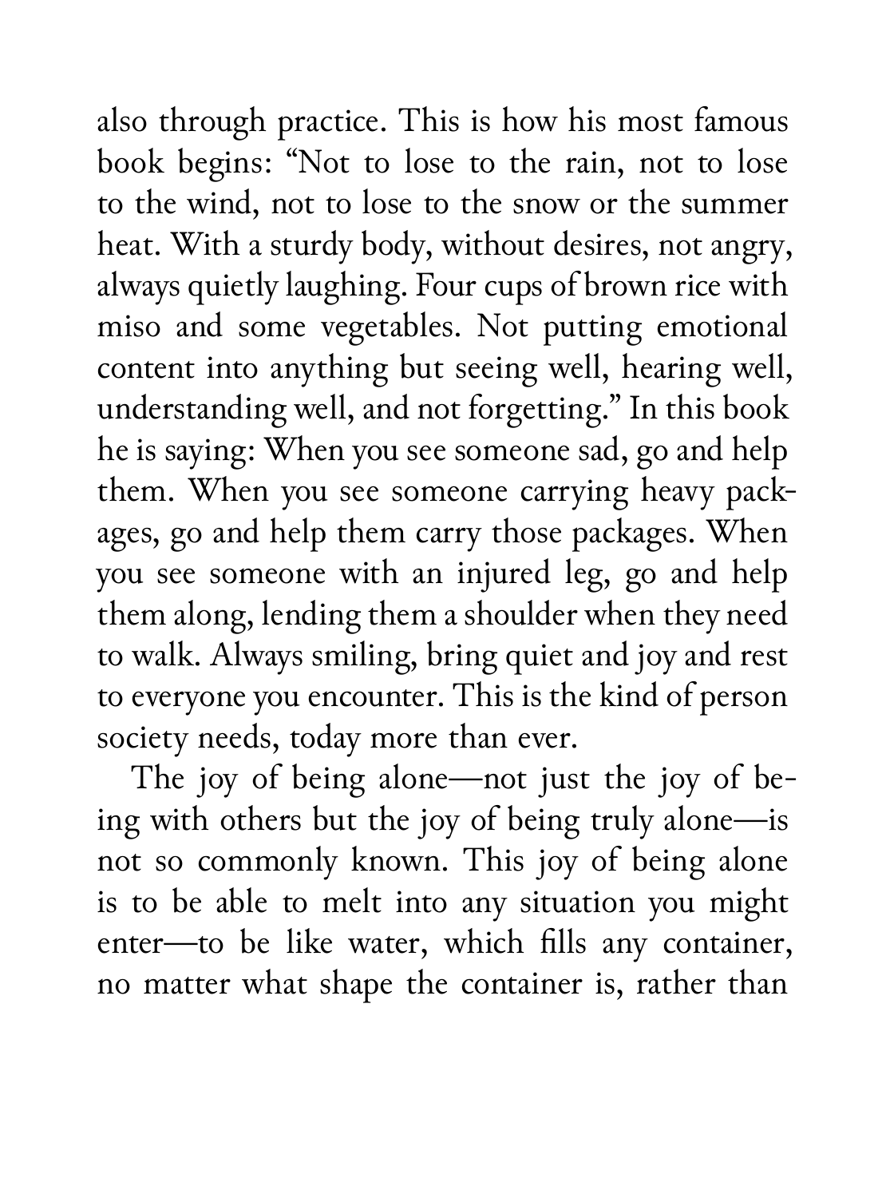also through practice. This is how his most famous book begins: "Not to lose to the rain, not to lose to the wind, not to lose to the snow or the summer heat. With a sturdy body, without desires, not angry, always quietly laughing. Four cups of brown rice with miso and some vegetables. Not putting emotional content into anything but seeing well, hearing well, understanding well, and not forgetting." In this book he is saying: When you see someone sad, go and help them. When you see someone carrying heavy packages, go and help them carry those packages. When you see someone with an injured leg, go and help them along, lending them a shoulder when they need to walk. Always smiling, bring quiet and joy and rest to everyone you encounter. This is the kind of person society needs, today more than ever.

The joy of being alone—not just the joy of being with others but the joy of being truly alone—is not so commonly known. This joy of being alone is to be able to melt into any situation you might enter—to be like water, which fills any container, no matter what shape the container is, rather than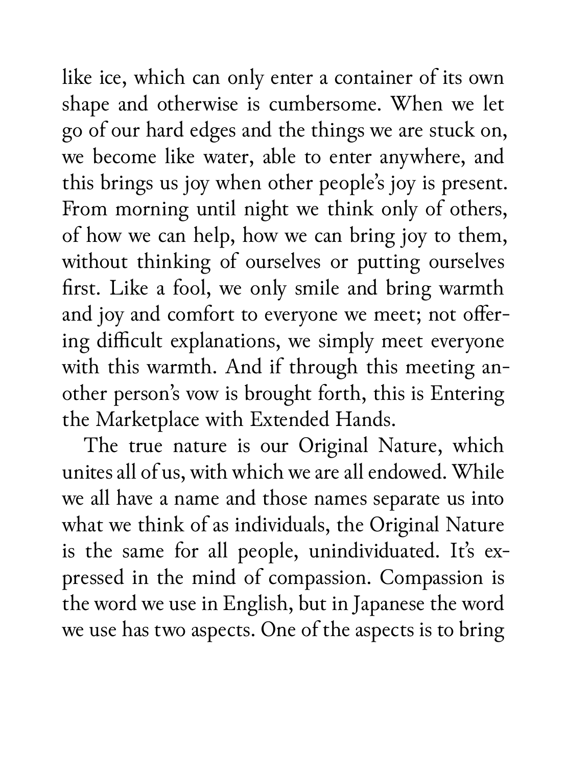like ice, which can only enter a container of its own shape and otherwise is cumbersome. When we let go of our hard edges and the things we are stuck on, we become like water, able to enter anywhere, and this brings us joy when other people's joy is present. From morning until night we think only of others, of how we can help, how we can bring joy to them, without thinking of ourselves or putting ourselves first. Like a fool, we only smile and bring warmth and joy and comfort to everyone we meet; not offering difficult explanations, we simply meet everyone with this warmth. And if through this meeting another person's vow is brought forth, this is Entering the Marketplace with Extended Hands.

The true nature is our Original Nature, which unites all of us, with which we are all endowed. While we all have a name and those names separate us into what we think of as individuals, the Original Nature is the same for all people, unindividuated. It's expressed in the mind of compassion. Compassion is the word we use in English, but in Japanese the word we use has two aspects. One of the aspects is to bring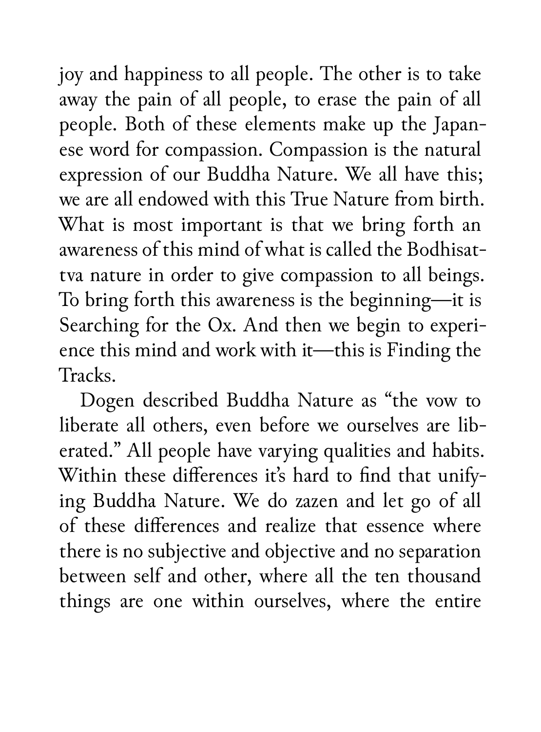joy and happiness to all people. The other is to take away the pain of all people, to erase the pain of all people. Both of these elements make up the Japanese word for compassion. Compassion is the natural expression of our Buddha Nature. We all have this; we are all endowed with this True Nature from birth. What is most important is that we bring forth an awareness of this mind of what is called the Bodhisattva nature in order to give compassion to all beings. To bring forth this awareness is the beginning—it is Searching for the Ox. And then we begin to experience this mind and work with it—this is Finding the Tracks.

Dogen described Buddha Nature as "the vow to liberate all others, even before we ourselves are liberated." All people have varying qualities and habits. Within these differences it's hard to find that unifying Buddha Nature. We do zazen and let go of all of these differences and realize that essence where there is no subjective and objective and no separation between self and other, where all the ten thousand things are one within ourselves, where the entire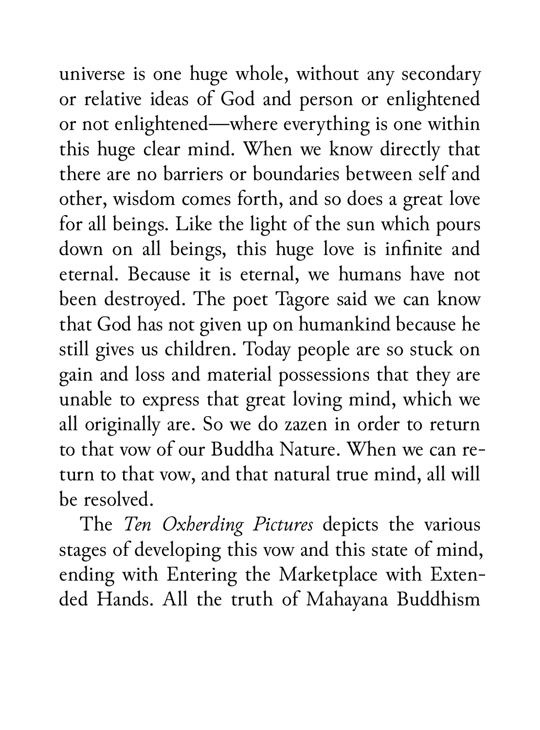universe is one huge whole, without any secondary or relative ideas of God and person or enlightened or not enlightened—where everything is one within this huge clear mind. When we know directly that there are no barriers or boundaries between self and other, wisdom comes forth, and so does a great love for all beings. Like the light of the sun which pours down on all beings, this huge love is infinite and eternal. Because it is eternal, we humans have not been destroyed. The poet Tagore said we can know that God has not given up on humankind because he still gives us children. Today people are so stuck on gain and loss and material possessions that they are unable to express that great loving mind, which we all originally are. So we do zazen in order to return to that vow of our Buddha Nature. When we can return to that vow, and that natural true mind, all will be resolved.

The *Ten Oxherding Pictures* depicts the various stages of developing this vow and this state of mind, ending with Entering the Marketplace with Extended Hands. All the truth of Mahayana Buddhism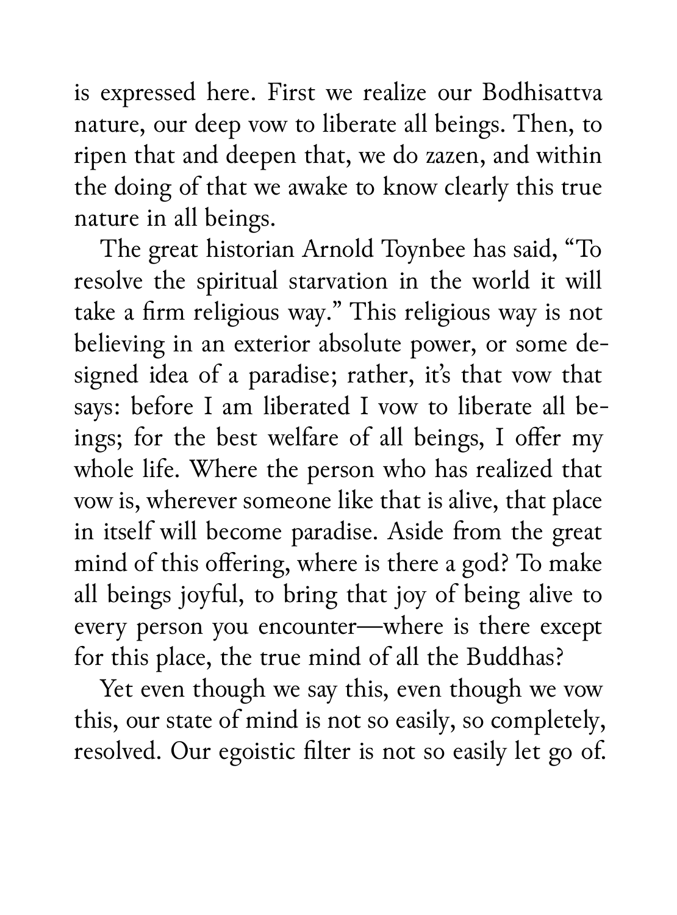is expressed here. First we realize our Bodhisattva nature, our deep vow to liberate all beings. Then, to ripen that and deepen that, we do zazen, and within the doing of that we awake to know clearly this true nature in all beings.

The great historian Arnold Toynbee has said, "To resolve the spiritual starvation in the world it will take a firm religious way." This religious way is not believing in an exterior absolute power, or some designed idea of a paradise; rather, it's that vow that says: before I am liberated I vow to liberate all beings; for the best welfare of all beings, I offer my whole life. Where the person who has realized that vow is, wherever someone like that is alive, that place in itself will become paradise. Aside from the great mind of this offering, where is there a god? To make all beings joyful, to bring that joy of being alive to every person you encounter—where is there except for this place, the true mind of all the Buddhas?

Yet even though we say this, even though we vow this, our state of mind is not so easily, so completely, resolved. Our egoistic filter is not so easily let go of.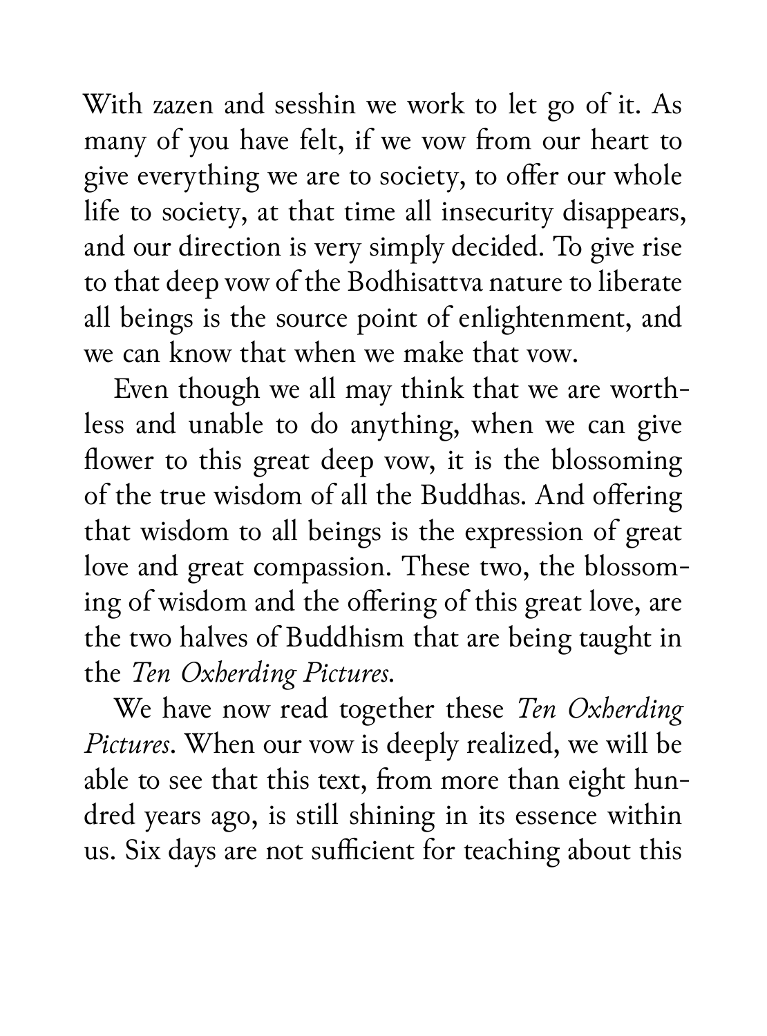With zazen and sesshin we work to let go of it. As many of you have felt, if we vow from our heart to give everything we are to society, to offer our whole life to society, at that time all insecurity disappears, and our direction is very simply decided. To give rise to that deep vow of the Bodhisattva nature to liberate all beings is the source point of enlightenment, and we can know that when we make that vow.

Even though we all may think that we are worthless and unable to do anything, when we can give flower to this great deep vow, it is the blossoming of the true wisdom of all the Buddhas. And offering that wisdom to all beings is the expression of great love and great compassion. These two, the blossoming of wisdom and the offering of this great love, are the two halves of Buddhism that are being taught in the *Ten Oxherding Pictures*.

We have now read together these *Ten Oxherding Pictures*. When our vow is deeply realized, we will be able to see that this text, from more than eight hundred years ago, is still shining in its essence within us. Six days are not sufficient for teaching about this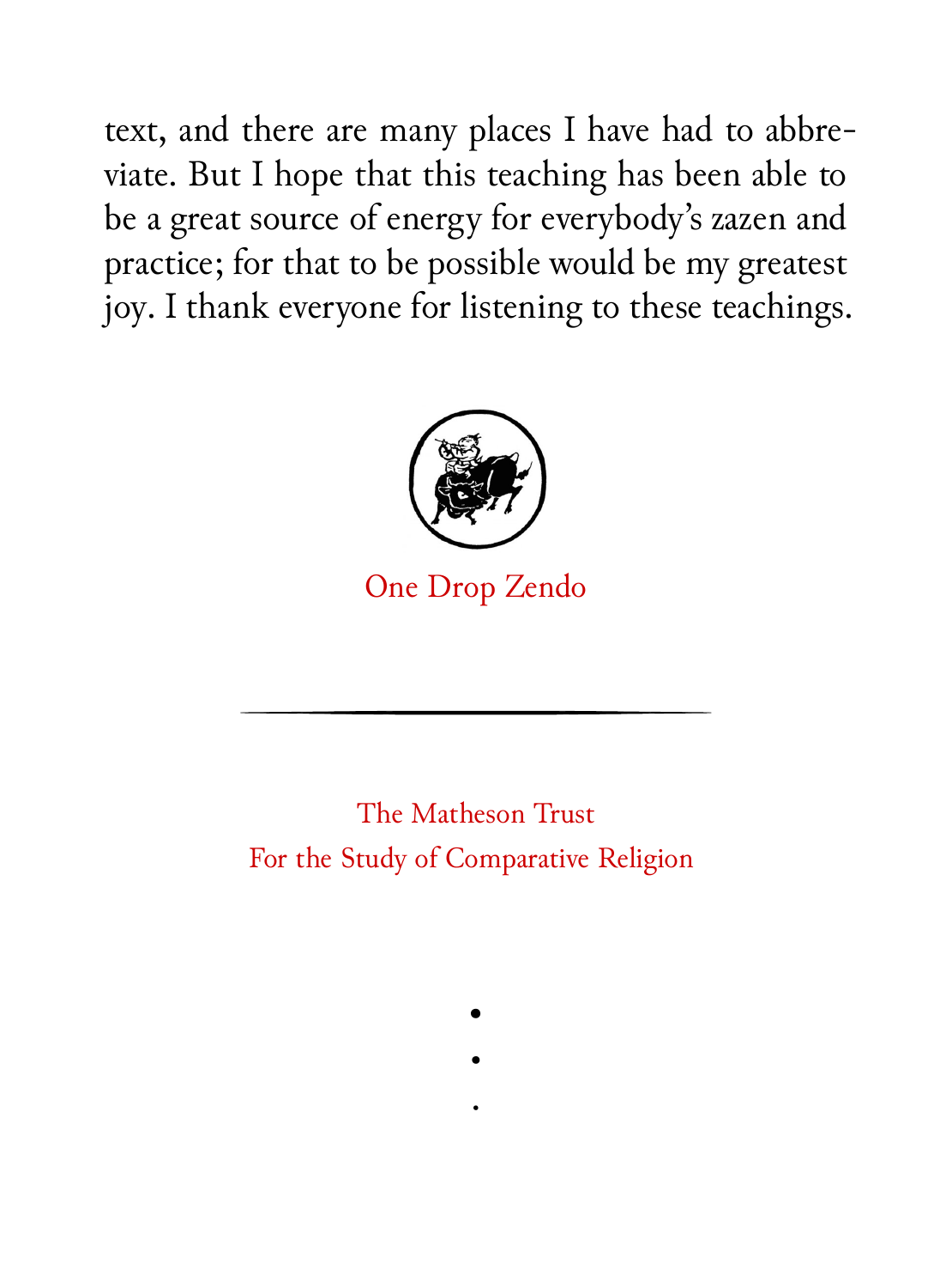text, and there are many places I have had to abbreviate. But I hope that this teaching has been able to be a great source of energy for everybody's zazen and practice; for that to be possible would be my greatest joy. I thank everyone for listening to these teachings.

One Drop Zendo

---

The Matheson Trust
For the Study of Comparative Religion